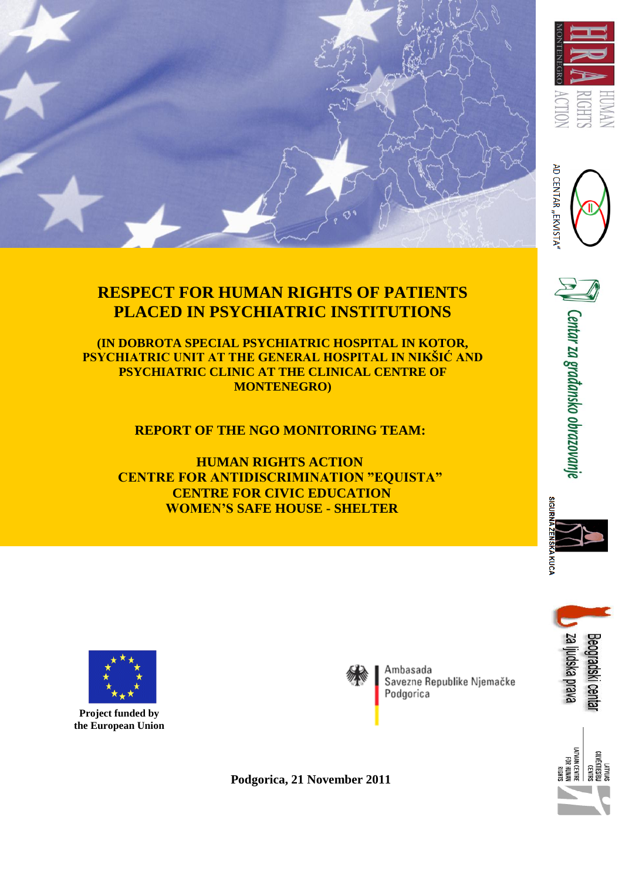# RESPECT FOR HUMAN RIGHTS OF PATIENTS PLACED IN PSYCHIATRIC INSTITUTIONS

**(IN DOBROTA SPECIAL PSYCHIATRIC HOSPITAL IN KOTOR, PSYCHIATRIC UNIT AT THE GENERAL HOSPITAL IN NIKŠIĆ AND PSYCHIATRIC CLINIC AT THE CLINICAL CENTRE OF MONTENEGRO)**

**REPORT OF THE NGO MONITORING TEAM:**

**HUMAN RIGHTS ACTION**
**CENTRE FOR ANTIDISCRIMINATION "EQUISTA"**
**CENTRE FOR CIVIC EDUCATION**
**WOMEN'S SAFE HOUSE - SHELTER**

HUMAN RIGHTS ACTION MONTENEGRO

AD CENTAR „EKVISTA"

Centar za građansko obrazovanje

SIGURNA ŽENSKA KUĆA

Beogradski centar za ljudska prava

LATVIJAS CILVĒKTIESĪBU CENTRS
LATVIAN CENTRE FOR HUMAN RIGHTS

**Project funded by the European Union**

Ambasada
Savezne Republike Njemačke
Podgorica

**Podgorica, 21 November 2011**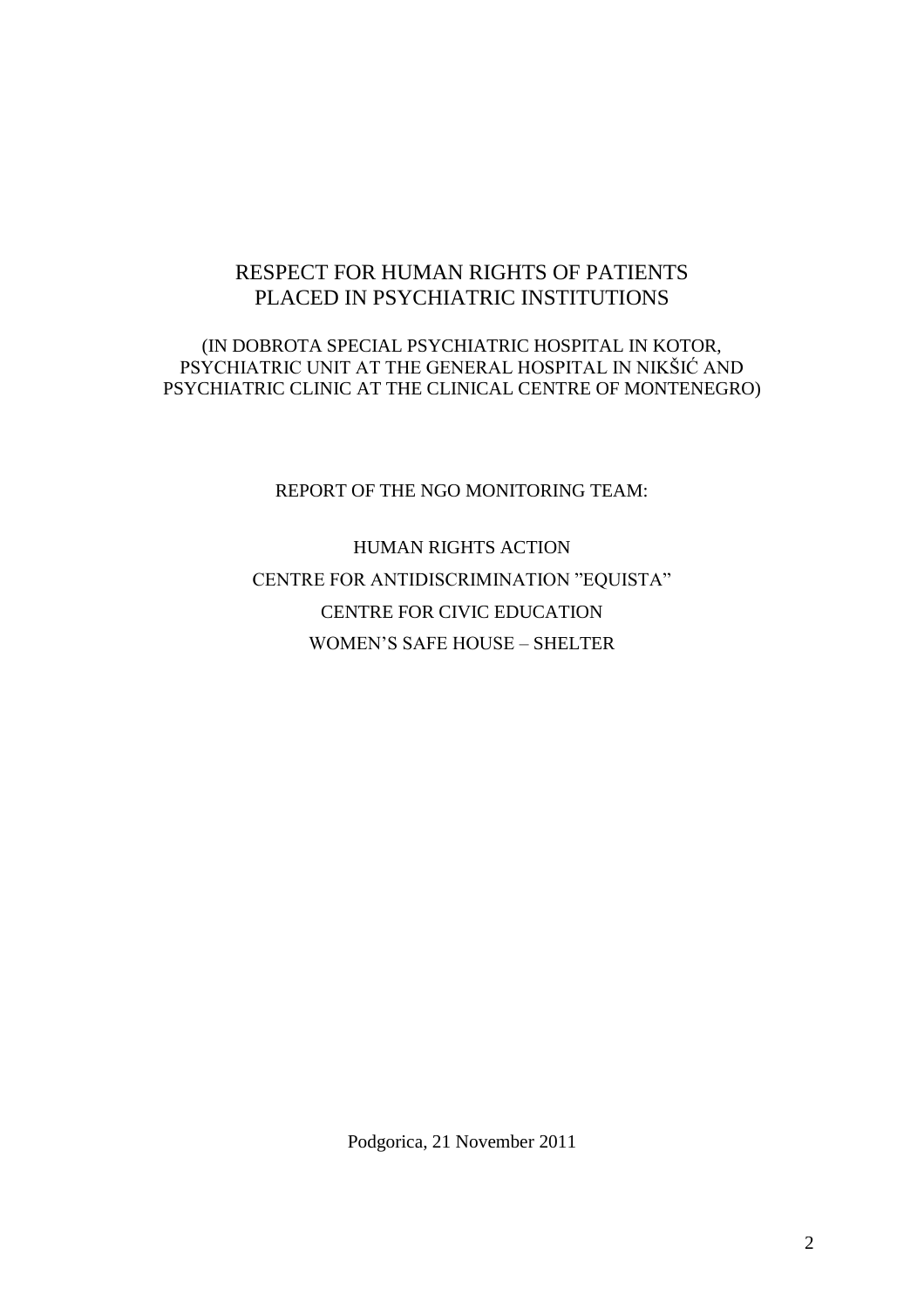# RESPECT FOR HUMAN RIGHTS OF PATIENTS PLACED IN PSYCHIATRIC INSTITUTIONS

(IN DOBROTA SPECIAL PSYCHIATRIC HOSPITAL IN KOTOR, PSYCHIATRIC UNIT AT THE GENERAL HOSPITAL IN NIKŠIĆ AND PSYCHIATRIC CLINIC AT THE CLINICAL CENTRE OF MONTENEGRO)

REPORT OF THE NGO MONITORING TEAM:

HUMAN RIGHTS ACTION

CENTRE FOR ANTIDISCRIMINATION "EQUISTA"

CENTRE FOR CIVIC EDUCATION

WOMEN'S SAFE HOUSE – SHELTER

Podgorica, 21 November 2011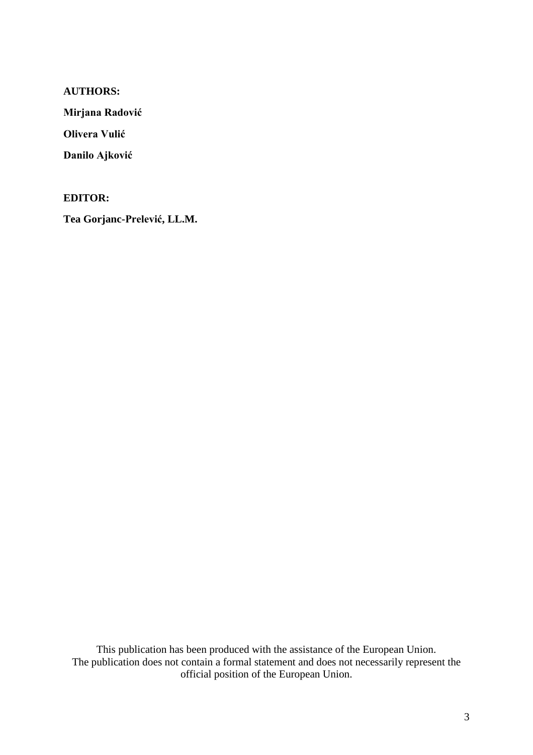**AUTHORS:**

**Mirjana Radović**

**Olivera Vulić**

**Danilo Ajković**

**EDITOR:**

**Tea Gorjanc-Prelević, LL.M.**

This publication has been produced with the assistance of the European Union.
The publication does not contain a formal statement and does not necessarily represent the official position of the European Union.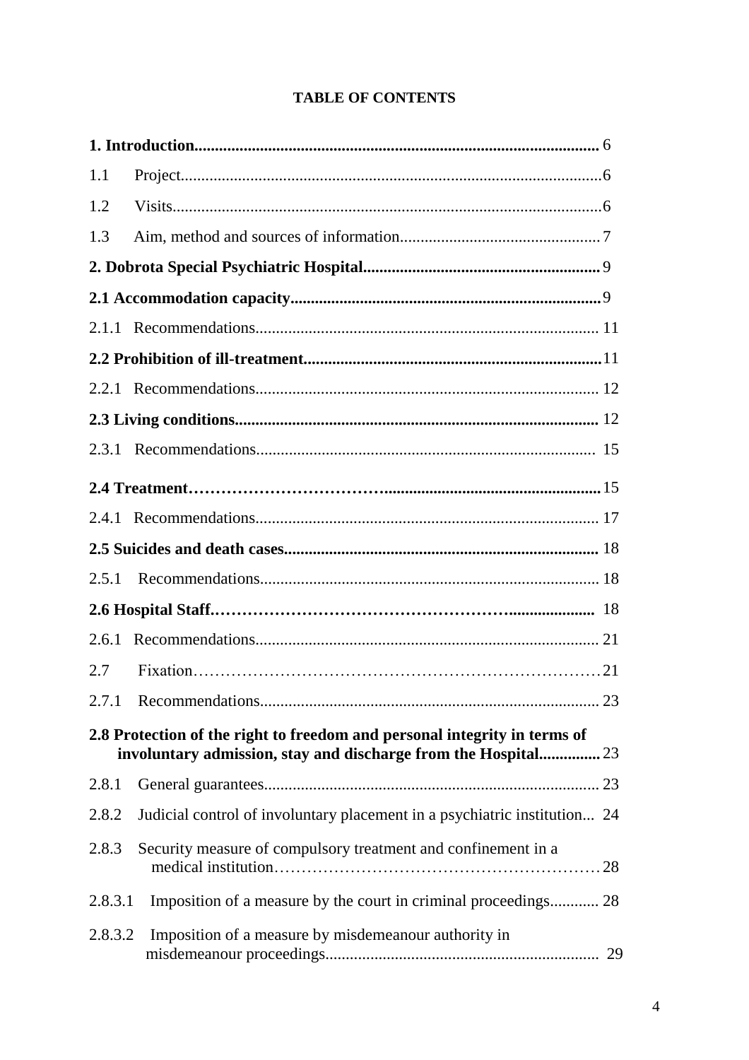**TABLE OF CONTENTS**

**1. Introduction** ..... 6

1.1 Project ..... 6

1.2 Visits ..... 6

1.3 Aim, method and sources of information ..... 7

**2. Dobrota Special Psychiatric Hospital** ..... 9

**2.1 Accommodation capacity** ..... 9

2.1.1 Recommendations ..... 11

**2.2 Prohibition of ill-treatment** ..... 11

2.2.1 Recommendations ..... 12

**2.3 Living conditions** ..... 12

2.3.1 Recommendations ..... 15

**2.4 Treatment** ..... 15

2.4.1 Recommendations ..... 17

**2.5 Suicides and death cases** ..... 18

2.5.1 Recommendations ..... 18

**2.6 Hospital Staff** ..... 18

2.6.1 Recommendations ..... 21

2.7 Fixation ..... 21

2.7.1 Recommendations ..... 23

**2.8 Protection of the right to freedom and personal integrity in terms of involuntary admission, stay and discharge from the Hospital** ..... 23

2.8.1 General guarantees ..... 23

2.8.2 Judicial control of involuntary placement in a psychiatric institution ..... 24

2.8.3 Security measure of compulsory treatment and confinement in a medical institution ..... 28

2.8.3.1 Imposition of a measure by the court in criminal proceedings ..... 28

2.8.3.2 Imposition of a measure by misdemeanour authority in misdemeanour proceedings ..... 29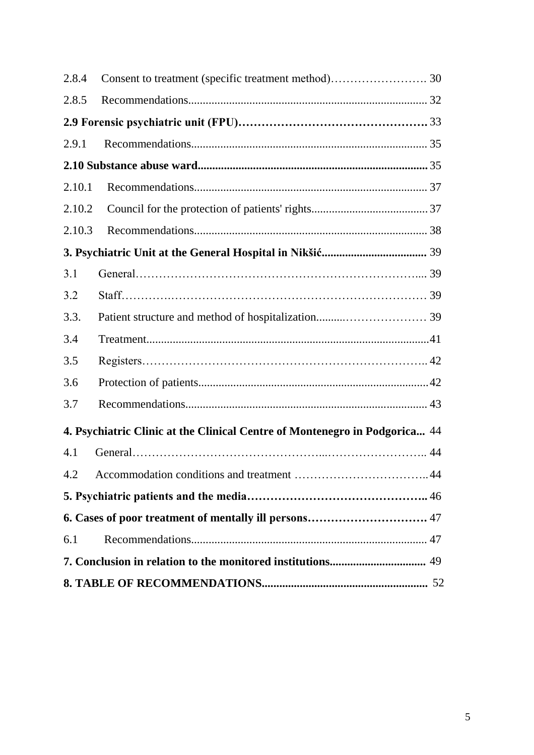2.8.4 Consent to treatment (specific treatment method) ... 30

2.8.5 Recommendations ... 32

**2.9 Forensic psychiatric unit (FPU) ... 33**

2.9.1 Recommendations ... 35

**2.10 Substance abuse ward ... 35**

2.10.1 Recommendations ... 37

2.10.2 Council for the protection of patients' rights ... 37

2.10.3 Recommendations ... 38

**3. Psychiatric Unit at the General Hospital in Nikšić ... 39**

3.1 General ... 39

3.2 Staff ... 39

3.3. Patient structure and method of hospitalization ... 39

3.4 Treatment ... 41

3.5 Registers ... 42

3.6 Protection of patients ... 42

3.7 Recommendations ... 43

**4. Psychiatric Clinic at the Clinical Centre of Montenegro in Podgorica ... 44**

4.1 General ... 44

4.2 Accommodation conditions and treatment ... 44

**5. Psychiatric patients and the media ... 46**

**6. Cases of poor treatment of mentally ill persons ... 47**

6.1 Recommendations ... 47

**7. Conclusion in relation to the monitored institutions ... 49**

**8. TABLE OF RECOMMENDATIONS ... 52**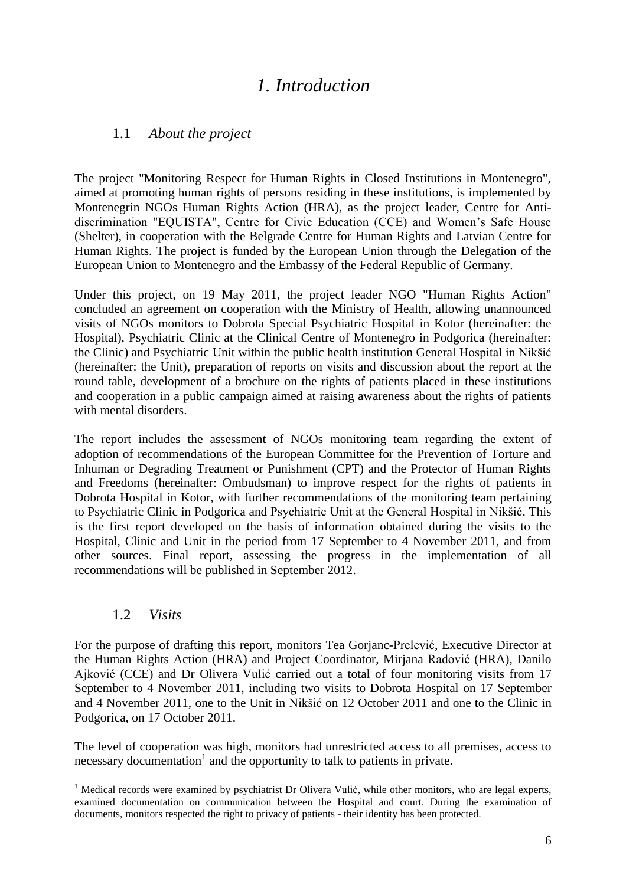# *1. Introduction*

## 1.1 *About the project*

The project "Monitoring Respect for Human Rights in Closed Institutions in Montenegro", aimed at promoting human rights of persons residing in these institutions, is implemented by Montenegrin NGOs Human Rights Action (HRA), as the project leader, Centre for Anti-discrimination "EQUISTA", Centre for Civic Education (CCE) and Women's Safe House (Shelter), in cooperation with the Belgrade Centre for Human Rights and Latvian Centre for Human Rights. The project is funded by the European Union through the Delegation of the European Union to Montenegro and the Embassy of the Federal Republic of Germany.

Under this project, on 19 May 2011, the project leader NGO "Human Rights Action" concluded an agreement on cooperation with the Ministry of Health, allowing unannounced visits of NGOs monitors to Dobrota Special Psychiatric Hospital in Kotor (hereinafter: the Hospital), Psychiatric Clinic at the Clinical Centre of Montenegro in Podgorica (hereinafter: the Clinic) and Psychiatric Unit within the public health institution General Hospital in Nikšić (hereinafter: the Unit), preparation of reports on visits and discussion about the report at the round table, development of a brochure on the rights of patients placed in these institutions and cooperation in a public campaign aimed at raising awareness about the rights of patients with mental disorders.

The report includes the assessment of NGOs monitoring team regarding the extent of adoption of recommendations of the European Committee for the Prevention of Torture and Inhuman or Degrading Treatment or Punishment (CPT) and the Protector of Human Rights and Freedoms (hereinafter: Ombudsman) to improve respect for the rights of patients in Dobrota Hospital in Kotor, with further recommendations of the monitoring team pertaining to Psychiatric Clinic in Podgorica and Psychiatric Unit at the General Hospital in Nikšić. This is the first report developed on the basis of information obtained during the visits to the Hospital, Clinic and Unit in the period from 17 September to 4 November 2011, and from other sources. Final report, assessing the progress in the implementation of all recommendations will be published in September 2012.

## 1.2 *Visits*

For the purpose of drafting this report, monitors Tea Gorjanc-Prelević, Executive Director at the Human Rights Action (HRA) and Project Coordinator, Mirjana Radović (HRA), Danilo Ajković (CCE) and Dr Olivera Vulić carried out a total of four monitoring visits from 17 September to 4 November 2011, including two visits to Dobrota Hospital on 17 September and 4 November 2011, one to the Unit in Nikšić on 12 October 2011 and one to the Clinic in Podgorica, on 17 October 2011.

The level of cooperation was high, monitors had unrestricted access to all premises, access to necessary documentation[1] and the opportunity to talk to patients in private.

[1] Medical records were examined by psychiatrist Dr Olivera Vulić, while other monitors, who are legal experts, examined documentation on communication between the Hospital and court. During the examination of documents, monitors respected the right to privacy of patients - their identity has been protected.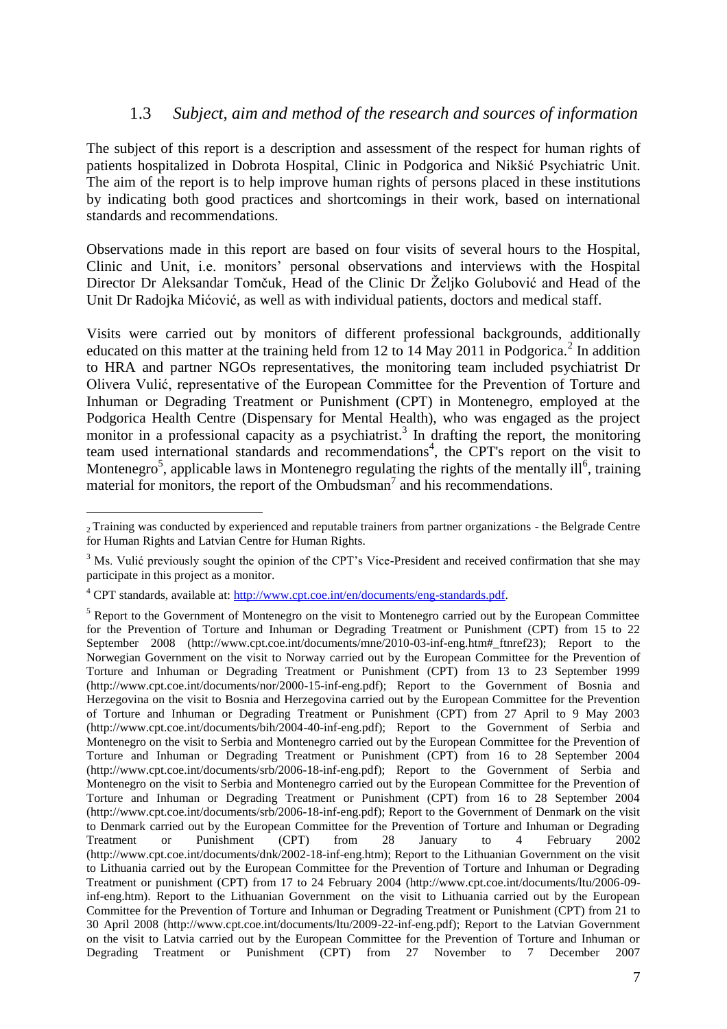### 1.3 *Subject, aim and method of the research and sources of information*

The subject of this report is a description and assessment of the respect for human rights of patients hospitalized in Dobrota Hospital, Clinic in Podgorica and Nikšić Psychiatric Unit. The aim of the report is to help improve human rights of persons placed in these institutions by indicating both good practices and shortcomings in their work, based on international standards and recommendations.

Observations made in this report are based on four visits of several hours to the Hospital, Clinic and Unit, i.e. monitors' personal observations and interviews with the Hospital Director Dr Aleksandar Tomčuk, Head of the Clinic Dr Željko Golubović and Head of the Unit Dr Radojka Mićović, as well as with individual patients, doctors and medical staff.

Visits were carried out by monitors of different professional backgrounds, additionally educated on this matter at the training held from 12 to 14 May 2011 in Podgorica.[2] In addition to HRA and partner NGOs representatives, the monitoring team included psychiatrist Dr Olivera Vulić, representative of the European Committee for the Prevention of Torture and Inhuman or Degrading Treatment or Punishment (CPT) in Montenegro, employed at the Podgorica Health Centre (Dispensary for Mental Health), who was engaged as the project monitor in a professional capacity as a psychiatrist.[3] In drafting the report, the monitoring team used international standards and recommendations[4], the CPT's report on the visit to Montenegro[5], applicable laws in Montenegro regulating the rights of the mentally ill[6], training material for monitors, the report of the Ombudsman[7] and his recommendations.

---

[2] Training was conducted by experienced and reputable trainers from partner organizations - the Belgrade Centre for Human Rights and Latvian Centre for Human Rights.

[3] Ms. Vulić previously sought the opinion of the CPT's Vice-President and received confirmation that she may participate in this project as a monitor.

[4] CPT standards, available at: http://www.cpt.coe.int/en/documents/eng-standards.pdf.

[5] Report to the Government of Montenegro on the visit to Montenegro carried out by the European Committee for the Prevention of Torture and Inhuman or Degrading Treatment or Punishment (CPT) from 15 to 22 September 2008 (http://www.cpt.coe.int/documents/mne/2010-03-inf-eng.htm#_ftnref23); Report to the Norwegian Government on the visit to Norway carried out by the European Committee for the Prevention of Torture and Inhuman or Degrading Treatment or Punishment (CPT) from 13 to 23 September 1999 (http://www.cpt.coe.int/documents/nor/2000-15-inf-eng.pdf); Report to the Government of Bosnia and Herzegovina on the visit to Bosnia and Herzegovina carried out by the European Committee for the Prevention of Torture and Inhuman or Degrading Treatment or Punishment (CPT) from 27 April to 9 May 2003 (http://www.cpt.coe.int/documents/bih/2004-40-inf-eng.pdf); Report to the Government of Serbia and Montenegro on the visit to Serbia and Montenegro carried out by the European Committee for the Prevention of Torture and Inhuman or Degrading Treatment or Punishment (CPT) from 16 to 28 September 2004 (http://www.cpt.coe.int/documents/srb/2006-18-inf-eng.pdf); Report to the Government of Serbia and Montenegro on the visit to Serbia and Montenegro carried out by the European Committee for the Prevention of Torture and Inhuman or Degrading Treatment or Punishment (CPT) from 16 to 28 September 2004 (http://www.cpt.coe.int/documents/srb/2006-18-inf-eng.pdf); Report to the Government of Denmark on the visit to Denmark carried out by the European Committee for the Prevention of Torture and Inhuman or Degrading Treatment or Punishment (CPT) from 28 January to 4 February 2002 (http://www.cpt.coe.int/documents/dnk/2002-18-inf-eng.htm); Report to the Lithuanian Government on the visit to Lithuania carried out by the European Committee for the Prevention of Torture and Inhuman or Degrading Treatment or punishment (CPT) from 17 to 24 February 2004 (http://www.cpt.coe.int/documents/ltu/2006-09-inf-eng.htm). Report to the Lithuanian Government on the visit to Lithuania carried out by the European Committee for the Prevention of Torture and Inhuman or Degrading Treatment or Punishment (CPT) from 21 to 30 April 2008 (http://www.cpt.coe.int/documents/ltu/2009-22-inf-eng.pdf); Report to the Latvian Government on the visit to Latvia carried out by the European Committee for the Prevention of Torture and Inhuman or Degrading Treatment or Punishment (CPT) from 27 November to 7 December 2007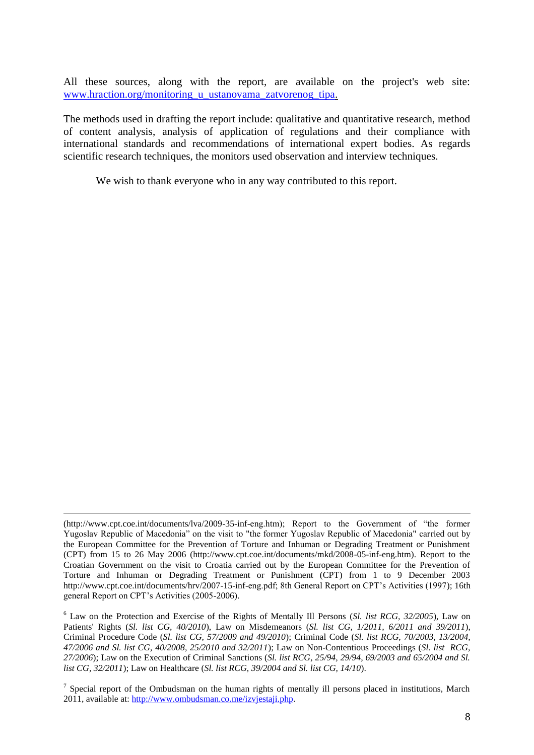All these sources, along with the report, are available on the project's web site: [www.hraction.org/monitoring_u_ustanovama_zatvorenog_tipa.](http://www.hraction.org/monitoring_u_ustanovama_zatvorenog_tipa)

The methods used in drafting the report include: qualitative and quantitative research, method of content analysis, analysis of application of regulations and their compliance with international standards and recommendations of international expert bodies. As regards scientific research techniques, the monitors used observation and interview techniques.

We wish to thank everyone who in any way contributed to this report.

---

(http://www.cpt.coe.int/documents/lva/2009-35-inf-eng.htm); Report to the Government of "the former Yugoslav Republic of Macedonia" on the visit to "the former Yugoslav Republic of Macedonia" carried out by the European Committee for the Prevention of Torture and Inhuman or Degrading Treatment or Punishment (CPT) from 15 to 26 May 2006 (http://www.cpt.coe.int/documents/mkd/2008-05-inf-eng.htm). Report to the Croatian Government on the visit to Croatia carried out by the European Committee for the Prevention of Torture and Inhuman or Degrading Treatment or Punishment (CPT) from 1 to 9 December 2003 http://www.cpt.coe.int/documents/hrv/2007-15-inf-eng.pdf; 8th General Report on CPT's Activities (1997); 16th general Report on CPT's Activities (2005-2006).

[6] Law on the Protection and Exercise of the Rights of Mentally Ill Persons (*Sl. list RCG, 32/2005*), Law on Patients' Rights (*Sl. list CG, 40/2010*), Law on Misdemeanors (*Sl. list CG, 1/2011, 6/2011 and 39/2011*), Criminal Procedure Code (*Sl. list CG, 57/2009 and 49/2010*); Criminal Code (*Sl. list RCG, 70/2003, 13/2004, 47/2006 and Sl. list CG, 40/2008, 25/2010 and 32/2011*); Law on Non-Contentious Proceedings (*Sl. list RCG, 27/2006*); Law on the Execution of Criminal Sanctions (*Sl. list RCG, 25/94, 29/94, 69/2003 and 65/2004 and Sl. list CG, 32/2011*); Law on Healthcare (*Sl. list RCG, 39/2004 and Sl. list CG, 14/10*).

[7] Special report of the Ombudsman on the human rights of mentally ill persons placed in institutions, March 2011, available at: [http://www.ombudsman.co.me/izvjestaji.php](http://www.ombudsman.co.me/izvjestaji.php).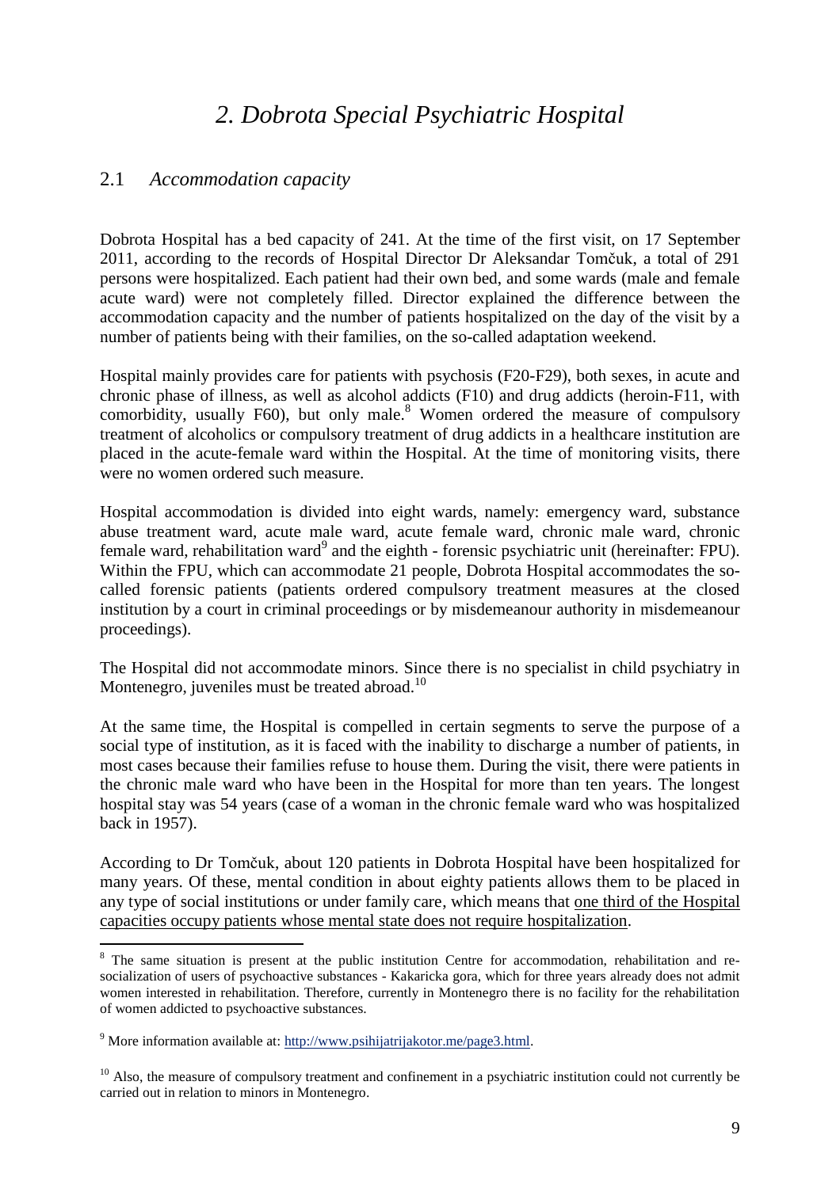# *2. Dobrota Special Psychiatric Hospital*

## 2.1 *Accommodation capacity*

Dobrota Hospital has a bed capacity of 241. At the time of the first visit, on 17 September 2011, according to the records of Hospital Director Dr Aleksandar Tomčuk, a total of 291 persons were hospitalized. Each patient had their own bed, and some wards (male and female acute ward) were not completely filled. Director explained the difference between the accommodation capacity and the number of patients hospitalized on the day of the visit by a number of patients being with their families, on the so-called adaptation weekend.

Hospital mainly provides care for patients with psychosis (F20-F29), both sexes, in acute and chronic phase of illness, as well as alcohol addicts (F10) and drug addicts (heroin-F11, with comorbidity, usually F60), but only male.[8] Women ordered the measure of compulsory treatment of alcoholics or compulsory treatment of drug addicts in a healthcare institution are placed in the acute-female ward within the Hospital. At the time of monitoring visits, there were no women ordered such measure.

Hospital accommodation is divided into eight wards, namely: emergency ward, substance abuse treatment ward, acute male ward, acute female ward, chronic male ward, chronic female ward, rehabilitation ward[9] and the eighth - forensic psychiatric unit (hereinafter: FPU). Within the FPU, which can accommodate 21 people, Dobrota Hospital accommodates the so-called forensic patients (patients ordered compulsory treatment measures at the closed institution by a court in criminal proceedings or by misdemeanour authority in misdemeanour proceedings).

The Hospital did not accommodate minors. Since there is no specialist in child psychiatry in Montenegro, juveniles must be treated abroad.[10]

At the same time, the Hospital is compelled in certain segments to serve the purpose of a social type of institution, as it is faced with the inability to discharge a number of patients, in most cases because their families refuse to house them. During the visit, there were patients in the chronic male ward who have been in the Hospital for more than ten years. The longest hospital stay was 54 years (case of a woman in the chronic female ward who was hospitalized back in 1957).

According to Dr Tomčuk, about 120 patients in Dobrota Hospital have been hospitalized for many years. Of these, mental condition in about eighty patients allows them to be placed in any type of social institutions or under family care, which means that <u>one third of the Hospital capacities occupy patients whose mental state does not require hospitalization</u>.

---

[8] The same situation is present at the public institution Centre for accommodation, rehabilitation and re-socialization of users of psychoactive substances - Kakaricka gora, which for three years already does not admit women interested in rehabilitation. Therefore, currently in Montenegro there is no facility for the rehabilitation of women addicted to psychoactive substances.

[9] More information available at: http://www.psihijatrijakotor.me/page3.html.

[10] Also, the measure of compulsory treatment and confinement in a psychiatric institution could not currently be carried out in relation to minors in Montenegro.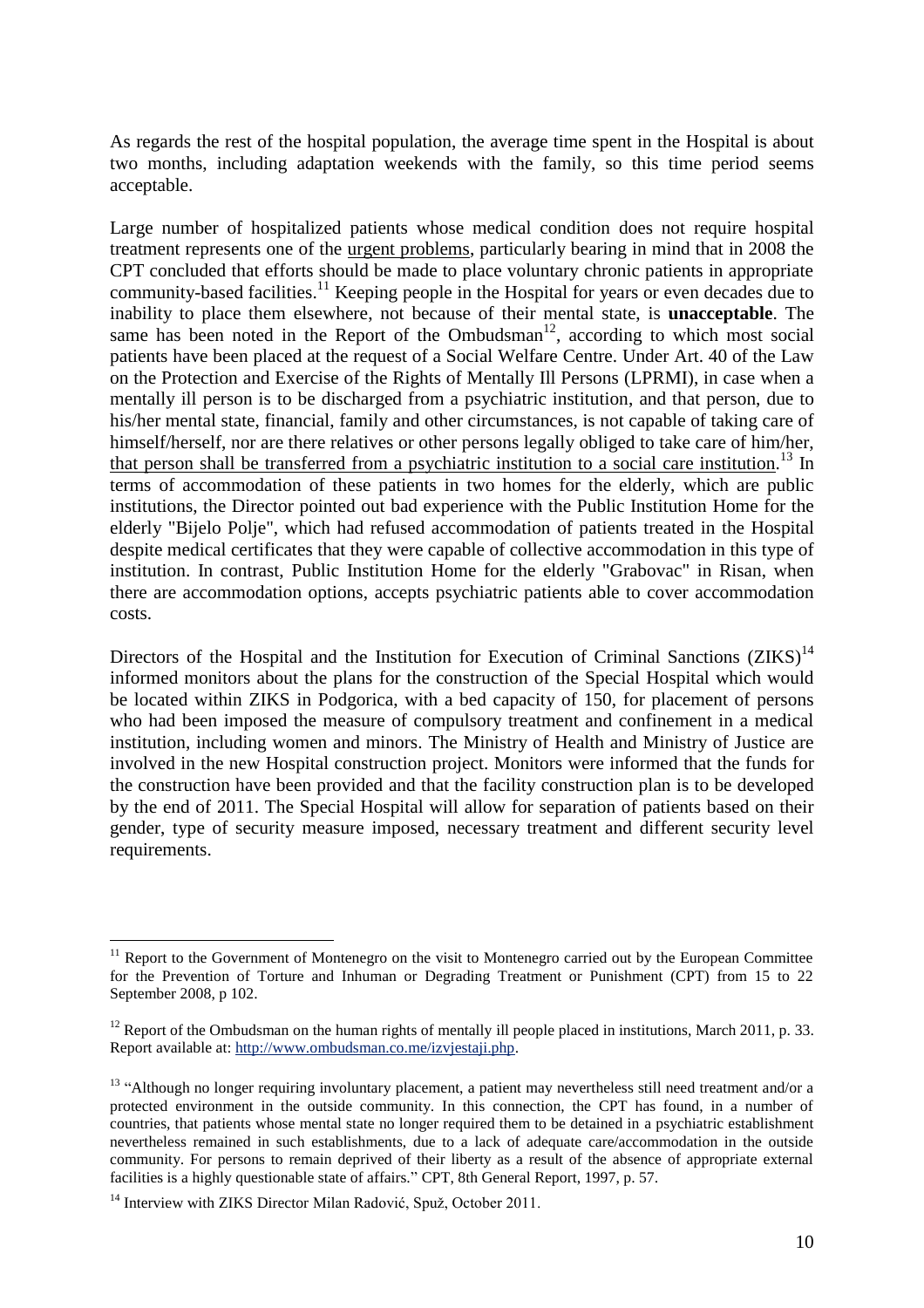As regards the rest of the hospital population, the average time spent in the Hospital is about two months, including adaptation weekends with the family, so this time period seems acceptable.

Large number of hospitalized patients whose medical condition does not require hospital treatment represents one of the urgent problems, particularly bearing in mind that in 2008 the CPT concluded that efforts should be made to place voluntary chronic patients in appropriate community-based facilities.[11] Keeping people in the Hospital for years or even decades due to inability to place them elsewhere, not because of their mental state, is **unacceptable**. The same has been noted in the Report of the Ombudsman[12], according to which most social patients have been placed at the request of a Social Welfare Centre. Under Art. 40 of the Law on the Protection and Exercise of the Rights of Mentally Ill Persons (LPRMI), in case when a mentally ill person is to be discharged from a psychiatric institution, and that person, due to his/her mental state, financial, family and other circumstances, is not capable of taking care of himself/herself, nor are there relatives or other persons legally obliged to take care of him/her, that person shall be transferred from a psychiatric institution to a social care institution.[13] In terms of accommodation of these patients in two homes for the elderly, which are public institutions, the Director pointed out bad experience with the Public Institution Home for the elderly "Bijelo Polje", which had refused accommodation of patients treated in the Hospital despite medical certificates that they were capable of collective accommodation in this type of institution. In contrast, Public Institution Home for the elderly "Grabovac" in Risan, when there are accommodation options, accepts psychiatric patients able to cover accommodation costs.

Directors of the Hospital and the Institution for Execution of Criminal Sanctions (ZIKS)[14] informed monitors about the plans for the construction of the Special Hospital which would be located within ZIKS in Podgorica, with a bed capacity of 150, for placement of persons who had been imposed the measure of compulsory treatment and confinement in a medical institution, including women and minors. The Ministry of Health and Ministry of Justice are involved in the new Hospital construction project. Monitors were informed that the funds for the construction have been provided and that the facility construction plan is to be developed by the end of 2011. The Special Hospital will allow for separation of patients based on their gender, type of security measure imposed, necessary treatment and different security level requirements.

---

[11] Report to the Government of Montenegro on the visit to Montenegro carried out by the European Committee for the Prevention of Torture and Inhuman or Degrading Treatment or Punishment (CPT) from 15 to 22 September 2008, p 102.

[12] Report of the Ombudsman on the human rights of mentally ill people placed in institutions, March 2011, p. 33. Report available at: http://www.ombudsman.co.me/izvjestaji.php.

[13] "Although no longer requiring involuntary placement, a patient may nevertheless still need treatment and/or a protected environment in the outside community. In this connection, the CPT has found, in a number of countries, that patients whose mental state no longer required them to be detained in a psychiatric establishment nevertheless remained in such establishments, due to a lack of adequate care/accommodation in the outside community. For persons to remain deprived of their liberty as a result of the absence of appropriate external facilities is a highly questionable state of affairs." CPT, 8th General Report, 1997, p. 57.

[14] Interview with ZIKS Director Milan Radović, Spuž, October 2011.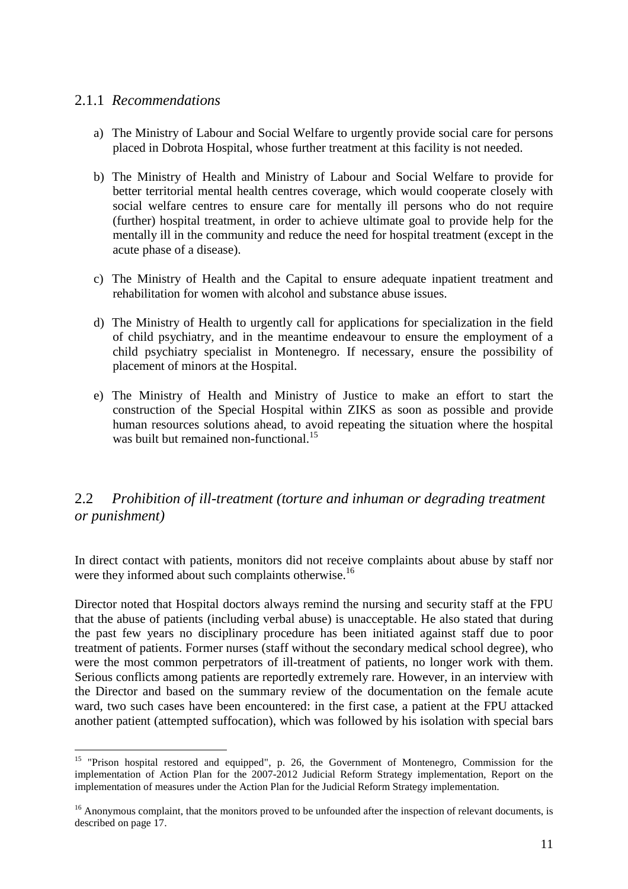### 2.1.1 *Recommendations*

a) The Ministry of Labour and Social Welfare to urgently provide social care for persons placed in Dobrota Hospital, whose further treatment at this facility is not needed.

b) The Ministry of Health and Ministry of Labour and Social Welfare to provide for better territorial mental health centres coverage, which would cooperate closely with social welfare centres to ensure care for mentally ill persons who do not require (further) hospital treatment, in order to achieve ultimate goal to provide help for the mentally ill in the community and reduce the need for hospital treatment (except in the acute phase of a disease).

c) The Ministry of Health and the Capital to ensure adequate inpatient treatment and rehabilitation for women with alcohol and substance abuse issues.

d) The Ministry of Health to urgently call for applications for specialization in the field of child psychiatry, and in the meantime endeavour to ensure the employment of a child psychiatry specialist in Montenegro. If necessary, ensure the possibility of placement of minors at the Hospital.

e) The Ministry of Health and Ministry of Justice to make an effort to start the construction of the Special Hospital within ZIKS as soon as possible and provide human resources solutions ahead, to avoid repeating the situation where the hospital was built but remained non-functional.[15]

## 2.2 *Prohibition of ill-treatment (torture and inhuman or degrading treatment or punishment)*

In direct contact with patients, monitors did not receive complaints about abuse by staff nor were they informed about such complaints otherwise.[16]

Director noted that Hospital doctors always remind the nursing and security staff at the FPU that the abuse of patients (including verbal abuse) is unacceptable. He also stated that during the past few years no disciplinary procedure has been initiated against staff due to poor treatment of patients. Former nurses (staff without the secondary medical school degree), who were the most common perpetrators of ill-treatment of patients, no longer work with them. Serious conflicts among patients are reportedly extremely rare. However, in an interview with the Director and based on the summary review of the documentation on the female acute ward, two such cases have been encountered: in the first case, a patient at the FPU attacked another patient (attempted suffocation), which was followed by his isolation with special bars

---

[15] "Prison hospital restored and equipped", p. 26, the Government of Montenegro, Commission for the implementation of Action Plan for the 2007-2012 Judicial Reform Strategy implementation, Report on the implementation of measures under the Action Plan for the Judicial Reform Strategy implementation.

[16] Anonymous complaint, that the monitors proved to be unfounded after the inspection of relevant documents, is described on page 17.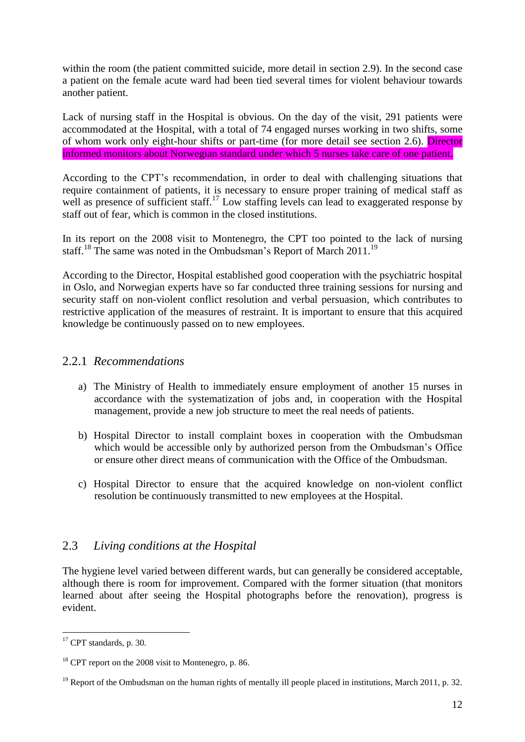within the room (the patient committed suicide, more detail in section 2.9). In the second case a patient on the female acute ward had been tied several times for violent behaviour towards another patient.

Lack of nursing staff in the Hospital is obvious. On the day of the visit, 291 patients were accommodated at the Hospital, with a total of 74 engaged nurses working in two shifts, some of whom work only eight-hour shifts or part-time (for more detail see section 2.6). Director informed monitors about Norwegian standard under which 5 nurses take care of one patient.

According to the CPT's recommendation, in order to deal with challenging situations that require containment of patients, it is necessary to ensure proper training of medical staff as well as presence of sufficient staff.[17] Low staffing levels can lead to exaggerated response by staff out of fear, which is common in the closed institutions.

In its report on the 2008 visit to Montenegro, the CPT too pointed to the lack of nursing staff.[18] The same was noted in the Ombudsman's Report of March 2011.[19]

According to the Director, Hospital established good cooperation with the psychiatric hospital in Oslo, and Norwegian experts have so far conducted three training sessions for nursing and security staff on non-violent conflict resolution and verbal persuasion, which contributes to restrictive application of the measures of restraint. It is important to ensure that this acquired knowledge be continuously passed on to new employees.

### 2.2.1 *Recommendations*

a) The Ministry of Health to immediately ensure employment of another 15 nurses in accordance with the systematization of jobs and, in cooperation with the Hospital management, provide a new job structure to meet the real needs of patients.

b) Hospital Director to install complaint boxes in cooperation with the Ombudsman which would be accessible only by authorized person from the Ombudsman's Office or ensure other direct means of communication with the Office of the Ombudsman.

c) Hospital Director to ensure that the acquired knowledge on non-violent conflict resolution be continuously transmitted to new employees at the Hospital.

## 2.3 *Living conditions at the Hospital*

The hygiene level varied between different wards, but can generally be considered acceptable, although there is room for improvement. Compared with the former situation (that monitors learned about after seeing the Hospital photographs before the renovation), progress is evident.

---

[17] CPT standards, p. 30.

[18] CPT report on the 2008 visit to Montenegro, p. 86.

[19] Report of the Ombudsman on the human rights of mentally ill people placed in institutions, March 2011, p. 32.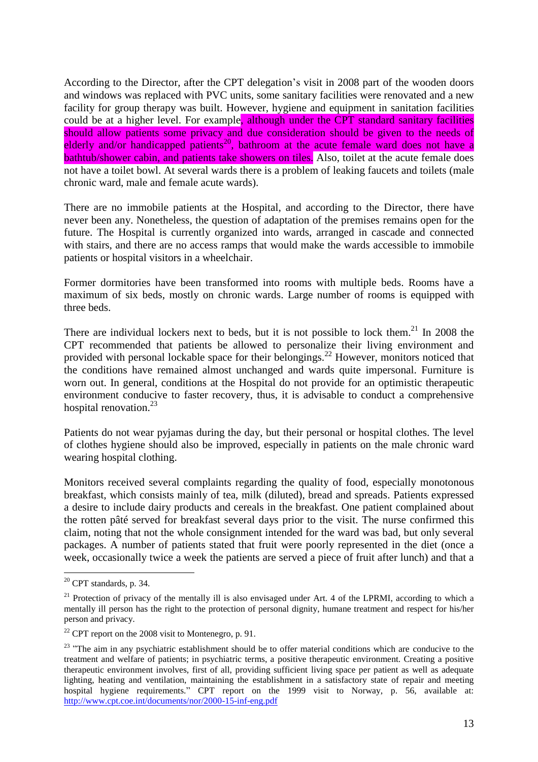According to the Director, after the CPT delegation's visit in 2008 part of the wooden doors and windows was replaced with PVC units, some sanitary facilities were renovated and a new facility for group therapy was built. However, hygiene and equipment in sanitation facilities could be at a higher level. For example, although under the CPT standard sanitary facilities should allow patients some privacy and due consideration should be given to the needs of elderly and/or handicapped patients[20], bathroom at the acute female ward does not have a bathtub/shower cabin, and patients take showers on tiles. Also, toilet at the acute female does not have a toilet bowl. At several wards there is a problem of leaking faucets and toilets (male chronic ward, male and female acute wards).

There are no immobile patients at the Hospital, and according to the Director, there have never been any. Nonetheless, the question of adaptation of the premises remains open for the future. The Hospital is currently organized into wards, arranged in cascade and connected with stairs, and there are no access ramps that would make the wards accessible to immobile patients or hospital visitors in a wheelchair.

Former dormitories have been transformed into rooms with multiple beds. Rooms have a maximum of six beds, mostly on chronic wards. Large number of rooms is equipped with three beds.

There are individual lockers next to beds, but it is not possible to lock them.[21] In 2008 the CPT recommended that patients be allowed to personalize their living environment and provided with personal lockable space for their belongings.[22] However, monitors noticed that the conditions have remained almost unchanged and wards quite impersonal. Furniture is worn out. In general, conditions at the Hospital do not provide for an optimistic therapeutic environment conducive to faster recovery, thus, it is advisable to conduct a comprehensive hospital renovation.[23]

Patients do not wear pyjamas during the day, but their personal or hospital clothes. The level of clothes hygiene should also be improved, especially in patients on the male chronic ward wearing hospital clothing.

Monitors received several complaints regarding the quality of food, especially monotonous breakfast, which consists mainly of tea, milk (diluted), bread and spreads. Patients expressed a desire to include dairy products and cereals in the breakfast. One patient complained about the rotten pâté served for breakfast several days prior to the visit. The nurse confirmed this claim, noting that not the whole consignment intended for the ward was bad, but only several packages. A number of patients stated that fruit were poorly represented in the diet (once a week, occasionally twice a week the patients are served a piece of fruit after lunch) and that a

---

[20] CPT standards, p. 34.

[21] Protection of privacy of the mentally ill is also envisaged under Art. 4 of the LPRMI, according to which a mentally ill person has the right to the protection of personal dignity, humane treatment and respect for his/her person and privacy.

[22] CPT report on the 2008 visit to Montenegro, p. 91.

[23] "The aim in any psychiatric establishment should be to offer material conditions which are conducive to the treatment and welfare of patients; in psychiatric terms, a positive therapeutic environment. Creating a positive therapeutic environment involves, first of all, providing sufficient living space per patient as well as adequate lighting, heating and ventilation, maintaining the establishment in a satisfactory state of repair and meeting hospital hygiene requirements." CPT report on the 1999 visit to Norway, p. 56, available at: http://www.cpt.coe.int/documents/nor/2000-15-inf-eng.pdf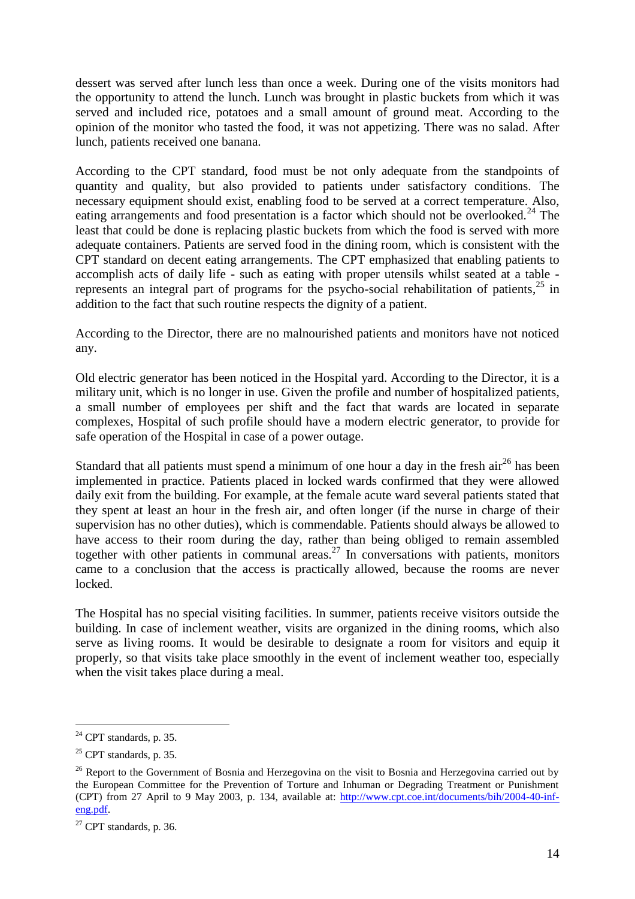dessert was served after lunch less than once a week. During one of the visits monitors had the opportunity to attend the lunch. Lunch was brought in plastic buckets from which it was served and included rice, potatoes and a small amount of ground meat. According to the opinion of the monitor who tasted the food, it was not appetizing. There was no salad. After lunch, patients received one banana.

According to the CPT standard, food must be not only adequate from the standpoints of quantity and quality, but also provided to patients under satisfactory conditions. The necessary equipment should exist, enabling food to be served at a correct temperature. Also, eating arrangements and food presentation is a factor which should not be overlooked.[24] The least that could be done is replacing plastic buckets from which the food is served with more adequate containers. Patients are served food in the dining room, which is consistent with the CPT standard on decent eating arrangements. The CPT emphasized that enabling patients to accomplish acts of daily life - such as eating with proper utensils whilst seated at a table - represents an integral part of programs for the psycho-social rehabilitation of patients,[25] in addition to the fact that such routine respects the dignity of a patient.

According to the Director, there are no malnourished patients and monitors have not noticed any.

Old electric generator has been noticed in the Hospital yard. According to the Director, it is a military unit, which is no longer in use. Given the profile and number of hospitalized patients, a small number of employees per shift and the fact that wards are located in separate complexes, Hospital of such profile should have a modern electric generator, to provide for safe operation of the Hospital in case of a power outage.

Standard that all patients must spend a minimum of one hour a day in the fresh air[26] has been implemented in practice. Patients placed in locked wards confirmed that they were allowed daily exit from the building. For example, at the female acute ward several patients stated that they spent at least an hour in the fresh air, and often longer (if the nurse in charge of their supervision has no other duties), which is commendable. Patients should always be allowed to have access to their room during the day, rather than being obliged to remain assembled together with other patients in communal areas.[27] In conversations with patients, monitors came to a conclusion that the access is practically allowed, because the rooms are never locked.

The Hospital has no special visiting facilities. In summer, patients receive visitors outside the building. In case of inclement weather, visits are organized in the dining rooms, which also serve as living rooms. It would be desirable to designate a room for visitors and equip it properly, so that visits take place smoothly in the event of inclement weather too, especially when the visit takes place during a meal.

---

[24] CPT standards, p. 35.

[25] CPT standards, p. 35.

[26] Report to the Government of Bosnia and Herzegovina on the visit to Bosnia and Herzegovina carried out by the European Committee for the Prevention of Torture and Inhuman or Degrading Treatment or Punishment (CPT) from 27 April to 9 May 2003, p. 134, available at: http://www.cpt.coe.int/documents/bih/2004-40-inf-eng.pdf.

[27] CPT standards, p. 36.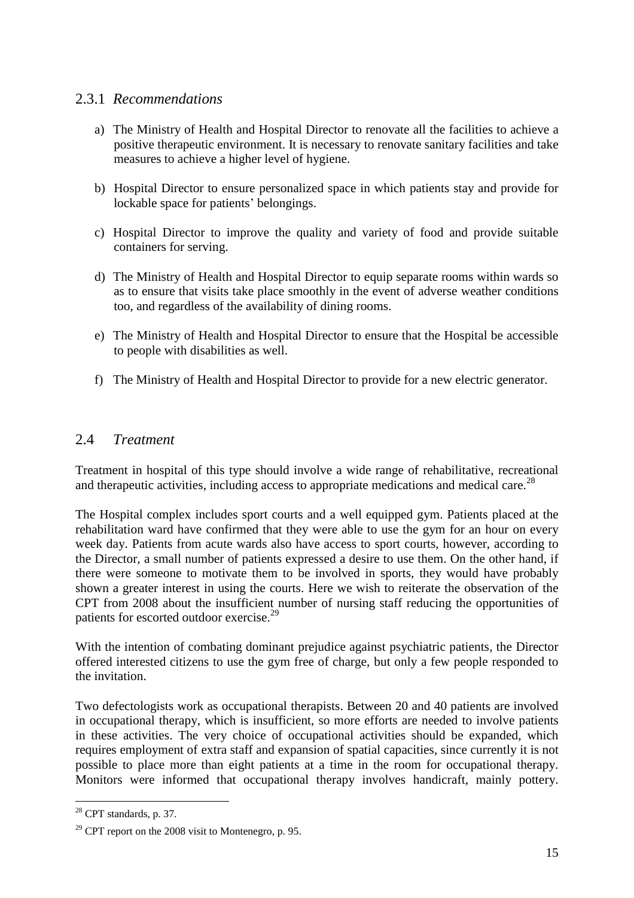### 2.3.1 *Recommendations*

a) The Ministry of Health and Hospital Director to renovate all the facilities to achieve a positive therapeutic environment. It is necessary to renovate sanitary facilities and take measures to achieve a higher level of hygiene.

b) Hospital Director to ensure personalized space in which patients stay and provide for lockable space for patients' belongings.

c) Hospital Director to improve the quality and variety of food and provide suitable containers for serving.

d) The Ministry of Health and Hospital Director to equip separate rooms within wards so as to ensure that visits take place smoothly in the event of adverse weather conditions too, and regardless of the availability of dining rooms.

e) The Ministry of Health and Hospital Director to ensure that the Hospital be accessible to people with disabilities as well.

f) The Ministry of Health and Hospital Director to provide for a new electric generator.

## 2.4 *Treatment*

Treatment in hospital of this type should involve a wide range of rehabilitative, recreational and therapeutic activities, including access to appropriate medications and medical care.[28]

The Hospital complex includes sport courts and a well equipped gym. Patients placed at the rehabilitation ward have confirmed that they were able to use the gym for an hour on every week day. Patients from acute wards also have access to sport courts, however, according to the Director, a small number of patients expressed a desire to use them. On the other hand, if there were someone to motivate them to be involved in sports, they would have probably shown a greater interest in using the courts. Here we wish to reiterate the observation of the CPT from 2008 about the insufficient number of nursing staff reducing the opportunities of patients for escorted outdoor exercise.[29]

With the intention of combating dominant prejudice against psychiatric patients, the Director offered interested citizens to use the gym free of charge, but only a few people responded to the invitation.

Two defectologists work as occupational therapists. Between 20 and 40 patients are involved in occupational therapy, which is insufficient, so more efforts are needed to involve patients in these activities. The very choice of occupational activities should be expanded, which requires employment of extra staff and expansion of spatial capacities, since currently it is not possible to place more than eight patients at a time in the room for occupational therapy. Monitors were informed that occupational therapy involves handicraft, mainly pottery.

---

[28] CPT standards, p. 37.

[29] CPT report on the 2008 visit to Montenegro, p. 95.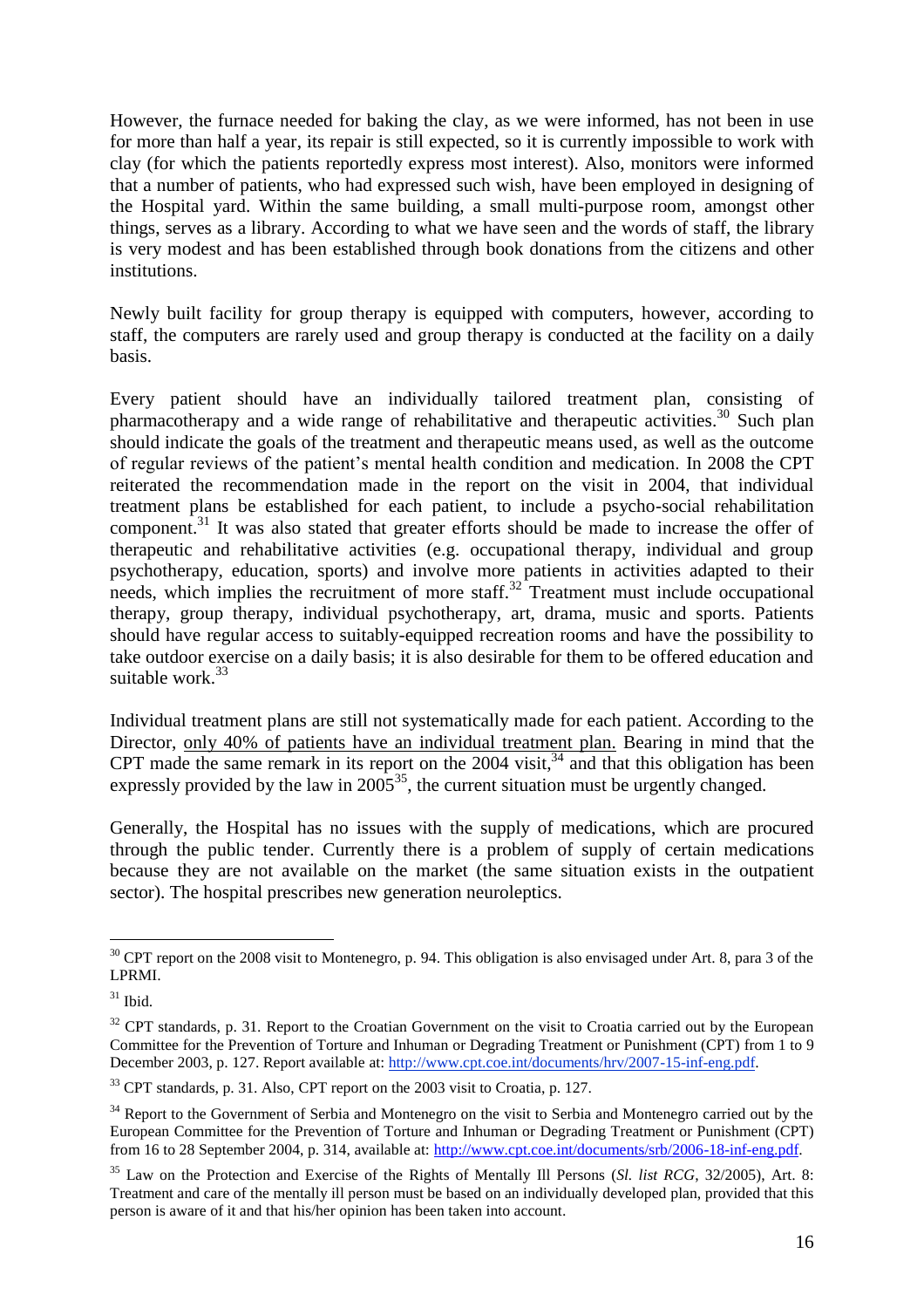However, the furnace needed for baking the clay, as we were informed, has not been in use for more than half a year, its repair is still expected, so it is currently impossible to work with clay (for which the patients reportedly express most interest). Also, monitors were informed that a number of patients, who had expressed such wish, have been employed in designing of the Hospital yard. Within the same building, a small multi-purpose room, amongst other things, serves as a library. According to what we have seen and the words of staff, the library is very modest and has been established through book donations from the citizens and other institutions.

Newly built facility for group therapy is equipped with computers, however, according to staff, the computers are rarely used and group therapy is conducted at the facility on a daily basis.

Every patient should have an individually tailored treatment plan, consisting of pharmacotherapy and a wide range of rehabilitative and therapeutic activities.[30] Such plan should indicate the goals of the treatment and therapeutic means used, as well as the outcome of regular reviews of the patient's mental health condition and medication. In 2008 the CPT reiterated the recommendation made in the report on the visit in 2004, that individual treatment plans be established for each patient, to include a psycho-social rehabilitation component.[31] It was also stated that greater efforts should be made to increase the offer of therapeutic and rehabilitative activities (e.g. occupational therapy, individual and group psychotherapy, education, sports) and involve more patients in activities adapted to their needs, which implies the recruitment of more staff.[32] Treatment must include occupational therapy, group therapy, individual psychotherapy, art, drama, music and sports. Patients should have regular access to suitably-equipped recreation rooms and have the possibility to take outdoor exercise on a daily basis; it is also desirable for them to be offered education and suitable work.[33]

Individual treatment plans are still not systematically made for each patient. According to the Director, <u>only 40% of patients have an individual treatment plan.</u> Bearing in mind that the CPT made the same remark in its report on the 2004 visit,[34] and that this obligation has been expressly provided by the law in 2005[35], the current situation must be urgently changed.

Generally, the Hospital has no issues with the supply of medications, which are procured through the public tender. Currently there is a problem of supply of certain medications because they are not available on the market (the same situation exists in the outpatient sector). The hospital prescribes new generation neuroleptics.

---

[30] CPT report on the 2008 visit to Montenegro, p. 94. This obligation is also envisaged under Art. 8, para 3 of the LPRMI.

[31] Ibid.

[32] CPT standards, p. 31. Report to the Croatian Government on the visit to Croatia carried out by the European Committee for the Prevention of Torture and Inhuman or Degrading Treatment or Punishment (CPT) from 1 to 9 December 2003, p. 127. Report available at: http://www.cpt.coe.int/documents/hrv/2007-15-inf-eng.pdf.

[33] CPT standards, p. 31. Also, CPT report on the 2003 visit to Croatia, p. 127.

[34] Report to the Government of Serbia and Montenegro on the visit to Serbia and Montenegro carried out by the European Committee for the Prevention of Torture and Inhuman or Degrading Treatment or Punishment (CPT) from 16 to 28 September 2004, p. 314, available at: http://www.cpt.coe.int/documents/srb/2006-18-inf-eng.pdf.

[35] Law on the Protection and Exercise of the Rights of Mentally Ill Persons (*Sl. list RCG*, 32/2005), Art. 8: Treatment and care of the mentally ill person must be based on an individually developed plan, provided that this person is aware of it and that his/her opinion has been taken into account.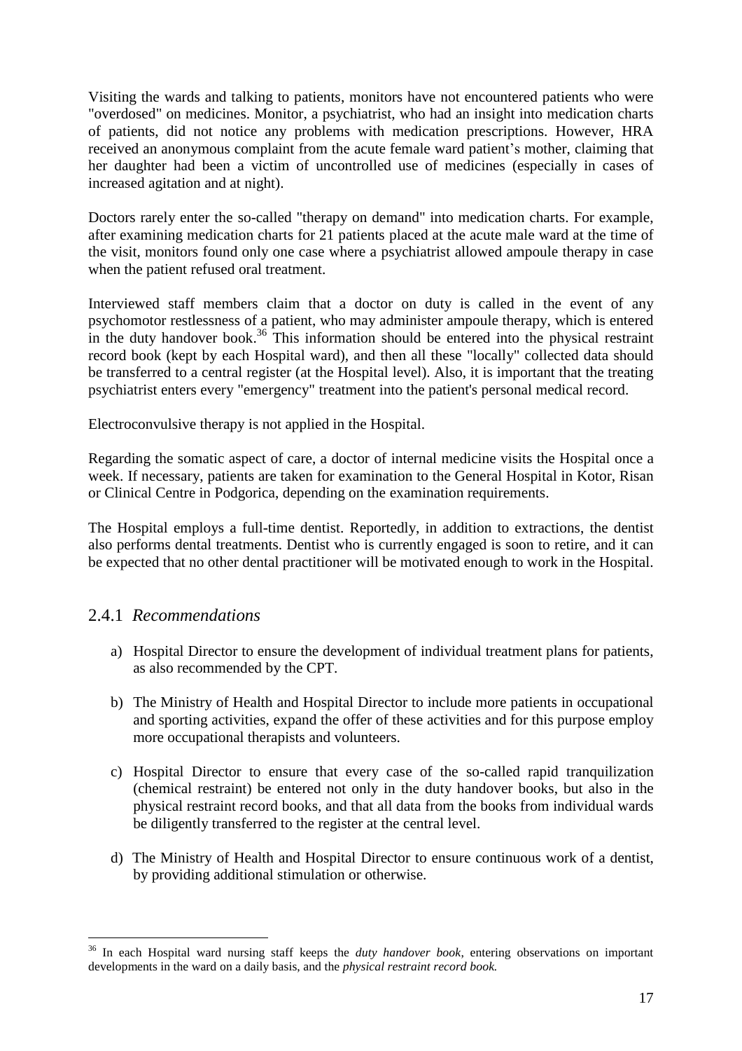Visiting the wards and talking to patients, monitors have not encountered patients who were "overdosed" on medicines. Monitor, a psychiatrist, who had an insight into medication charts of patients, did not notice any problems with medication prescriptions. However, HRA received an anonymous complaint from the acute female ward patient's mother, claiming that her daughter had been a victim of uncontrolled use of medicines (especially in cases of increased agitation and at night).

Doctors rarely enter the so-called "therapy on demand" into medication charts. For example, after examining medication charts for 21 patients placed at the acute male ward at the time of the visit, monitors found only one case where a psychiatrist allowed ampoule therapy in case when the patient refused oral treatment.

Interviewed staff members claim that a doctor on duty is called in the event of any psychomotor restlessness of a patient, who may administer ampoule therapy, which is entered in the duty handover book.[36] This information should be entered into the physical restraint record book (kept by each Hospital ward), and then all these "locally" collected data should be transferred to a central register (at the Hospital level). Also, it is important that the treating psychiatrist enters every "emergency" treatment into the patient's personal medical record.

Electroconvulsive therapy is not applied in the Hospital.

Regarding the somatic aspect of care, a doctor of internal medicine visits the Hospital once a week. If necessary, patients are taken for examination to the General Hospital in Kotor, Risan or Clinical Centre in Podgorica, depending on the examination requirements.

The Hospital employs a full-time dentist. Reportedly, in addition to extractions, the dentist also performs dental treatments. Dentist who is currently engaged is soon to retire, and it can be expected that no other dental practitioner will be motivated enough to work in the Hospital.

### 2.4.1 *Recommendations*

a) Hospital Director to ensure the development of individual treatment plans for patients, as also recommended by the CPT.

b) The Ministry of Health and Hospital Director to include more patients in occupational and sporting activities, expand the offer of these activities and for this purpose employ more occupational therapists and volunteers.

c) Hospital Director to ensure that every case of the so-called rapid tranquilization (chemical restraint) be entered not only in the duty handover books, but also in the physical restraint record books, and that all data from the books from individual wards be diligently transferred to the register at the central level.

d) The Ministry of Health and Hospital Director to ensure continuous work of a dentist, by providing additional stimulation or otherwise.

---

[36] In each Hospital ward nursing staff keeps the *duty handover book*, entering observations on important developments in the ward on a daily basis, and the *physical restraint record book.*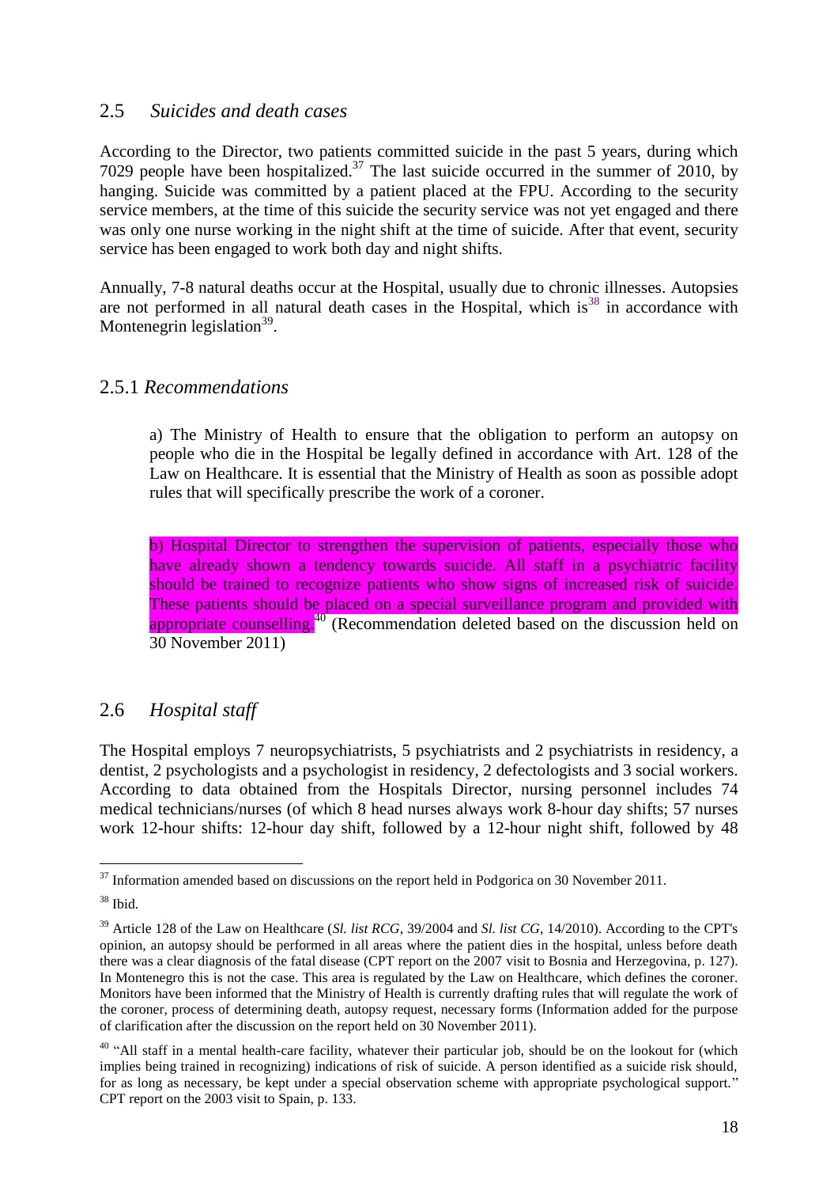## 2.5 *Suicides and death cases*

According to the Director, two patients committed suicide in the past 5 years, during which 7029 people have been hospitalized.[37] The last suicide occurred in the summer of 2010, by hanging. Suicide was committed by a patient placed at the FPU. According to the security service members, at the time of this suicide the security service was not yet engaged and there was only one nurse working in the night shift at the time of suicide. After that event, security service has been engaged to work both day and night shifts.

Annually, 7-8 natural deaths occur at the Hospital, usually due to chronic illnesses. Autopsies are not performed in all natural death cases in the Hospital, which is[38] in accordance with Montenegrin legislation[39].

### 2.5.1 *Recommendations*

a) The Ministry of Health to ensure that the obligation to perform an autopsy on people who die in the Hospital be legally defined in accordance with Art. 128 of the Law on Healthcare. It is essential that the Ministry of Health as soon as possible adopt rules that will specifically prescribe the work of a coroner.

b) Hospital Director to strengthen the supervision of patients, especially those who have already shown a tendency towards suicide. All staff in a psychiatric facility should be trained to recognize patients who show signs of increased risk of suicide. These patients should be placed on a special surveillance program and provided with appropriate counselling.[40] (Recommendation deleted based on the discussion held on 30 November 2011)

## 2.6 *Hospital staff*

The Hospital employs 7 neuropsychiatrists, 5 psychiatrists and 2 psychiatrists in residency, a dentist, 2 psychologists and a psychologist in residency, 2 defectologists and 3 social workers. According to data obtained from the Hospitals Director, nursing personnel includes 74 medical technicians/nurses (of which 8 head nurses always work 8-hour day shifts; 57 nurses work 12-hour shifts: 12-hour day shift, followed by a 12-hour night shift, followed by 48

---

[37] Information amended based on discussions on the report held in Podgorica on 30 November 2011.

[38] Ibid.

[39] Article 128 of the Law on Healthcare (*Sl. list RCG*, 39/2004 and *Sl. list CG*, 14/2010). According to the CPT's opinion, an autopsy should be performed in all areas where the patient dies in the hospital, unless before death there was a clear diagnosis of the fatal disease (CPT report on the 2007 visit to Bosnia and Herzegovina, p. 127). In Montenegro this is not the case. This area is regulated by the Law on Healthcare, which defines the coroner. Monitors have been informed that the Ministry of Health is currently drafting rules that will regulate the work of the coroner, process of determining death, autopsy request, necessary forms (Information added for the purpose of clarification after the discussion on the report held on 30 November 2011).

[40] "All staff in a mental health-care facility, whatever their particular job, should be on the lookout for (which implies being trained in recognizing) indications of risk of suicide. A person identified as a suicide risk should, for as long as necessary, be kept under a special observation scheme with appropriate psychological support." CPT report on the 2003 visit to Spain, p. 133.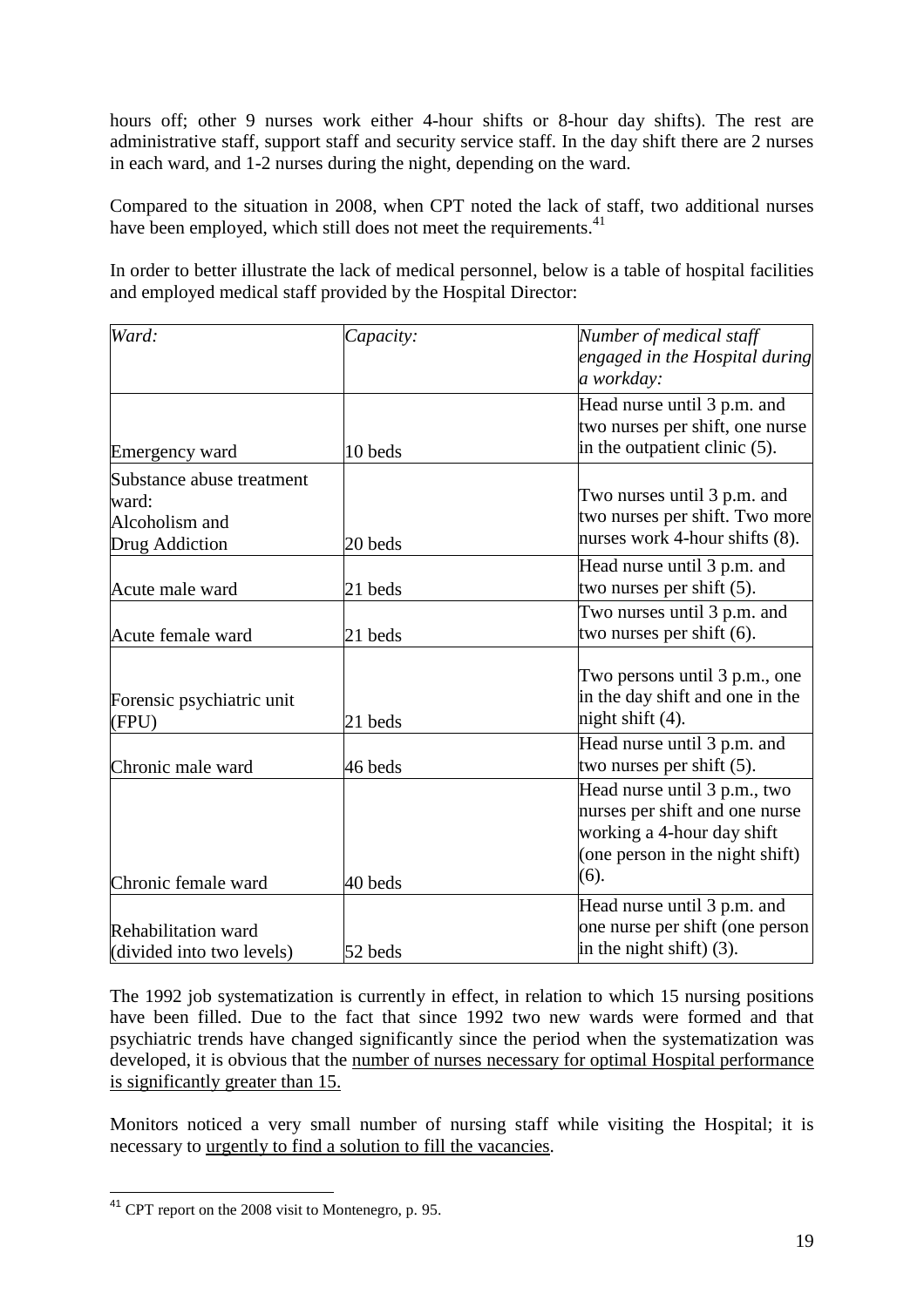hours off; other 9 nurses work either 4-hour shifts or 8-hour day shifts). The rest are administrative staff, support staff and security service staff. In the day shift there are 2 nurses in each ward, and 1-2 nurses during the night, depending on the ward.

Compared to the situation in 2008, when CPT noted the lack of staff, two additional nurses have been employed, which still does not meet the requirements.[41]

In order to better illustrate the lack of medical personnel, below is a table of hospital facilities and employed medical staff provided by the Hospital Director:

| *Ward:* | *Capacity:* | *Number of medical staff engaged in the Hospital during a workday:* |
|---|---|---|
| Emergency ward | 10 beds | Head nurse until 3 p.m. and two nurses per shift, one nurse in the outpatient clinic (5). |
| Substance abuse treatment ward: Alcoholism and Drug Addiction | 20 beds | Two nurses until 3 p.m. and two nurses per shift. Two more nurses work 4-hour shifts (8). |
| Acute male ward | 21 beds | Head nurse until 3 p.m. and two nurses per shift (5). |
| Acute female ward | 21 beds | Two nurses until 3 p.m. and two nurses per shift (6). |
| Forensic psychiatric unit (FPU) | 21 beds | Two persons until 3 p.m., one in the day shift and one in the night shift (4). |
| Chronic male ward | 46 beds | Head nurse until 3 p.m. and two nurses per shift (5). |
| Chronic female ward | 40 beds | Head nurse until 3 p.m., two nurses per shift and one nurse working a 4-hour day shift (one person in the night shift) (6). |
| Rehabilitation ward (divided into two levels) | 52 beds | Head nurse until 3 p.m. and one nurse per shift (one person in the night shift) (3). |

The 1992 job systematization is currently in effect, in relation to which 15 nursing positions have been filled. Due to the fact that since 1992 two new wards were formed and that psychiatric trends have changed significantly since the period when the systematization was developed, it is obvious that the <u>number of nurses necessary for optimal Hospital performance is significantly greater than 15.</u>

Monitors noticed a very small number of nursing staff while visiting the Hospital; it is necessary to <u>urgently to find a solution to fill the vacancies</u>.

---

[41] CPT report on the 2008 visit to Montenegro, p. 95.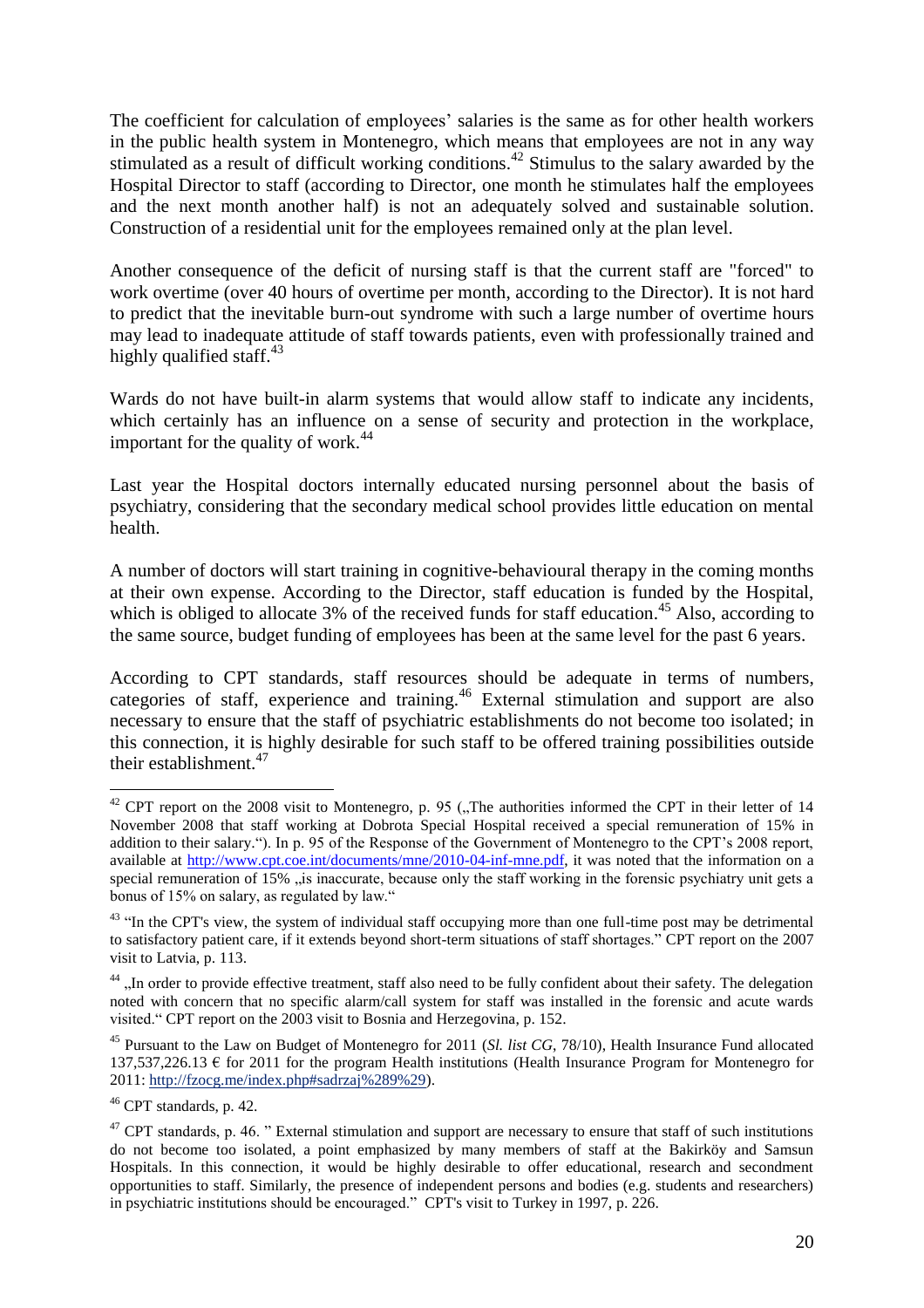The coefficient for calculation of employees' salaries is the same as for other health workers in the public health system in Montenegro, which means that employees are not in any way stimulated as a result of difficult working conditions.[42] Stimulus to the salary awarded by the Hospital Director to staff (according to Director, one month he stimulates half the employees and the next month another half) is not an adequately solved and sustainable solution. Construction of a residential unit for the employees remained only at the plan level.

Another consequence of the deficit of nursing staff is that the current staff are "forced" to work overtime (over 40 hours of overtime per month, according to the Director). It is not hard to predict that the inevitable burn-out syndrome with such a large number of overtime hours may lead to inadequate attitude of staff towards patients, even with professionally trained and highly qualified staff.[43]

Wards do not have built-in alarm systems that would allow staff to indicate any incidents, which certainly has an influence on a sense of security and protection in the workplace, important for the quality of work.[44]

Last year the Hospital doctors internally educated nursing personnel about the basis of psychiatry, considering that the secondary medical school provides little education on mental health.

A number of doctors will start training in cognitive-behavioural therapy in the coming months at their own expense. According to the Director, staff education is funded by the Hospital, which is obliged to allocate 3% of the received funds for staff education.[45] Also, according to the same source, budget funding of employees has been at the same level for the past 6 years.

According to CPT standards, staff resources should be adequate in terms of numbers, categories of staff, experience and training.[46] External stimulation and support are also necessary to ensure that the staff of psychiatric establishments do not become too isolated; in this connection, it is highly desirable for such staff to be offered training possibilities outside their establishment.[47]

---

[42] CPT report on the 2008 visit to Montenegro, p. 95 („The authorities informed the CPT in their letter of 14 November 2008 that staff working at Dobrota Special Hospital received a special remuneration of 15% in addition to their salary."). In p. 95 of the Response of the Government of Montenegro to the CPT's 2008 report, available at http://www.cpt.coe.int/documents/mne/2010-04-inf-mne.pdf, it was noted that the information on a special remuneration of 15% „is inaccurate, because only the staff working in the forensic psychiatry unit gets a bonus of 15% on salary, as regulated by law."

[43] "In the CPT's view, the system of individual staff occupying more than one full-time post may be detrimental to satisfactory patient care, if it extends beyond short-term situations of staff shortages." CPT report on the 2007 visit to Latvia, p. 113.

[44] „In order to provide effective treatment, staff also need to be fully confident about their safety. The delegation noted with concern that no specific alarm/call system for staff was installed in the forensic and acute wards visited." CPT report on the 2003 visit to Bosnia and Herzegovina, p. 152.

[45] Pursuant to the Law on Budget of Montenegro for 2011 (*Sl. list CG*, 78/10), Health Insurance Fund allocated 137,537,226.13 € for 2011 for the program Health institutions (Health Insurance Program for Montenegro for 2011: http://fzocg.me/index.php#sadrzaj%289%29).

[46] CPT standards, p. 42.

[47] CPT standards, p. 46. " External stimulation and support are necessary to ensure that staff of such institutions do not become too isolated, a point emphasized by many members of staff at the Bakirköy and Samsun Hospitals. In this connection, it would be highly desirable to offer educational, research and secondment opportunities to staff. Similarly, the presence of independent persons and bodies (e.g. students and researchers) in psychiatric institutions should be encouraged." CPT's visit to Turkey in 1997, p. 226.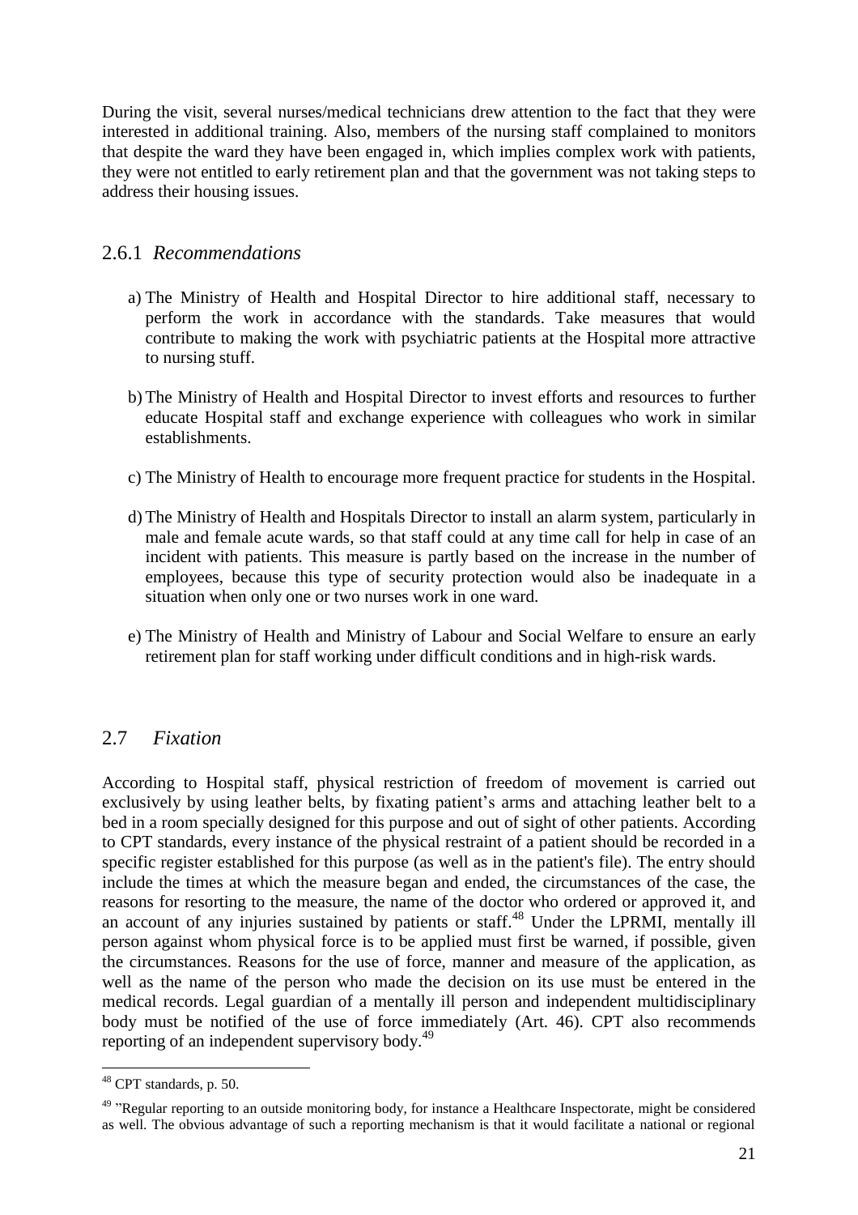During the visit, several nurses/medical technicians drew attention to the fact that they were interested in additional training. Also, members of the nursing staff complained to monitors that despite the ward they have been engaged in, which implies complex work with patients, they were not entitled to early retirement plan and that the government was not taking steps to address their housing issues.

### 2.6.1 *Recommendations*

a) The Ministry of Health and Hospital Director to hire additional staff, necessary to perform the work in accordance with the standards. Take measures that would contribute to making the work with psychiatric patients at the Hospital more attractive to nursing stuff.

b) The Ministry of Health and Hospital Director to invest efforts and resources to further educate Hospital staff and exchange experience with colleagues who work in similar establishments.

c) The Ministry of Health to encourage more frequent practice for students in the Hospital.

d) The Ministry of Health and Hospitals Director to install an alarm system, particularly in male and female acute wards, so that staff could at any time call for help in case of an incident with patients. This measure is partly based on the increase in the number of employees, because this type of security protection would also be inadequate in a situation when only one or two nurses work in one ward.

e) The Ministry of Health and Ministry of Labour and Social Welfare to ensure an early retirement plan for staff working under difficult conditions and in high-risk wards.

## 2.7 *Fixation*

According to Hospital staff, physical restriction of freedom of movement is carried out exclusively by using leather belts, by fixating patient's arms and attaching leather belt to a bed in a room specially designed for this purpose and out of sight of other patients. According to CPT standards, every instance of the physical restraint of a patient should be recorded in a specific register established for this purpose (as well as in the patient's file). The entry should include the times at which the measure began and ended, the circumstances of the case, the reasons for resorting to the measure, the name of the doctor who ordered or approved it, and an account of any injuries sustained by patients or staff.[48] Under the LPRMI, mentally ill person against whom physical force is to be applied must first be warned, if possible, given the circumstances. Reasons for the use of force, manner and measure of the application, as well as the name of the person who made the decision on its use must be entered in the medical records. Legal guardian of a mentally ill person and independent multidisciplinary body must be notified of the use of force immediately (Art. 46). CPT also recommends reporting of an independent supervisory body.[49]

---

[48] CPT standards, p. 50.

[49] "Regular reporting to an outside monitoring body, for instance a Healthcare Inspectorate, might be considered as well. The obvious advantage of such a reporting mechanism is that it would facilitate a national or regional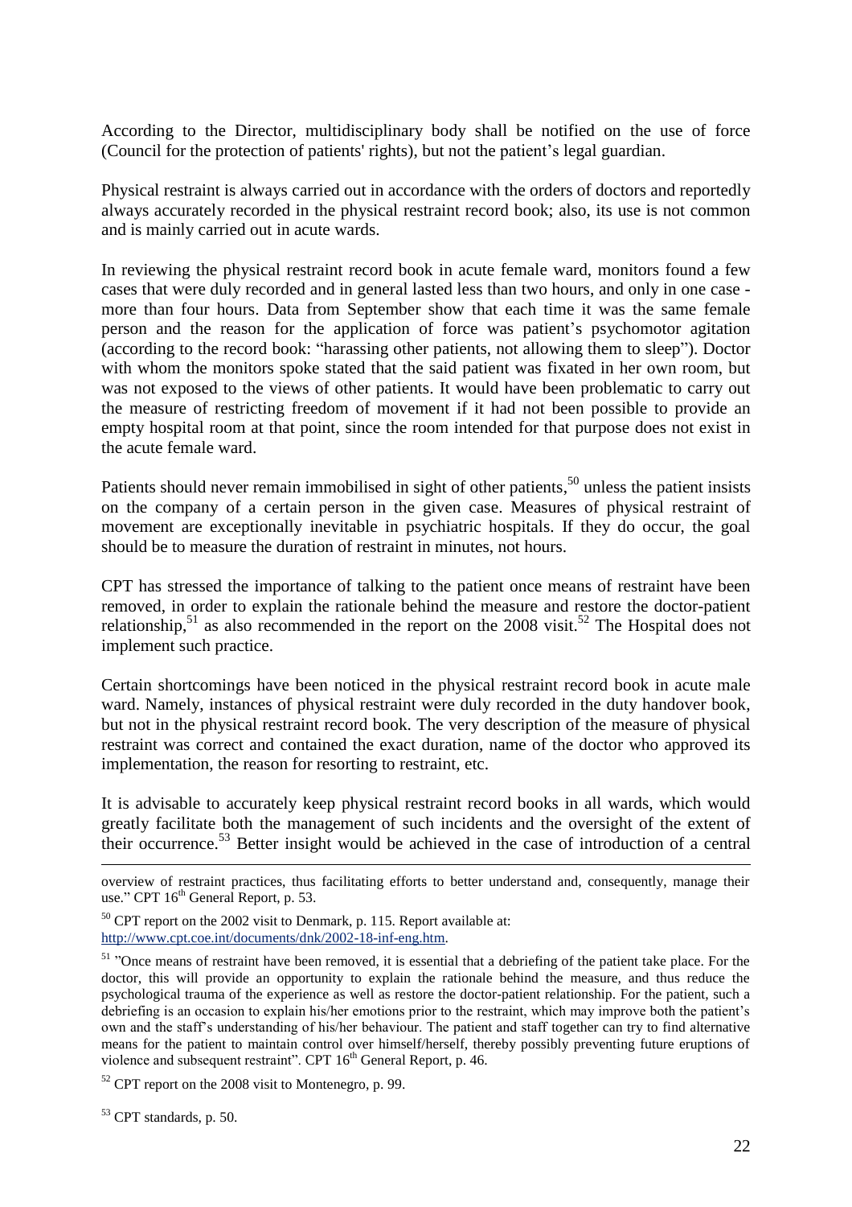According to the Director, multidisciplinary body shall be notified on the use of force (Council for the protection of patients' rights), but not the patient's legal guardian.

Physical restraint is always carried out in accordance with the orders of doctors and reportedly always accurately recorded in the physical restraint record book; also, its use is not common and is mainly carried out in acute wards.

In reviewing the physical restraint record book in acute female ward, monitors found a few cases that were duly recorded and in general lasted less than two hours, and only in one case - more than four hours. Data from September show that each time it was the same female person and the reason for the application of force was patient's psychomotor agitation (according to the record book: "harassing other patients, not allowing them to sleep"). Doctor with whom the monitors spoke stated that the said patient was fixated in her own room, but was not exposed to the views of other patients. It would have been problematic to carry out the measure of restricting freedom of movement if it had not been possible to provide an empty hospital room at that point, since the room intended for that purpose does not exist in the acute female ward.

Patients should never remain immobilised in sight of other patients,[50] unless the patient insists on the company of a certain person in the given case. Measures of physical restraint of movement are exceptionally inevitable in psychiatric hospitals. If they do occur, the goal should be to measure the duration of restraint in minutes, not hours.

CPT has stressed the importance of talking to the patient once means of restraint have been removed, in order to explain the rationale behind the measure and restore the doctor-patient relationship,[51] as also recommended in the report on the 2008 visit.[52] The Hospital does not implement such practice.

Certain shortcomings have been noticed in the physical restraint record book in acute male ward. Namely, instances of physical restraint were duly recorded in the duty handover book, but not in the physical restraint record book. The very description of the measure of physical restraint was correct and contained the exact duration, name of the doctor who approved its implementation, the reason for resorting to restraint, etc.

It is advisable to accurately keep physical restraint record books in all wards, which would greatly facilitate both the management of such incidents and the oversight of the extent of their occurrence.[53] Better insight would be achieved in the case of introduction of a central

---

overview of restraint practices, thus facilitating efforts to better understand and, consequently, manage their use." CPT 16th General Report, p. 53.

[50] CPT report on the 2002 visit to Denmark, p. 115. Report available at: http://www.cpt.coe.int/documents/dnk/2002-18-inf-eng.htm.

[51] "Once means of restraint have been removed, it is essential that a debriefing of the patient take place. For the doctor, this will provide an opportunity to explain the rationale behind the measure, and thus reduce the psychological trauma of the experience as well as restore the doctor-patient relationship. For the patient, such a debriefing is an occasion to explain his/her emotions prior to the restraint, which may improve both the patient's own and the staff's understanding of his/her behaviour. The patient and staff together can try to find alternative means for the patient to maintain control over himself/herself, thereby possibly preventing future eruptions of violence and subsequent restraint". CPT 16th General Report, p. 46.

[52] CPT report on the 2008 visit to Montenegro, p. 99.

[53] CPT standards, p. 50.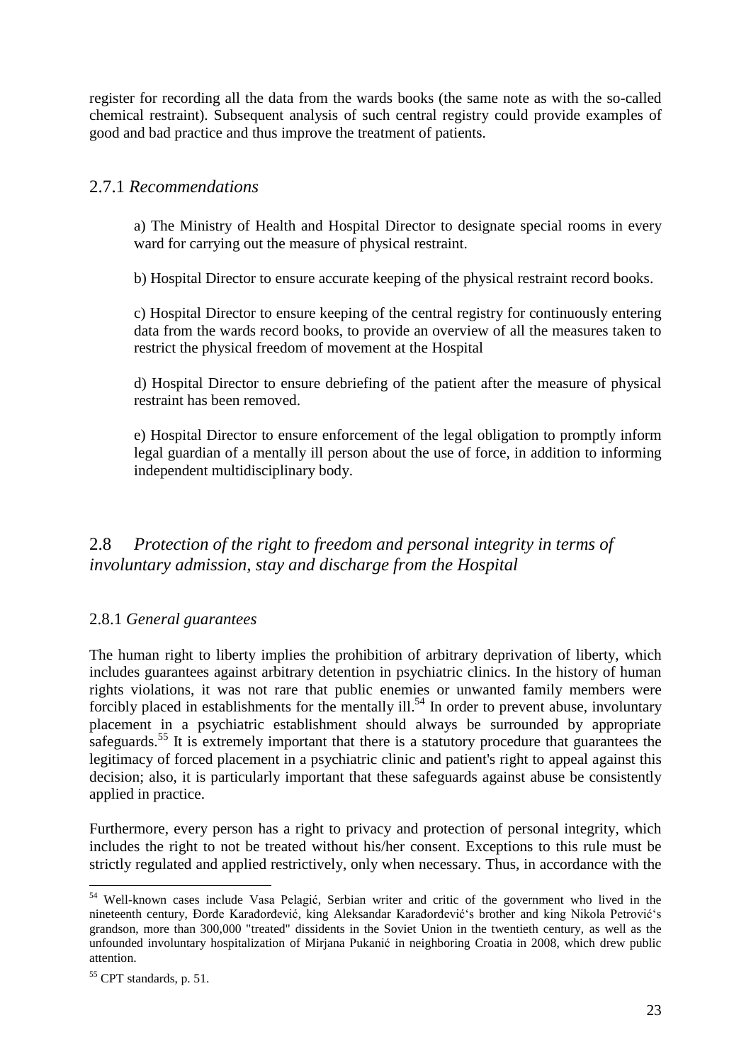register for recording all the data from the wards books (the same note as with the so-called chemical restraint). Subsequent analysis of such central registry could provide examples of good and bad practice and thus improve the treatment of patients.

### 2.7.1 *Recommendations*

a) The Ministry of Health and Hospital Director to designate special rooms in every ward for carrying out the measure of physical restraint.

b) Hospital Director to ensure accurate keeping of the physical restraint record books.

c) Hospital Director to ensure keeping of the central registry for continuously entering data from the wards record books, to provide an overview of all the measures taken to restrict the physical freedom of movement at the Hospital

d) Hospital Director to ensure debriefing of the patient after the measure of physical restraint has been removed.

e) Hospital Director to ensure enforcement of the legal obligation to promptly inform legal guardian of a mentally ill person about the use of force, in addition to informing independent multidisciplinary body.

## 2.8 *Protection of the right to freedom and personal integrity in terms of involuntary admission, stay and discharge from the Hospital*

### 2.8.1 *General guarantees*

The human right to liberty implies the prohibition of arbitrary deprivation of liberty, which includes guarantees against arbitrary detention in psychiatric clinics. In the history of human rights violations, it was not rare that public enemies or unwanted family members were forcibly placed in establishments for the mentally ill.[54] In order to prevent abuse, involuntary placement in a psychiatric establishment should always be surrounded by appropriate safeguards.[55] It is extremely important that there is a statutory procedure that guarantees the legitimacy of forced placement in a psychiatric clinic and patient's right to appeal against this decision; also, it is particularly important that these safeguards against abuse be consistently applied in practice.

Furthermore, every person has a right to privacy and protection of personal integrity, which includes the right to not be treated without his/her consent. Exceptions to this rule must be strictly regulated and applied restrictively, only when necessary. Thus, in accordance with the

---

[54] Well-known cases include Vasa Pelagić, Serbian writer and critic of the government who lived in the nineteenth century, Đorđe Karađorđević, king Aleksandar Karađorđević's brother and king Nikola Petrović's grandson, more than 300,000 "treated" dissidents in the Soviet Union in the twentieth century, as well as the unfounded involuntary hospitalization of Mirjana Pukanić in neighboring Croatia in 2008, which drew public attention.

[55] CPT standards, p. 51.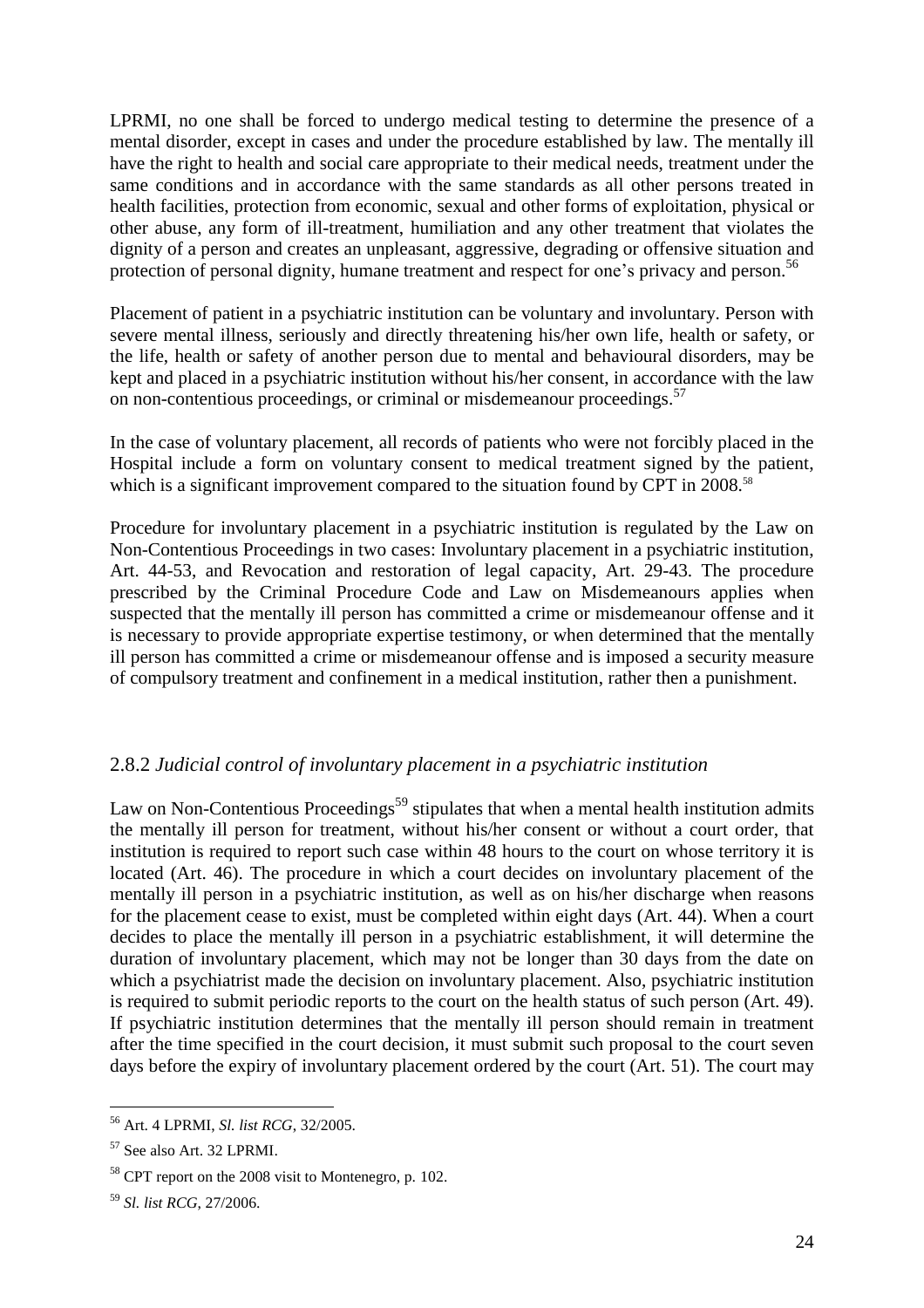LPRMI, no one shall be forced to undergo medical testing to determine the presence of a mental disorder, except in cases and under the procedure established by law. The mentally ill have the right to health and social care appropriate to their medical needs, treatment under the same conditions and in accordance with the same standards as all other persons treated in health facilities, protection from economic, sexual and other forms of exploitation, physical or other abuse, any form of ill-treatment, humiliation and any other treatment that violates the dignity of a person and creates an unpleasant, aggressive, degrading or offensive situation and protection of personal dignity, humane treatment and respect for one's privacy and person.[56]

Placement of patient in a psychiatric institution can be voluntary and involuntary. Person with severe mental illness, seriously and directly threatening his/her own life, health or safety, or the life, health or safety of another person due to mental and behavioural disorders, may be kept and placed in a psychiatric institution without his/her consent, in accordance with the law on non-contentious proceedings, or criminal or misdemeanour proceedings.[57]

In the case of voluntary placement, all records of patients who were not forcibly placed in the Hospital include a form on voluntary consent to medical treatment signed by the patient, which is a significant improvement compared to the situation found by CPT in 2008.[58]

Procedure for involuntary placement in a psychiatric institution is regulated by the Law on Non-Contentious Proceedings in two cases: Involuntary placement in a psychiatric institution, Art. 44-53, and Revocation and restoration of legal capacity, Art. 29-43. The procedure prescribed by the Criminal Procedure Code and Law on Misdemeanours applies when suspected that the mentally ill person has committed a crime or misdemeanour offense and it is necessary to provide appropriate expertise testimony, or when determined that the mentally ill person has committed a crime or misdemeanour offense and is imposed a security measure of compulsory treatment and confinement in a medical institution, rather then a punishment.

### 2.8.2 *Judicial control of involuntary placement in a psychiatric institution*

Law on Non-Contentious Proceedings[59] stipulates that when a mental health institution admits the mentally ill person for treatment, without his/her consent or without a court order, that institution is required to report such case within 48 hours to the court on whose territory it is located (Art. 46). The procedure in which a court decides on involuntary placement of the mentally ill person in a psychiatric institution, as well as on his/her discharge when reasons for the placement cease to exist, must be completed within eight days (Art. 44). When a court decides to place the mentally ill person in a psychiatric establishment, it will determine the duration of involuntary placement, which may not be longer than 30 days from the date on which a psychiatrist made the decision on involuntary placement. Also, psychiatric institution is required to submit periodic reports to the court on the health status of such person (Art. 49). If psychiatric institution determines that the mentally ill person should remain in treatment after the time specified in the court decision, it must submit such proposal to the court seven days before the expiry of involuntary placement ordered by the court (Art. 51). The court may

---

[56] Art. 4 LPRMI, *Sl. list RCG*, 32/2005.

[57] See also Art. 32 LPRMI.

[58] CPT report on the 2008 visit to Montenegro, p. 102.

[59] *Sl. list RCG*, 27/2006.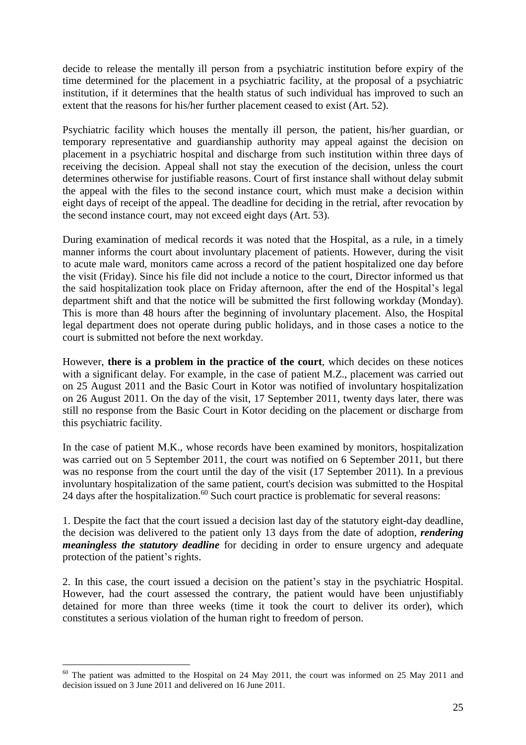decide to release the mentally ill person from a psychiatric institution before expiry of the time determined for the placement in a psychiatric facility, at the proposal of a psychiatric institution, if it determines that the health status of such individual has improved to such an extent that the reasons for his/her further placement ceased to exist (Art. 52).

Psychiatric facility which houses the mentally ill person, the patient, his/her guardian, or temporary representative and guardianship authority may appeal against the decision on placement in a psychiatric hospital and discharge from such institution within three days of receiving the decision. Appeal shall not stay the execution of the decision, unless the court determines otherwise for justifiable reasons. Court of first instance shall without delay submit the appeal with the files to the second instance court, which must make a decision within eight days of receipt of the appeal. The deadline for deciding in the retrial, after revocation by the second instance court, may not exceed eight days (Art. 53).

During examination of medical records it was noted that the Hospital, as a rule, in a timely manner informs the court about involuntary placement of patients. However, during the visit to acute male ward, monitors came across a record of the patient hospitalized one day before the visit (Friday). Since his file did not include a notice to the court, Director informed us that the said hospitalization took place on Friday afternoon, after the end of the Hospital's legal department shift and that the notice will be submitted the first following workday (Monday). This is more than 48 hours after the beginning of involuntary placement. Also, the Hospital legal department does not operate during public holidays, and in those cases a notice to the court is submitted not before the next workday.

However, **there is a problem in the practice of the court**, which decides on these notices with a significant delay. For example, in the case of patient M.Z., placement was carried out on 25 August 2011 and the Basic Court in Kotor was notified of involuntary hospitalization on 26 August 2011. On the day of the visit, 17 September 2011, twenty days later, there was still no response from the Basic Court in Kotor deciding on the placement or discharge from this psychiatric facility.

In the case of patient M.K., whose records have been examined by monitors, hospitalization was carried out on 5 September 2011, the court was notified on 6 September 2011, but there was no response from the court until the day of the visit (17 September 2011). In a previous involuntary hospitalization of the same patient, court's decision was submitted to the Hospital 24 days after the hospitalization.[60] Such court practice is problematic for several reasons:

1. Despite the fact that the court issued a decision last day of the statutory eight-day deadline, the decision was delivered to the patient only 13 days from the date of adoption, ***rendering meaningless the statutory deadline*** for deciding in order to ensure urgency and adequate protection of the patient's rights.

2. In this case, the court issued a decision on the patient's stay in the psychiatric Hospital. However, had the court assessed the contrary, the patient would have been unjustifiably detained for more than three weeks (time it took the court to deliver its order), which constitutes a serious violation of the human right to freedom of person.

---

[60] The patient was admitted to the Hospital on 24 May 2011, the court was informed on 25 May 2011 and decision issued on 3 June 2011 and delivered on 16 June 2011.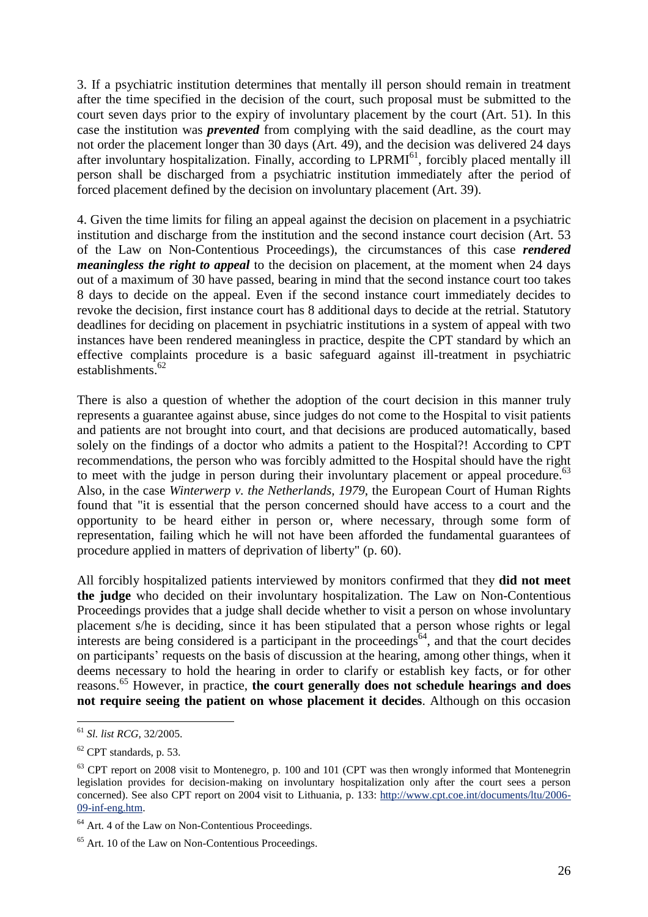3. If a psychiatric institution determines that mentally ill person should remain in treatment after the time specified in the decision of the court, such proposal must be submitted to the court seven days prior to the expiry of involuntary placement by the court (Art. 51). In this case the institution was ***prevented*** from complying with the said deadline, as the court may not order the placement longer than 30 days (Art. 49), and the decision was delivered 24 days after involuntary hospitalization. Finally, according to LPRMI[61], forcibly placed mentally ill person shall be discharged from a psychiatric institution immediately after the period of forced placement defined by the decision on involuntary placement (Art. 39).

4. Given the time limits for filing an appeal against the decision on placement in a psychiatric institution and discharge from the institution and the second instance court decision (Art. 53 of the Law on Non-Contentious Proceedings), the circumstances of this case ***rendered meaningless the right to appeal*** to the decision on placement, at the moment when 24 days out of a maximum of 30 have passed, bearing in mind that the second instance court too takes 8 days to decide on the appeal. Even if the second instance court immediately decides to revoke the decision, first instance court has 8 additional days to decide at the retrial. Statutory deadlines for deciding on placement in psychiatric institutions in a system of appeal with two instances have been rendered meaningless in practice, despite the CPT standard by which an effective complaints procedure is a basic safeguard against ill-treatment in psychiatric establishments.[62]

There is also a question of whether the adoption of the court decision in this manner truly represents a guarantee against abuse, since judges do not come to the Hospital to visit patients and patients are not brought into court, and that decisions are produced automatically, based solely on the findings of a doctor who admits a patient to the Hospital?! According to CPT recommendations, the person who was forcibly admitted to the Hospital should have the right to meet with the judge in person during their involuntary placement or appeal procedure.[63] Also, in the case *Winterwerp v. the Netherlands, 1979*, the European Court of Human Rights found that "it is essential that the person concerned should have access to a court and the opportunity to be heard either in person or, where necessary, through some form of representation, failing which he will not have been afforded the fundamental guarantees of procedure applied in matters of deprivation of liberty" (p. 60).

All forcibly hospitalized patients interviewed by monitors confirmed that they **did not meet the judge** who decided on their involuntary hospitalization. The Law on Non-Contentious Proceedings provides that a judge shall decide whether to visit a person on whose involuntary placement s/he is deciding, since it has been stipulated that a person whose rights or legal interests are being considered is a participant in the proceedings[64], and that the court decides on participants' requests on the basis of discussion at the hearing, among other things, when it deems necessary to hold the hearing in order to clarify or establish key facts, or for other reasons.[65] However, in practice, **the court generally does not schedule hearings and does not require seeing the patient on whose placement it decides**. Although on this occasion

---

[61] *Sl. list RCG*, 32/2005.

[62] CPT standards, p. 53.

[63] CPT report on 2008 visit to Montenegro, p. 100 and 101 (CPT was then wrongly informed that Montenegrin legislation provides for decision-making on involuntary hospitalization only after the court sees a person concerned). See also CPT report on 2004 visit to Lithuania, p. 133: http://www.cpt.coe.int/documents/ltu/2006-09-inf-eng.htm.

[64] Art. 4 of the Law on Non-Contentious Proceedings.

[65] Art. 10 of the Law on Non-Contentious Proceedings.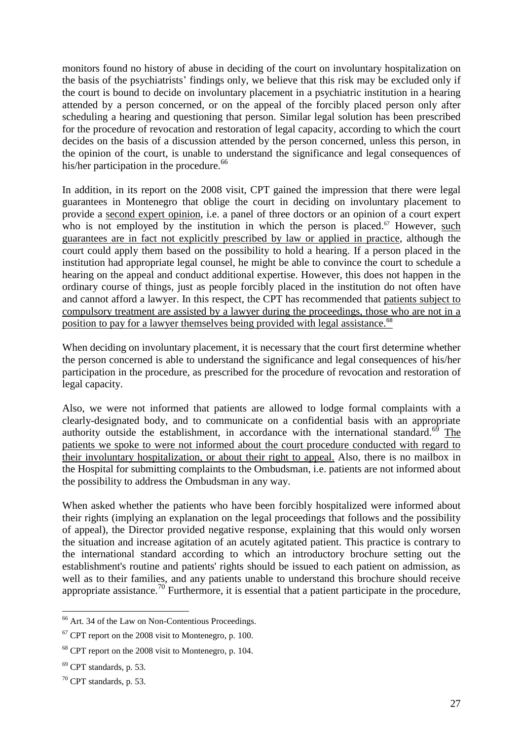monitors found no history of abuse in deciding of the court on involuntary hospitalization on the basis of the psychiatrists' findings only, we believe that this risk may be excluded only if the court is bound to decide on involuntary placement in a psychiatric institution in a hearing attended by a person concerned, or on the appeal of the forcibly placed person only after scheduling a hearing and questioning that person. Similar legal solution has been prescribed for the procedure of revocation and restoration of legal capacity, according to which the court decides on the basis of a discussion attended by the person concerned, unless this person, in the opinion of the court, is unable to understand the significance and legal consequences of his/her participation in the procedure.[66]

In addition, in its report on the 2008 visit, CPT gained the impression that there were legal guarantees in Montenegro that oblige the court in deciding on involuntary placement to provide a second expert opinion, i.e. a panel of three doctors or an opinion of a court expert who is not employed by the institution in which the person is placed.[67] However, such guarantees are in fact not explicitly prescribed by law or applied in practice, although the court could apply them based on the possibility to hold a hearing. If a person placed in the institution had appropriate legal counsel, he might be able to convince the court to schedule a hearing on the appeal and conduct additional expertise. However, this does not happen in the ordinary course of things, just as people forcibly placed in the institution do not often have and cannot afford a lawyer. In this respect, the CPT has recommended that patients subject to compulsory treatment are assisted by a lawyer during the proceedings, those who are not in a position to pay for a lawyer themselves being provided with legal assistance.[68]

When deciding on involuntary placement, it is necessary that the court first determine whether the person concerned is able to understand the significance and legal consequences of his/her participation in the procedure, as prescribed for the procedure of revocation and restoration of legal capacity.

Also, we were not informed that patients are allowed to lodge formal complaints with a clearly-designated body, and to communicate on a confidential basis with an appropriate authority outside the establishment, in accordance with the international standard.[69] The patients we spoke to were not informed about the court procedure conducted with regard to their involuntary hospitalization, or about their right to appeal. Also, there is no mailbox in the Hospital for submitting complaints to the Ombudsman, i.e. patients are not informed about the possibility to address the Ombudsman in any way.

When asked whether the patients who have been forcibly hospitalized were informed about their rights (implying an explanation on the legal proceedings that follows and the possibility of appeal), the Director provided negative response, explaining that this would only worsen the situation and increase agitation of an acutely agitated patient. This practice is contrary to the international standard according to which an introductory brochure setting out the establishment's routine and patients' rights should be issued to each patient on admission, as well as to their families, and any patients unable to understand this brochure should receive appropriate assistance.[70] Furthermore, it is essential that a patient participate in the procedure,

---

[66] Art. 34 of the Law on Non-Contentious Proceedings.

[67] CPT report on the 2008 visit to Montenegro, p. 100.

[68] CPT report on the 2008 visit to Montenegro, p. 104.

[69] CPT standards, p. 53.

[70] CPT standards, p. 53.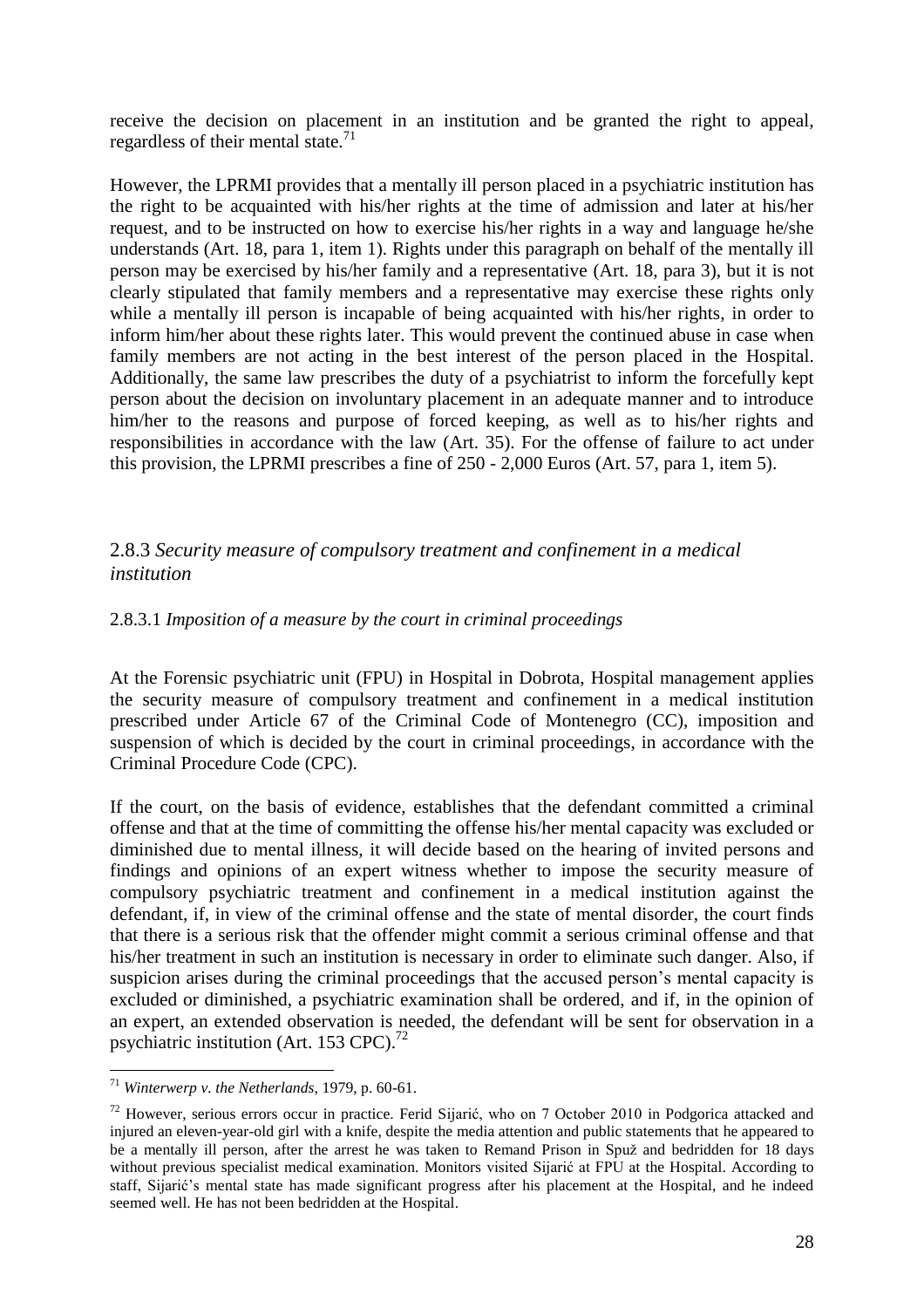receive the decision on placement in an institution and be granted the right to appeal, regardless of their mental state.[71]

However, the LPRMI provides that a mentally ill person placed in a psychiatric institution has the right to be acquainted with his/her rights at the time of admission and later at his/her request, and to be instructed on how to exercise his/her rights in a way and language he/she understands (Art. 18, para 1, item 1). Rights under this paragraph on behalf of the mentally ill person may be exercised by his/her family and a representative (Art. 18, para 3), but it is not clearly stipulated that family members and a representative may exercise these rights only while a mentally ill person is incapable of being acquainted with his/her rights, in order to inform him/her about these rights later. This would prevent the continued abuse in case when family members are not acting in the best interest of the person placed in the Hospital. Additionally, the same law prescribes the duty of a psychiatrist to inform the forcefully kept person about the decision on involuntary placement in an adequate manner and to introduce him/her to the reasons and purpose of forced keeping, as well as to his/her rights and responsibilities in accordance with the law (Art. 35). For the offense of failure to act under this provision, the LPRMI prescribes a fine of 250 - 2,000 Euros (Art. 57, para 1, item 5).

### 2.8.3 *Security measure of compulsory treatment and confinement in a medical institution*

#### 2.8.3.1 *Imposition of a measure by the court in criminal proceedings*

At the Forensic psychiatric unit (FPU) in Hospital in Dobrota, Hospital management applies the security measure of compulsory treatment and confinement in a medical institution prescribed under Article 67 of the Criminal Code of Montenegro (CC), imposition and suspension of which is decided by the court in criminal proceedings, in accordance with the Criminal Procedure Code (CPC).

If the court, on the basis of evidence, establishes that the defendant committed a criminal offense and that at the time of committing the offense his/her mental capacity was excluded or diminished due to mental illness, it will decide based on the hearing of invited persons and findings and opinions of an expert witness whether to impose the security measure of compulsory psychiatric treatment and confinement in a medical institution against the defendant, if, in view of the criminal offense and the state of mental disorder, the court finds that there is a serious risk that the offender might commit a serious criminal offense and that his/her treatment in such an institution is necessary in order to eliminate such danger. Also, if suspicion arises during the criminal proceedings that the accused person's mental capacity is excluded or diminished, a psychiatric examination shall be ordered, and if, in the opinion of an expert, an extended observation is needed, the defendant will be sent for observation in a psychiatric institution (Art. 153 CPC).[72]

---

[71] *Winterwerp v. the Netherlands*, 1979, p. 60-61.

[72] However, serious errors occur in practice. Ferid Sijarić, who on 7 October 2010 in Podgorica attacked and injured an eleven-year-old girl with a knife, despite the media attention and public statements that he appeared to be a mentally ill person, after the arrest he was taken to Remand Prison in Spuž and bedridden for 18 days without previous specialist medical examination. Monitors visited Sijarić at FPU at the Hospital. According to staff, Sijarić's mental state has made significant progress after his placement at the Hospital, and he indeed seemed well. He has not been bedridden at the Hospital.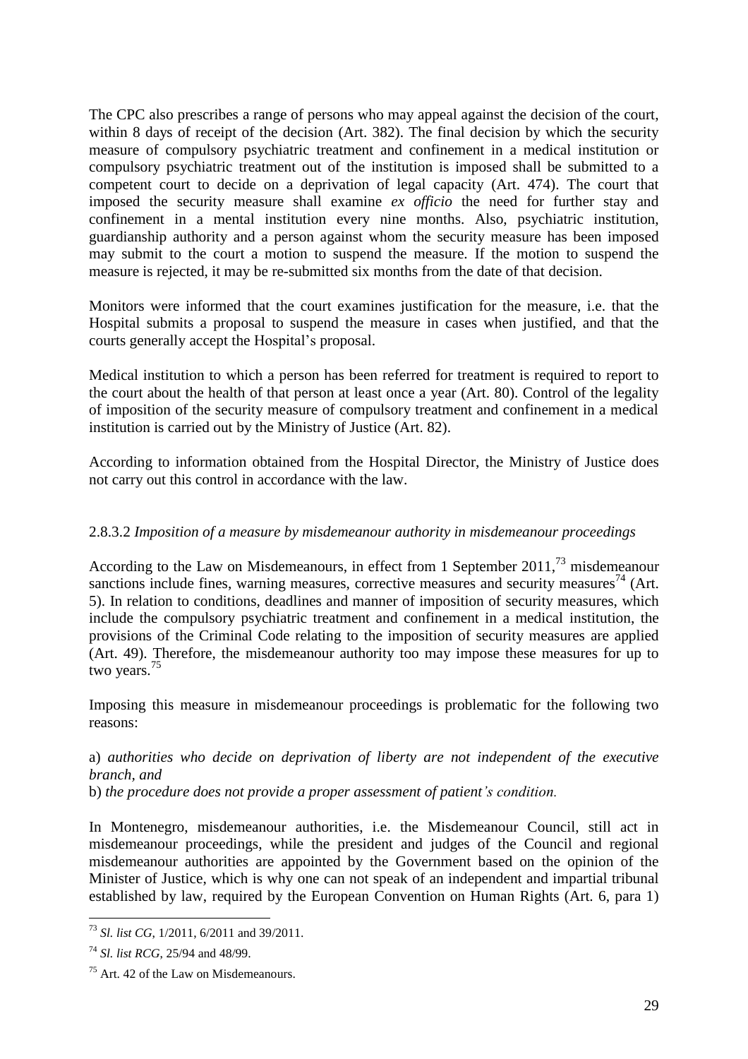The CPC also prescribes a range of persons who may appeal against the decision of the court, within 8 days of receipt of the decision (Art. 382). The final decision by which the security measure of compulsory psychiatric treatment and confinement in a medical institution or compulsory psychiatric treatment out of the institution is imposed shall be submitted to a competent court to decide on a deprivation of legal capacity (Art. 474). The court that imposed the security measure shall examine *ex officio* the need for further stay and confinement in a mental institution every nine months. Also, psychiatric institution, guardianship authority and a person against whom the security measure has been imposed may submit to the court a motion to suspend the measure. If the motion to suspend the measure is rejected, it may be re-submitted six months from the date of that decision.

Monitors were informed that the court examines justification for the measure, i.e. that the Hospital submits a proposal to suspend the measure in cases when justified, and that the courts generally accept the Hospital's proposal.

Medical institution to which a person has been referred for treatment is required to report to the court about the health of that person at least once a year (Art. 80). Control of the legality of imposition of the security measure of compulsory treatment and confinement in a medical institution is carried out by the Ministry of Justice (Art. 82).

According to information obtained from the Hospital Director, the Ministry of Justice does not carry out this control in accordance with the law.

### 2.8.3.2 *Imposition of a measure by misdemeanour authority in misdemeanour proceedings*

According to the Law on Misdemeanours, in effect from 1 September 2011,[73] misdemeanour sanctions include fines, warning measures, corrective measures and security measures[74] (Art. 5). In relation to conditions, deadlines and manner of imposition of security measures, which include the compulsory psychiatric treatment and confinement in a medical institution, the provisions of the Criminal Code relating to the imposition of security measures are applied (Art. 49). Therefore, the misdemeanour authority too may impose these measures for up to two years.[75]

Imposing this measure in misdemeanour proceedings is problematic for the following two reasons:

a) *authorities who decide on deprivation of liberty are not independent of the executive branch, and*

b) *the procedure does not provide a proper assessment of patient's condition.*

In Montenegro, misdemeanour authorities, i.e. the Misdemeanour Council, still act in misdemeanour proceedings, while the president and judges of the Council and regional misdemeanour authorities are appointed by the Government based on the opinion of the Minister of Justice, which is why one can not speak of an independent and impartial tribunal established by law, required by the European Convention on Human Rights (Art. 6, para 1)

---

[73] *Sl. list CG*, 1/2011, 6/2011 and 39/2011.

[74] *Sl. list RCG*, 25/94 and 48/99.

[75] Art. 42 of the Law on Misdemeanours.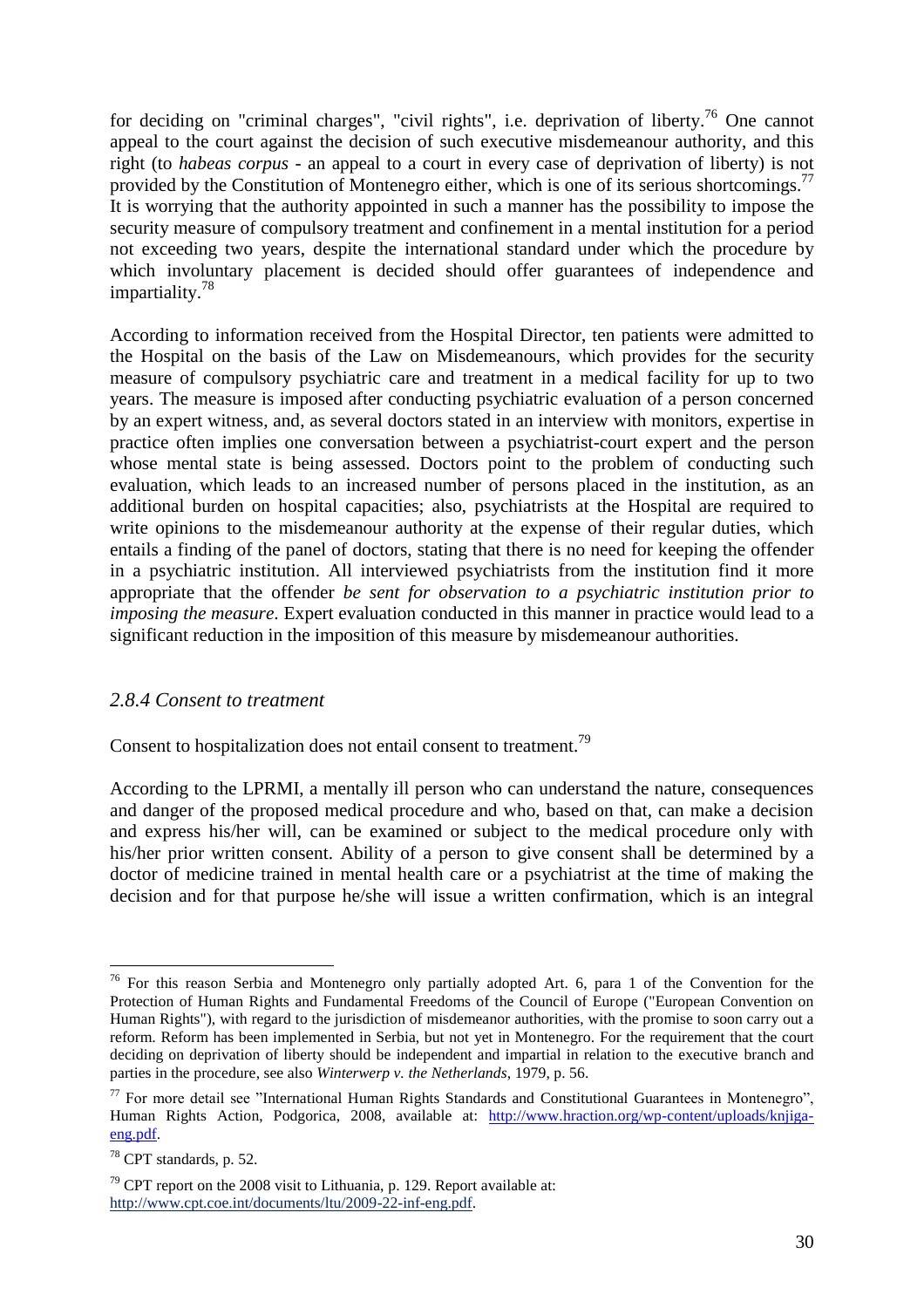for deciding on "criminal charges", "civil rights", i.e. deprivation of liberty.[76] One cannot appeal to the court against the decision of such executive misdemeanour authority, and this right (to *habeas corpus* - an appeal to a court in every case of deprivation of liberty) is not provided by the Constitution of Montenegro either, which is one of its serious shortcomings.[77] It is worrying that the authority appointed in such a manner has the possibility to impose the security measure of compulsory treatment and confinement in a mental institution for a period not exceeding two years, despite the international standard under which the procedure by which involuntary placement is decided should offer guarantees of independence and impartiality.[78]

According to information received from the Hospital Director, ten patients were admitted to the Hospital on the basis of the Law on Misdemeanours, which provides for the security measure of compulsory psychiatric care and treatment in a medical facility for up to two years. The measure is imposed after conducting psychiatric evaluation of a person concerned by an expert witness, and, as several doctors stated in an interview with monitors, expertise in practice often implies one conversation between a psychiatrist-court expert and the person whose mental state is being assessed. Doctors point to the problem of conducting such evaluation, which leads to an increased number of persons placed in the institution, as an additional burden on hospital capacities; also, psychiatrists at the Hospital are required to write opinions to the misdemeanour authority at the expense of their regular duties, which entails a finding of the panel of doctors, stating that there is no need for keeping the offender in a psychiatric institution. All interviewed psychiatrists from the institution find it more appropriate that the offender *be sent for observation to a psychiatric institution prior to imposing the measure*. Expert evaluation conducted in this manner in practice would lead to a significant reduction in the imposition of this measure by misdemeanour authorities.

### *2.8.4 Consent to treatment*

Consent to hospitalization does not entail consent to treatment.[79]

According to the LPRMI, a mentally ill person who can understand the nature, consequences and danger of the proposed medical procedure and who, based on that, can make a decision and express his/her will, can be examined or subject to the medical procedure only with his/her prior written consent. Ability of a person to give consent shall be determined by a doctor of medicine trained in mental health care or a psychiatrist at the time of making the decision and for that purpose he/she will issue a written confirmation, which is an integral

---

[76] For this reason Serbia and Montenegro only partially adopted Art. 6, para 1 of the Convention for the Protection of Human Rights and Fundamental Freedoms of the Council of Europe ("European Convention on Human Rights"), with regard to the jurisdiction of misdemeanor authorities, with the promise to soon carry out a reform. Reform has been implemented in Serbia, but not yet in Montenegro. For the requirement that the court deciding on deprivation of liberty should be independent and impartial in relation to the executive branch and parties in the procedure, see also *Winterwerp v. the Netherlands*, 1979, p. 56.

[77] For more detail see "International Human Rights Standards and Constitutional Guarantees in Montenegro", Human Rights Action, Podgorica, 2008, available at: http://www.hraction.org/wp-content/uploads/knjiga-eng.pdf.

[78] CPT standards, p. 52.

[79] CPT report on the 2008 visit to Lithuania, p. 129. Report available at: http://www.cpt.coe.int/documents/ltu/2009-22-inf-eng.pdf.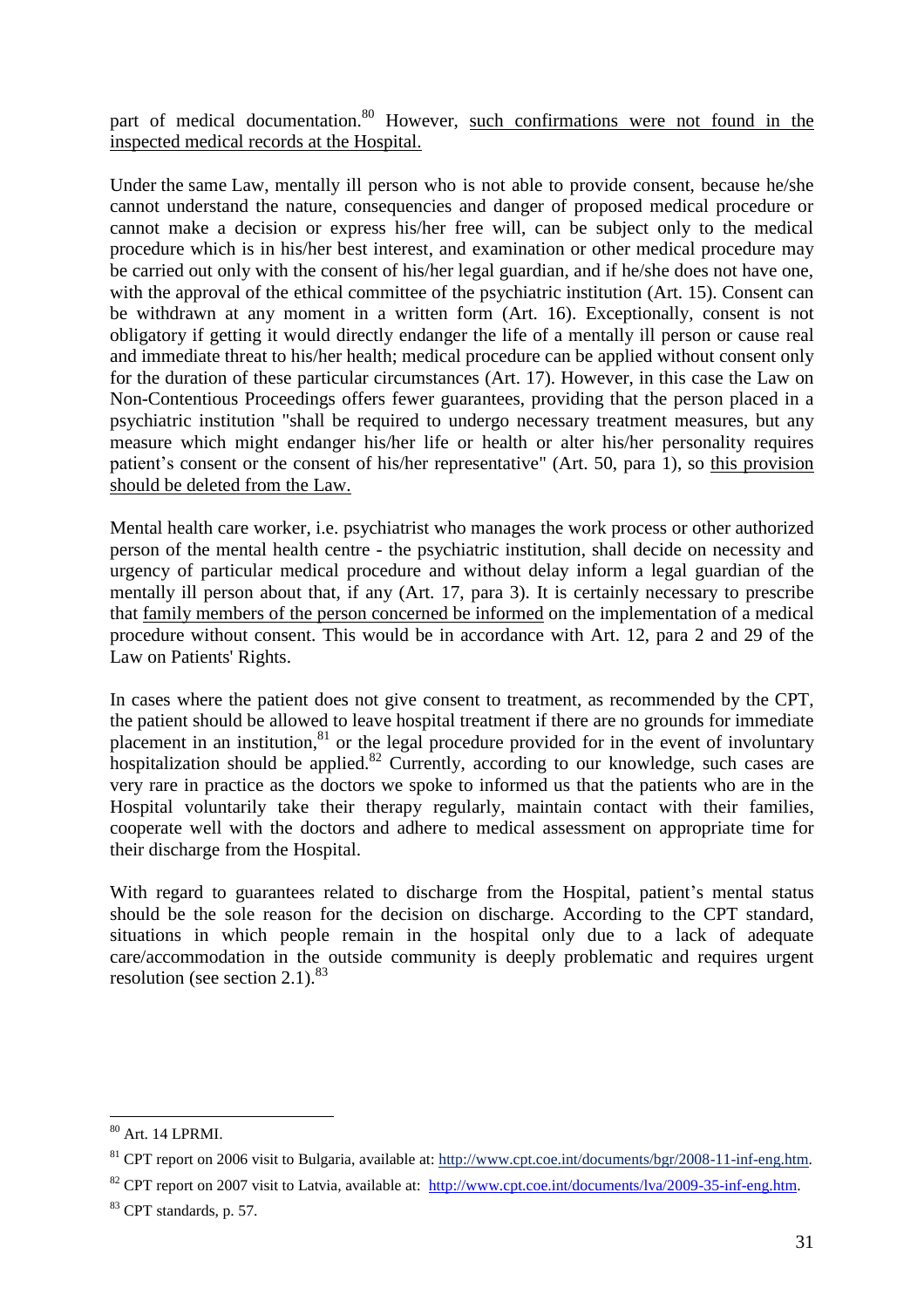part of medical documentation.[80] However, such confirmations were not found in the inspected medical records at the Hospital.

Under the same Law, mentally ill person who is not able to provide consent, because he/she cannot understand the nature, consequencies and danger of proposed medical procedure or cannot make a decision or express his/her free will, can be subject only to the medical procedure which is in his/her best interest, and examination or other medical procedure may be carried out only with the consent of his/her legal guardian, and if he/she does not have one, with the approval of the ethical committee of the psychiatric institution (Art. 15). Consent can be withdrawn at any moment in a written form (Art. 16). Exceptionally, consent is not obligatory if getting it would directly endanger the life of a mentally ill person or cause real and immediate threat to his/her health; medical procedure can be applied without consent only for the duration of these particular circumstances (Art. 17). However, in this case the Law on Non-Contentious Proceedings offers fewer guarantees, providing that the person placed in a psychiatric institution "shall be required to undergo necessary treatment measures, but any measure which might endanger his/her life or health or alter his/her personality requires patient's consent or the consent of his/her representative" (Art. 50, para 1), so this provision should be deleted from the Law.

Mental health care worker, i.e. psychiatrist who manages the work process or other authorized person of the mental health centre - the psychiatric institution, shall decide on necessity and urgency of particular medical procedure and without delay inform a legal guardian of the mentally ill person about that, if any (Art. 17, para 3). It is certainly necessary to prescribe that family members of the person concerned be informed on the implementation of a medical procedure without consent. This would be in accordance with Art. 12, para 2 and 29 of the Law on Patients' Rights.

In cases where the patient does not give consent to treatment, as recommended by the CPT, the patient should be allowed to leave hospital treatment if there are no grounds for immediate placement in an institution,[81] or the legal procedure provided for in the event of involuntary hospitalization should be applied.[82] Currently, according to our knowledge, such cases are very rare in practice as the doctors we spoke to informed us that the patients who are in the Hospital voluntarily take their therapy regularly, maintain contact with their families, cooperate well with the doctors and adhere to medical assessment on appropriate time for their discharge from the Hospital.

With regard to guarantees related to discharge from the Hospital, patient's mental status should be the sole reason for the decision on discharge. According to the CPT standard, situations in which people remain in the hospital only due to a lack of adequate care/accommodation in the outside community is deeply problematic and requires urgent resolution (see section 2.1).[83]

---

[80] Art. 14 LPRMI.

[81] CPT report on 2006 visit to Bulgaria, available at: http://www.cpt.coe.int/documents/bgr/2008-11-inf-eng.htm.

[82] CPT report on 2007 visit to Latvia, available at: http://www.cpt.coe.int/documents/lva/2009-35-inf-eng.htm.

[83] CPT standards, p. 57.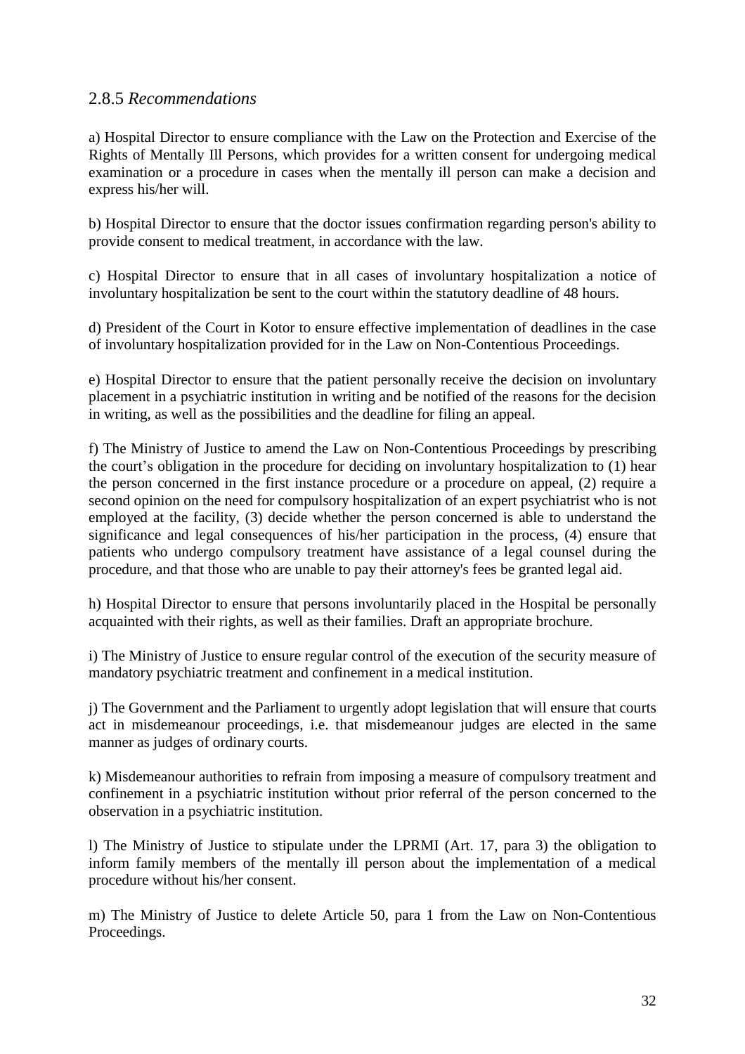### 2.8.5 *Recommendations*

a) Hospital Director to ensure compliance with the Law on the Protection and Exercise of the Rights of Mentally Ill Persons, which provides for a written consent for undergoing medical examination or a procedure in cases when the mentally ill person can make a decision and express his/her will.

b) Hospital Director to ensure that the doctor issues confirmation regarding person's ability to provide consent to medical treatment, in accordance with the law.

c) Hospital Director to ensure that in all cases of involuntary hospitalization a notice of involuntary hospitalization be sent to the court within the statutory deadline of 48 hours.

d) President of the Court in Kotor to ensure effective implementation of deadlines in the case of involuntary hospitalization provided for in the Law on Non-Contentious Proceedings.

e) Hospital Director to ensure that the patient personally receive the decision on involuntary placement in a psychiatric institution in writing and be notified of the reasons for the decision in writing, as well as the possibilities and the deadline for filing an appeal.

f) The Ministry of Justice to amend the Law on Non-Contentious Proceedings by prescribing the court's obligation in the procedure for deciding on involuntary hospitalization to (1) hear the person concerned in the first instance procedure or a procedure on appeal, (2) require a second opinion on the need for compulsory hospitalization of an expert psychiatrist who is not employed at the facility, (3) decide whether the person concerned is able to understand the significance and legal consequences of his/her participation in the process, (4) ensure that patients who undergo compulsory treatment have assistance of a legal counsel during the procedure, and that those who are unable to pay their attorney's fees be granted legal aid.

h) Hospital Director to ensure that persons involuntarily placed in the Hospital be personally acquainted with their rights, as well as their families. Draft an appropriate brochure.

i) The Ministry of Justice to ensure regular control of the execution of the security measure of mandatory psychiatric treatment and confinement in a medical institution.

j) The Government and the Parliament to urgently adopt legislation that will ensure that courts act in misdemeanour proceedings, i.e. that misdemeanour judges are elected in the same manner as judges of ordinary courts.

k) Misdemeanour authorities to refrain from imposing a measure of compulsory treatment and confinement in a psychiatric institution without prior referral of the person concerned to the observation in a psychiatric institution.

l) The Ministry of Justice to stipulate under the LPRMI (Art. 17, para 3) the obligation to inform family members of the mentally ill person about the implementation of a medical procedure without his/her consent.

m) The Ministry of Justice to delete Article 50, para 1 from the Law on Non-Contentious Proceedings.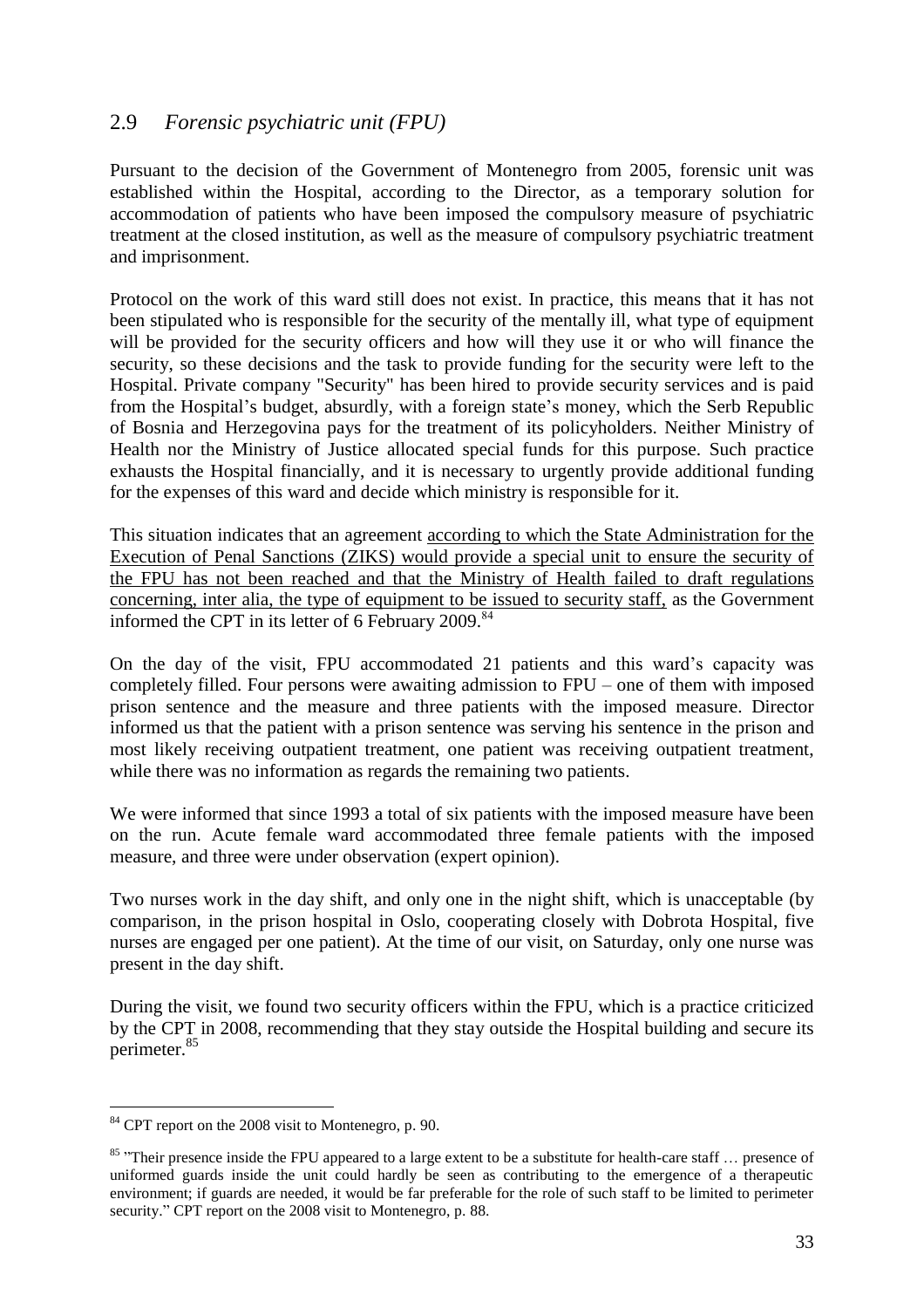## 2.9 *Forensic psychiatric unit (FPU)*

Pursuant to the decision of the Government of Montenegro from 2005, forensic unit was established within the Hospital, according to the Director, as a temporary solution for accommodation of patients who have been imposed the compulsory measure of psychiatric treatment at the closed institution, as well as the measure of compulsory psychiatric treatment and imprisonment.

Protocol on the work of this ward still does not exist. In practice, this means that it has not been stipulated who is responsible for the security of the mentally ill, what type of equipment will be provided for the security officers and how will they use it or who will finance the security, so these decisions and the task to provide funding for the security were left to the Hospital. Private company "Security" has been hired to provide security services and is paid from the Hospital's budget, absurdly, with a foreign state's money, which the Serb Republic of Bosnia and Herzegovina pays for the treatment of its policyholders. Neither Ministry of Health nor the Ministry of Justice allocated special funds for this purpose. Such practice exhausts the Hospital financially, and it is necessary to urgently provide additional funding for the expenses of this ward and decide which ministry is responsible for it.

This situation indicates that an agreement according to which the State Administration for the Execution of Penal Sanctions (ZIKS) would provide a special unit to ensure the security of the FPU has not been reached and that the Ministry of Health failed to draft regulations concerning, inter alia, the type of equipment to be issued to security staff, as the Government informed the CPT in its letter of 6 February 2009.[84]

On the day of the visit, FPU accommodated 21 patients and this ward's capacity was completely filled. Four persons were awaiting admission to FPU – one of them with imposed prison sentence and the measure and three patients with the imposed measure. Director informed us that the patient with a prison sentence was serving his sentence in the prison and most likely receiving outpatient treatment, one patient was receiving outpatient treatment, while there was no information as regards the remaining two patients.

We were informed that since 1993 a total of six patients with the imposed measure have been on the run. Acute female ward accommodated three female patients with the imposed measure, and three were under observation (expert opinion).

Two nurses work in the day shift, and only one in the night shift, which is unacceptable (by comparison, in the prison hospital in Oslo, cooperating closely with Dobrota Hospital, five nurses are engaged per one patient). At the time of our visit, on Saturday, only one nurse was present in the day shift.

During the visit, we found two security officers within the FPU, which is a practice criticized by the CPT in 2008, recommending that they stay outside the Hospital building and secure its perimeter.[85]

---

[84] CPT report on the 2008 visit to Montenegro, p. 90.

[85] "Their presence inside the FPU appeared to a large extent to be a substitute for health-care staff … presence of uniformed guards inside the unit could hardly be seen as contributing to the emergence of a therapeutic environment; if guards are needed, it would be far preferable for the role of such staff to be limited to perimeter security." CPT report on the 2008 visit to Montenegro, p. 88.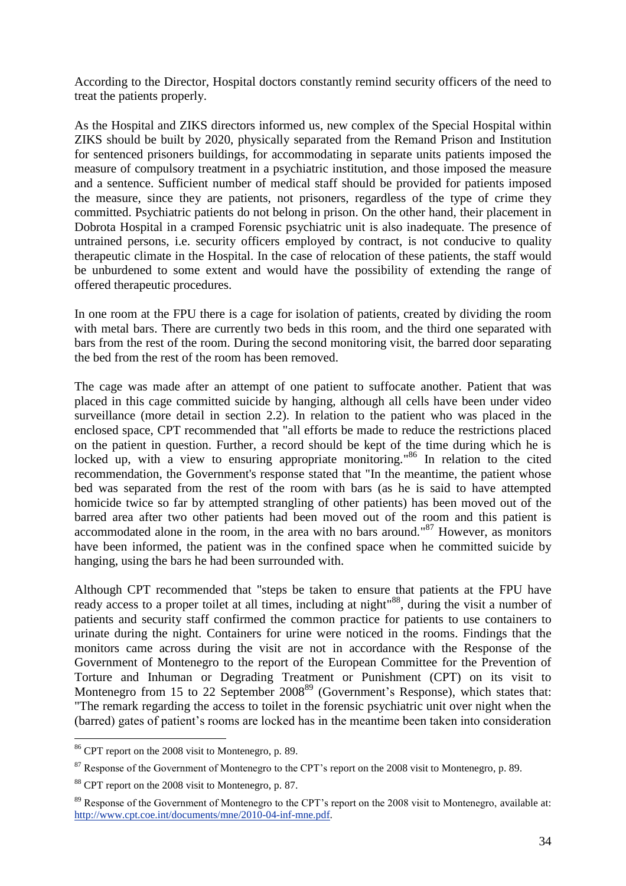According to the Director, Hospital doctors constantly remind security officers of the need to treat the patients properly.

As the Hospital and ZIKS directors informed us, new complex of the Special Hospital within ZIKS should be built by 2020, physically separated from the Remand Prison and Institution for sentenced prisoners buildings, for accommodating in separate units patients imposed the measure of compulsory treatment in a psychiatric institution, and those imposed the measure and a sentence. Sufficient number of medical staff should be provided for patients imposed the measure, since they are patients, not prisoners, regardless of the type of crime they committed. Psychiatric patients do not belong in prison. On the other hand, their placement in Dobrota Hospital in a cramped Forensic psychiatric unit is also inadequate. The presence of untrained persons, i.e. security officers employed by contract, is not conducive to quality therapeutic climate in the Hospital. In the case of relocation of these patients, the staff would be unburdened to some extent and would have the possibility of extending the range of offered therapeutic procedures.

In one room at the FPU there is a cage for isolation of patients, created by dividing the room with metal bars. There are currently two beds in this room, and the third one separated with bars from the rest of the room. During the second monitoring visit, the barred door separating the bed from the rest of the room has been removed.

The cage was made after an attempt of one patient to suffocate another. Patient that was placed in this cage committed suicide by hanging, although all cells have been under video surveillance (more detail in section 2.2). In relation to the patient who was placed in the enclosed space, CPT recommended that "all efforts be made to reduce the restrictions placed on the patient in question. Further, a record should be kept of the time during which he is locked up, with a view to ensuring appropriate monitoring."[86] In relation to the cited recommendation, the Government's response stated that "In the meantime, the patient whose bed was separated from the rest of the room with bars (as he is said to have attempted homicide twice so far by attempted strangling of other patients) has been moved out of the barred area after two other patients had been moved out of the room and this patient is accommodated alone in the room, in the area with no bars around."[87] However, as monitors have been informed, the patient was in the confined space when he committed suicide by hanging, using the bars he had been surrounded with.

Although CPT recommended that "steps be taken to ensure that patients at the FPU have ready access to a proper toilet at all times, including at night"[88], during the visit a number of patients and security staff confirmed the common practice for patients to use containers to urinate during the night. Containers for urine were noticed in the rooms. Findings that the monitors came across during the visit are not in accordance with the Response of the Government of Montenegro to the report of the European Committee for the Prevention of Torture and Inhuman or Degrading Treatment or Punishment (CPT) on its visit to Montenegro from 15 to 22 September 2008[89] (Government's Response), which states that: "The remark regarding the access to toilet in the forensic psychiatric unit over night when the (barred) gates of patient's rooms are locked has in the meantime been taken into consideration

---

[86] CPT report on the 2008 visit to Montenegro, p. 89.

[87] Response of the Government of Montenegro to the CPT's report on the 2008 visit to Montenegro, p. 89.

[88] CPT report on the 2008 visit to Montenegro, p. 87.

[89] Response of the Government of Montenegro to the CPT's report on the 2008 visit to Montenegro, available at: http://www.cpt.coe.int/documents/mne/2010-04-inf-mne.pdf.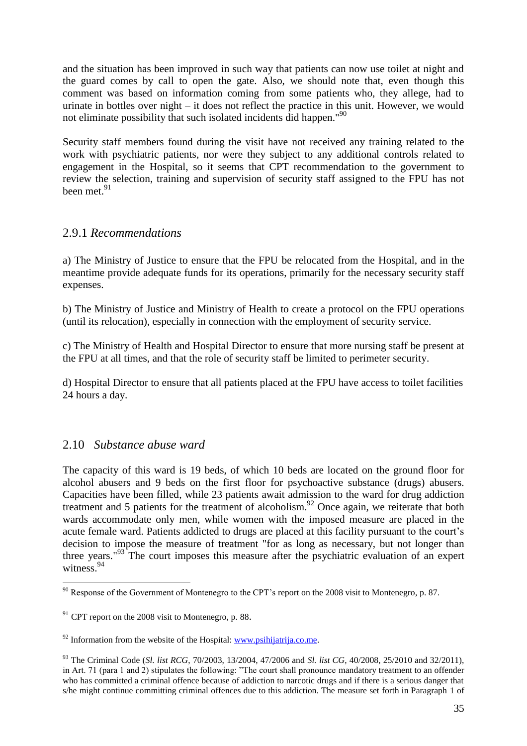and the situation has been improved in such way that patients can now use toilet at night and the guard comes by call to open the gate. Also, we should note that, even though this comment was based on information coming from some patients who, they allege, had to urinate in bottles over night – it does not reflect the practice in this unit. However, we would not eliminate possibility that such isolated incidents did happen."[90]

Security staff members found during the visit have not received any training related to the work with psychiatric patients, nor were they subject to any additional controls related to engagement in the Hospital, so it seems that CPT recommendation to the government to review the selection, training and supervision of security staff assigned to the FPU has not been met.[91]

### 2.9.1 *Recommendations*

a) The Ministry of Justice to ensure that the FPU be relocated from the Hospital, and in the meantime provide adequate funds for its operations, primarily for the necessary security staff expenses.

b) The Ministry of Justice and Ministry of Health to create a protocol on the FPU operations (until its relocation), especially in connection with the employment of security service.

c) The Ministry of Health and Hospital Director to ensure that more nursing staff be present at the FPU at all times, and that the role of security staff be limited to perimeter security.

d) Hospital Director to ensure that all patients placed at the FPU have access to toilet facilities 24 hours a day.

## 2.10 *Substance abuse ward*

The capacity of this ward is 19 beds, of which 10 beds are located on the ground floor for alcohol abusers and 9 beds on the first floor for psychoactive substance (drugs) abusers. Capacities have been filled, while 23 patients await admission to the ward for drug addiction treatment and 5 patients for the treatment of alcoholism.[92] Once again, we reiterate that both wards accommodate only men, while women with the imposed measure are placed in the acute female ward. Patients addicted to drugs are placed at this facility pursuant to the court's decision to impose the measure of treatment "for as long as necessary, but not longer than three years."[93] The court imposes this measure after the psychiatric evaluation of an expert witness.[94]

---

[90] Response of the Government of Montenegro to the CPT's report on the 2008 visit to Montenegro, p. 87.

[91] CPT report on the 2008 visit to Montenegro, p. 88.

[92] Information from the website of the Hospital: www.psihijatrija.co.me.

[93] The Criminal Code (*Sl. list RCG*, 70/2003, 13/2004, 47/2006 and *Sl. list CG*, 40/2008, 25/2010 and 32/2011), in Art. 71 (para 1 and 2) stipulates the following: "The court shall pronounce mandatory treatment to an offender who has committed a criminal offence because of addiction to narcotic drugs and if there is a serious danger that s/he might continue committing criminal offences due to this addiction. The measure set forth in Paragraph 1 of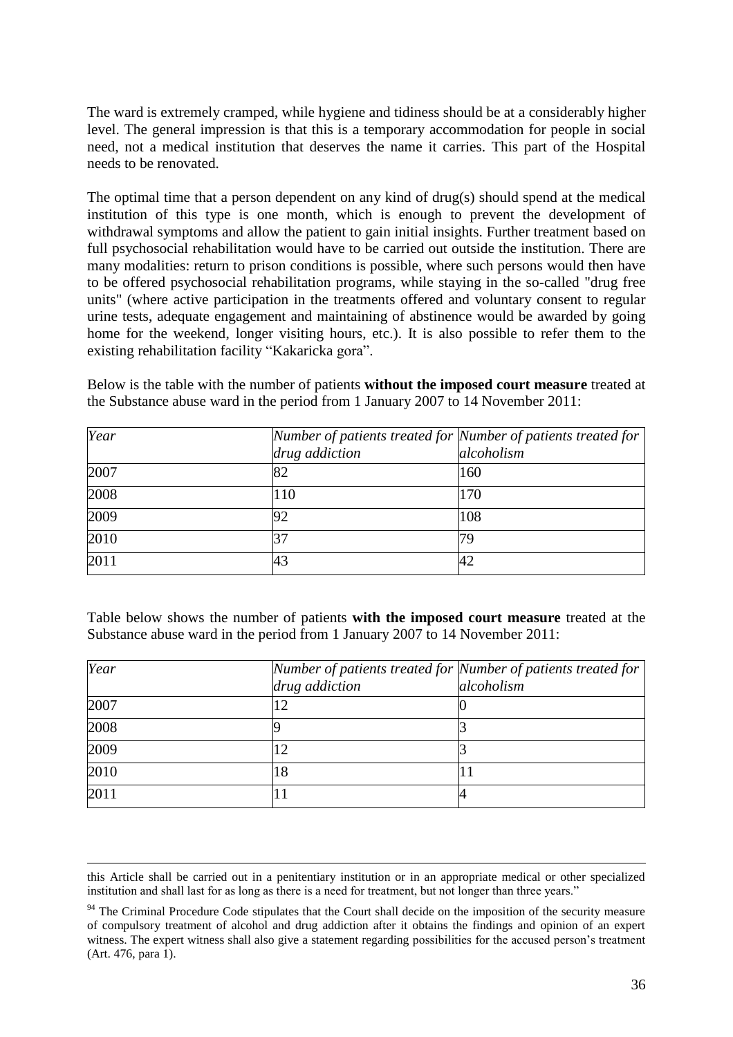The ward is extremely cramped, while hygiene and tidiness should be at a considerably higher level. The general impression is that this is a temporary accommodation for people in social need, not a medical institution that deserves the name it carries. This part of the Hospital needs to be renovated.

The optimal time that a person dependent on any kind of drug(s) should spend at the medical institution of this type is one month, which is enough to prevent the development of withdrawal symptoms and allow the patient to gain initial insights. Further treatment based on full psychosocial rehabilitation would have to be carried out outside the institution. There are many modalities: return to prison conditions is possible, where such persons would then have to be offered psychosocial rehabilitation programs, while staying in the so-called "drug free units" (where active participation in the treatments offered and voluntary consent to regular urine tests, adequate engagement and maintaining of abstinence would be awarded by going home for the weekend, longer visiting hours, etc.). It is also possible to refer them to the existing rehabilitation facility “Kakaricka gora”.

Below is the table with the number of patients **without the imposed court measure** treated at the Substance abuse ward in the period from 1 January 2007 to 14 November 2011:

| *Year* | *Number of patients treated for drug addiction* | *Number of patients treated for alcoholism* |
|---|---|---|
| 2007 | 82 | 160 |
| 2008 | 110 | 170 |
| 2009 | 92 | 108 |
| 2010 | 37 | 79 |
| 2011 | 43 | 42 |

Table below shows the number of patients **with the imposed court measure** treated at the Substance abuse ward in the period from 1 January 2007 to 14 November 2011:

| *Year* | *Number of patients treated for drug addiction* | *Number of patients treated for alcoholism* |
|---|---|---|
| 2007 | 12 | 0 |
| 2008 | 9 | 3 |
| 2009 | 12 | 3 |
| 2010 | 18 | 11 |
| 2011 | 11 | 4 |

---

this Article shall be carried out in a penitentiary institution or in an appropriate medical or other specialized institution and shall last for as long as there is a need for treatment, but not longer than three years.”

[94] The Criminal Procedure Code stipulates that the Court shall decide on the imposition of the security measure of compulsory treatment of alcohol and drug addiction after it obtains the findings and opinion of an expert witness. The expert witness shall also give a statement regarding possibilities for the accused person’s treatment (Art. 476, para 1).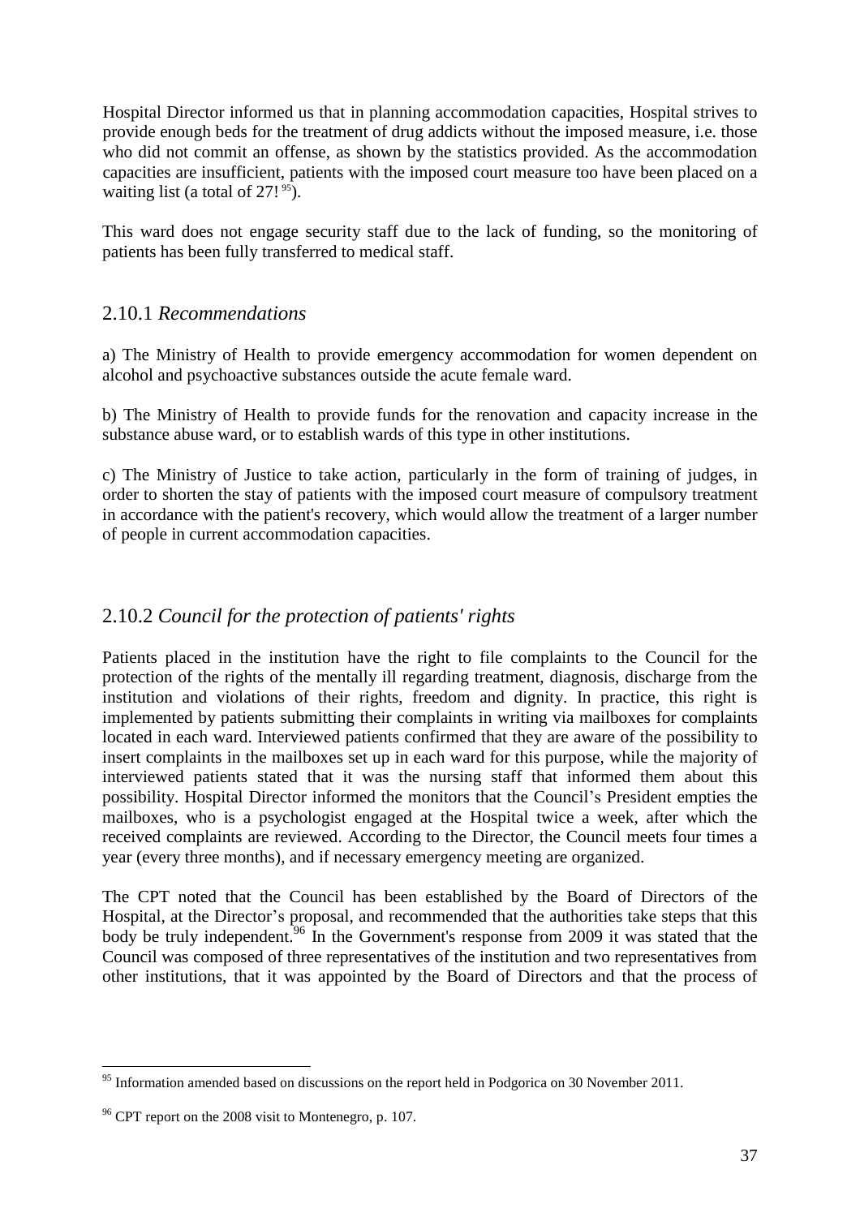Hospital Director informed us that in planning accommodation capacities, Hospital strives to provide enough beds for the treatment of drug addicts without the imposed measure, i.e. those who did not commit an offense, as shown by the statistics provided. As the accommodation capacities are insufficient, patients with the imposed court measure too have been placed on a waiting list (a total of 27! [95]).

This ward does not engage security staff due to the lack of funding, so the monitoring of patients has been fully transferred to medical staff.

### 2.10.1 *Recommendations*

a) The Ministry of Health to provide emergency accommodation for women dependent on alcohol and psychoactive substances outside the acute female ward.

b) The Ministry of Health to provide funds for the renovation and capacity increase in the substance abuse ward, or to establish wards of this type in other institutions.

c) The Ministry of Justice to take action, particularly in the form of training of judges, in order to shorten the stay of patients with the imposed court measure of compulsory treatment in accordance with the patient's recovery, which would allow the treatment of a larger number of people in current accommodation capacities.

### 2.10.2 *Council for the protection of patients' rights*

Patients placed in the institution have the right to file complaints to the Council for the protection of the rights of the mentally ill regarding treatment, diagnosis, discharge from the institution and violations of their rights, freedom and dignity. In practice, this right is implemented by patients submitting their complaints in writing via mailboxes for complaints located in each ward. Interviewed patients confirmed that they are aware of the possibility to insert complaints in the mailboxes set up in each ward for this purpose, while the majority of interviewed patients stated that it was the nursing staff that informed them about this possibility. Hospital Director informed the monitors that the Council's President empties the mailboxes, who is a psychologist engaged at the Hospital twice a week, after which the received complaints are reviewed. According to the Director, the Council meets four times a year (every three months), and if necessary emergency meeting are organized.

The CPT noted that the Council has been established by the Board of Directors of the Hospital, at the Director's proposal, and recommended that the authorities take steps that this body be truly independent.[96] In the Government's response from 2009 it was stated that the Council was composed of three representatives of the institution and two representatives from other institutions, that it was appointed by the Board of Directors and that the process of

---

[95] Information amended based on discussions on the report held in Podgorica on 30 November 2011.

[96] CPT report on the 2008 visit to Montenegro, p. 107.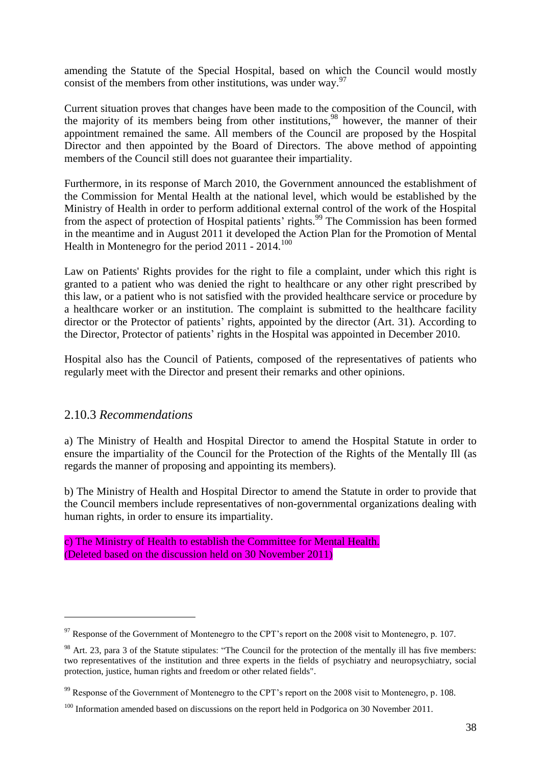amending the Statute of the Special Hospital, based on which the Council would mostly consist of the members from other institutions, was under way.[97]

Current situation proves that changes have been made to the composition of the Council, with the majority of its members being from other institutions,[98] however, the manner of their appointment remained the same. All members of the Council are proposed by the Hospital Director and then appointed by the Board of Directors. The above method of appointing members of the Council still does not guarantee their impartiality.

Furthermore, in its response of March 2010, the Government announced the establishment of the Commission for Mental Health at the national level, which would be established by the Ministry of Health in order to perform additional external control of the work of the Hospital from the aspect of protection of Hospital patients' rights.[99] The Commission has been formed in the meantime and in August 2011 it developed the Action Plan for the Promotion of Mental Health in Montenegro for the period 2011 - 2014.[100]

Law on Patients' Rights provides for the right to file a complaint, under which this right is granted to a patient who was denied the right to healthcare or any other right prescribed by this law, or a patient who is not satisfied with the provided healthcare service or procedure by a healthcare worker or an institution. The complaint is submitted to the healthcare facility director or the Protector of patients' rights, appointed by the director (Art. 31). According to the Director, Protector of patients' rights in the Hospital was appointed in December 2010.

Hospital also has the Council of Patients, composed of the representatives of patients who regularly meet with the Director and present their remarks and other opinions.

### 2.10.3 *Recommendations*

a) The Ministry of Health and Hospital Director to amend the Hospital Statute in order to ensure the impartiality of the Council for the Protection of the Rights of the Mentally Ill (as regards the manner of proposing and appointing its members).

b) The Ministry of Health and Hospital Director to amend the Statute in order to provide that the Council members include representatives of non-governmental organizations dealing with human rights, in order to ensure its impartiality.

c) The Ministry of Health to establish the Committee for Mental Health.
(Deleted based on the discussion held on 30 November 2011)

---

[97] Response of the Government of Montenegro to the CPT's report on the 2008 visit to Montenegro, p. 107.

[98] Art. 23, para 3 of the Statute stipulates: "The Council for the protection of the mentally ill has five members: two representatives of the institution and three experts in the fields of psychiatry and neuropsychiatry, social protection, justice, human rights and freedom or other related fields".

[99] Response of the Government of Montenegro to the CPT's report on the 2008 visit to Montenegro, p. 108.

[100] Information amended based on discussions on the report held in Podgorica on 30 November 2011.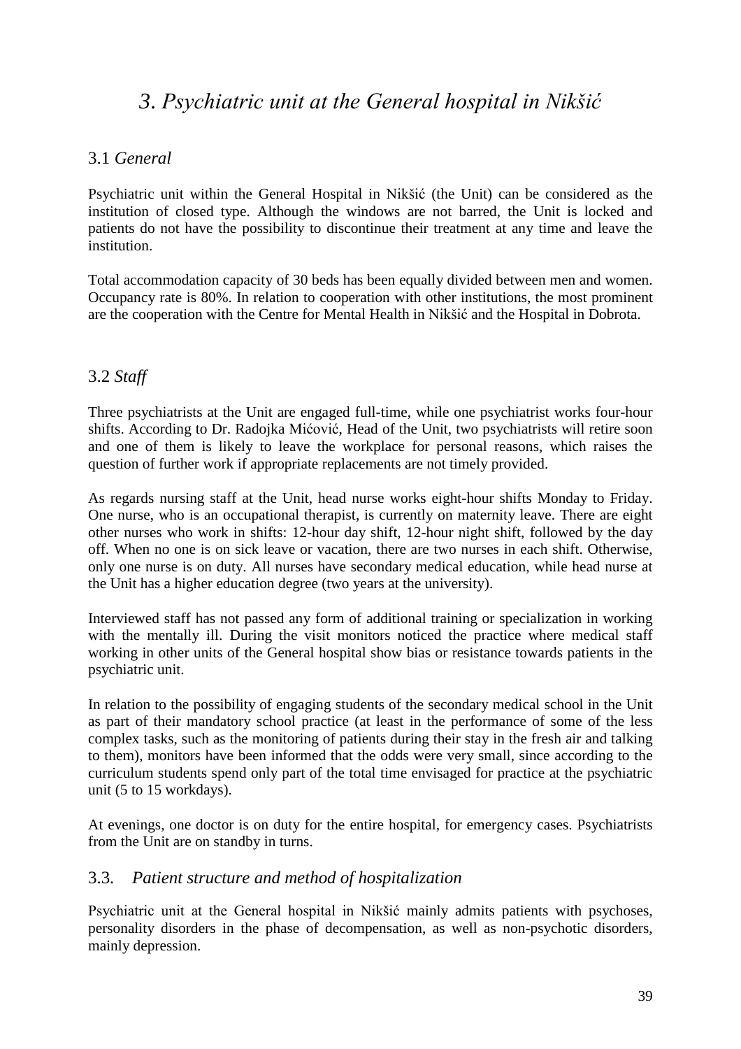# *3. Psychiatric unit at the General hospital in Nikšić*

## 3.1 *General*

Psychiatric unit within the General Hospital in Nikšić (the Unit) can be considered as the institution of closed type. Although the windows are not barred, the Unit is locked and patients do not have the possibility to discontinue their treatment at any time and leave the institution.

Total accommodation capacity of 30 beds has been equally divided between men and women. Occupancy rate is 80%. In relation to cooperation with other institutions, the most prominent are the cooperation with the Centre for Mental Health in Nikšić and the Hospital in Dobrota.

## 3.2 *Staff*

Three psychiatrists at the Unit are engaged full-time, while one psychiatrist works four-hour shifts. According to Dr. Radojka Mićović, Head of the Unit, two psychiatrists will retire soon and one of them is likely to leave the workplace for personal reasons, which raises the question of further work if appropriate replacements are not timely provided.

As regards nursing staff at the Unit, head nurse works eight-hour shifts Monday to Friday. One nurse, who is an occupational therapist, is currently on maternity leave. There are eight other nurses who work in shifts: 12-hour day shift, 12-hour night shift, followed by the day off. When no one is on sick leave or vacation, there are two nurses in each shift. Otherwise, only one nurse is on duty. All nurses have secondary medical education, while head nurse at the Unit has a higher education degree (two years at the university).

Interviewed staff has not passed any form of additional training or specialization in working with the mentally ill. During the visit monitors noticed the practice where medical staff working in other units of the General hospital show bias or resistance towards patients in the psychiatric unit.

In relation to the possibility of engaging students of the secondary medical school in the Unit as part of their mandatory school practice (at least in the performance of some of the less complex tasks, such as the monitoring of patients during their stay in the fresh air and talking to them), monitors have been informed that the odds were very small, since according to the curriculum students spend only part of the total time envisaged for practice at the psychiatric unit (5 to 15 workdays).

At evenings, one doctor is on duty for the entire hospital, for emergency cases. Psychiatrists from the Unit are on standby in turns.

## 3.3. *Patient structure and method of hospitalization*

Psychiatric unit at the General hospital in Nikšić mainly admits patients with psychoses, personality disorders in the phase of decompensation, as well as non-psychotic disorders, mainly depression.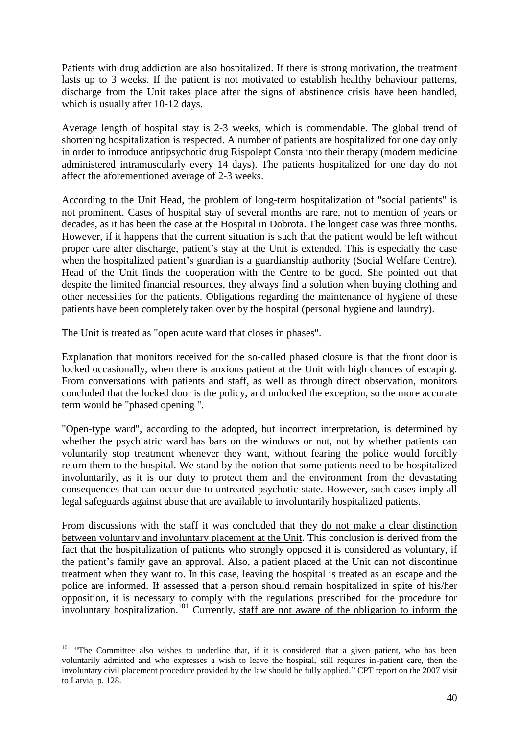Patients with drug addiction are also hospitalized. If there is strong motivation, the treatment lasts up to 3 weeks. If the patient is not motivated to establish healthy behaviour patterns, discharge from the Unit takes place after the signs of abstinence crisis have been handled, which is usually after 10-12 days.

Average length of hospital stay is 2-3 weeks, which is commendable. The global trend of shortening hospitalization is respected. A number of patients are hospitalized for one day only in order to introduce antipsychotic drug Rispolept Consta into their therapy (modern medicine administered intramuscularly every 14 days). The patients hospitalized for one day do not affect the aforementioned average of 2-3 weeks.

According to the Unit Head, the problem of long-term hospitalization of "social patients" is not prominent. Cases of hospital stay of several months are rare, not to mention of years or decades, as it has been the case at the Hospital in Dobrota. The longest case was three months. However, if it happens that the current situation is such that the patient would be left without proper care after discharge, patient's stay at the Unit is extended. This is especially the case when the hospitalized patient's guardian is a guardianship authority (Social Welfare Centre). Head of the Unit finds the cooperation with the Centre to be good. She pointed out that despite the limited financial resources, they always find a solution when buying clothing and other necessities for the patients. Obligations regarding the maintenance of hygiene of these patients have been completely taken over by the hospital (personal hygiene and laundry).

The Unit is treated as "open acute ward that closes in phases".

Explanation that monitors received for the so-called phased closure is that the front door is locked occasionally, when there is anxious patient at the Unit with high chances of escaping. From conversations with patients and staff, as well as through direct observation, monitors concluded that the locked door is the policy, and unlocked the exception, so the more accurate term would be "phased opening ".

"Open-type ward", according to the adopted, but incorrect interpretation, is determined by whether the psychiatric ward has bars on the windows or not, not by whether patients can voluntarily stop treatment whenever they want, without fearing the police would forcibly return them to the hospital. We stand by the notion that some patients need to be hospitalized involuntarily, as it is our duty to protect them and the environment from the devastating consequences that can occur due to untreated psychotic state. However, such cases imply all legal safeguards against abuse that are available to involuntarily hospitalized patients.

From discussions with the staff it was concluded that they <u>do not make a clear distinction between voluntary and involuntary placement at the Unit</u>. This conclusion is derived from the fact that the hospitalization of patients who strongly opposed it is considered as voluntary, if the patient's family gave an approval. Also, a patient placed at the Unit can not discontinue treatment when they want to. In this case, leaving the hospital is treated as an escape and the police are informed. If assessed that a person should remain hospitalized in spite of his/her opposition, it is necessary to comply with the regulations prescribed for the procedure for involuntary hospitalization.[101] Currently, <u>staff are not aware of the obligation to inform the</u>

---

[101] "The Committee also wishes to underline that, if it is considered that a given patient, who has been voluntarily admitted and who expresses a wish to leave the hospital, still requires in-patient care, then the involuntary civil placement procedure provided by the law should be fully applied." CPT report on the 2007 visit to Latvia, p. 128.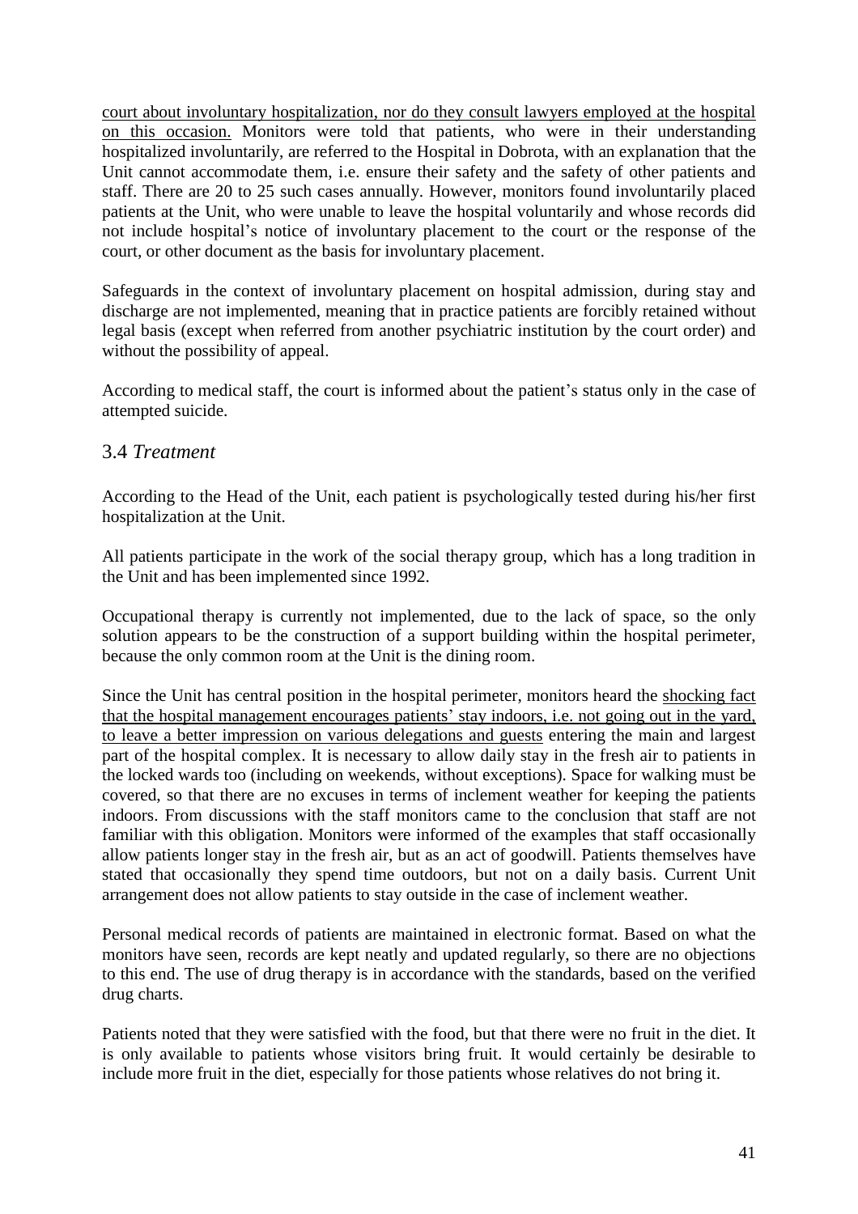court about involuntary hospitalization, nor do they consult lawyers employed at the hospital on this occasion. Monitors were told that patients, who were in their understanding hospitalized involuntarily, are referred to the Hospital in Dobrota, with an explanation that the Unit cannot accommodate them, i.e. ensure their safety and the safety of other patients and staff. There are 20 to 25 such cases annually. However, monitors found involuntarily placed patients at the Unit, who were unable to leave the hospital voluntarily and whose records did not include hospital's notice of involuntary placement to the court or the response of the court, or other document as the basis for involuntary placement.

Safeguards in the context of involuntary placement on hospital admission, during stay and discharge are not implemented, meaning that in practice patients are forcibly retained without legal basis (except when referred from another psychiatric institution by the court order) and without the possibility of appeal.

According to medical staff, the court is informed about the patient's status only in the case of attempted suicide.

## 3.4 *Treatment*

According to the Head of the Unit, each patient is psychologically tested during his/her first hospitalization at the Unit.

All patients participate in the work of the social therapy group, which has a long tradition in the Unit and has been implemented since 1992.

Occupational therapy is currently not implemented, due to the lack of space, so the only solution appears to be the construction of a support building within the hospital perimeter, because the only common room at the Unit is the dining room.

Since the Unit has central position in the hospital perimeter, monitors heard the shocking fact that the hospital management encourages patients' stay indoors, i.e. not going out in the yard, to leave a better impression on various delegations and guests entering the main and largest part of the hospital complex. It is necessary to allow daily stay in the fresh air to patients in the locked wards too (including on weekends, without exceptions). Space for walking must be covered, so that there are no excuses in terms of inclement weather for keeping the patients indoors. From discussions with the staff monitors came to the conclusion that staff are not familiar with this obligation. Monitors were informed of the examples that staff occasionally allow patients longer stay in the fresh air, but as an act of goodwill. Patients themselves have stated that occasionally they spend time outdoors, but not on a daily basis. Current Unit arrangement does not allow patients to stay outside in the case of inclement weather.

Personal medical records of patients are maintained in electronic format. Based on what the monitors have seen, records are kept neatly and updated regularly, so there are no objections to this end. The use of drug therapy is in accordance with the standards, based on the verified drug charts.

Patients noted that they were satisfied with the food, but that there were no fruit in the diet. It is only available to patients whose visitors bring fruit. It would certainly be desirable to include more fruit in the diet, especially for those patients whose relatives do not bring it.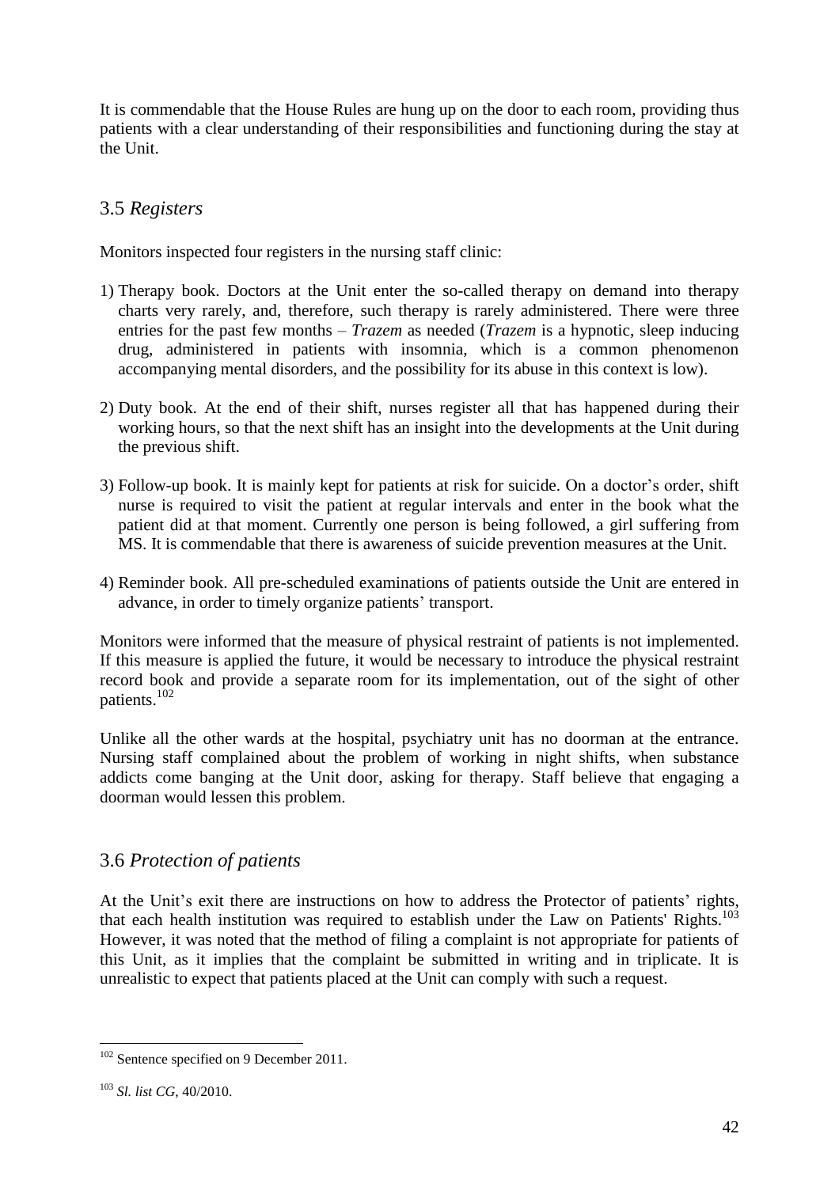It is commendable that the House Rules are hung up on the door to each room, providing thus patients with a clear understanding of their responsibilities and functioning during the stay at the Unit.

## 3.5 *Registers*

Monitors inspected four registers in the nursing staff clinic:

1) Therapy book. Doctors at the Unit enter the so-called therapy on demand into therapy charts very rarely, and, therefore, such therapy is rarely administered. There were three entries for the past few months – *Trazem* as needed (*Trazem* is a hypnotic, sleep inducing drug, administered in patients with insomnia, which is a common phenomenon accompanying mental disorders, and the possibility for its abuse in this context is low).

2) Duty book. At the end of their shift, nurses register all that has happened during their working hours, so that the next shift has an insight into the developments at the Unit during the previous shift.

3) Follow-up book. It is mainly kept for patients at risk for suicide. On a doctor's order, shift nurse is required to visit the patient at regular intervals and enter in the book what the patient did at that moment. Currently one person is being followed, a girl suffering from MS. It is commendable that there is awareness of suicide prevention measures at the Unit.

4) Reminder book. All pre-scheduled examinations of patients outside the Unit are entered in advance, in order to timely organize patients' transport.

Monitors were informed that the measure of physical restraint of patients is not implemented. If this measure is applied the future, it would be necessary to introduce the physical restraint record book and provide a separate room for its implementation, out of the sight of other patients.[102]

Unlike all the other wards at the hospital, psychiatry unit has no doorman at the entrance. Nursing staff complained about the problem of working in night shifts, when substance addicts come banging at the Unit door, asking for therapy. Staff believe that engaging a doorman would lessen this problem.

## 3.6 *Protection of patients*

At the Unit's exit there are instructions on how to address the Protector of patients' rights, that each health institution was required to establish under the Law on Patients' Rights.[103] However, it was noted that the method of filing a complaint is not appropriate for patients of this Unit, as it implies that the complaint be submitted in writing and in triplicate. It is unrealistic to expect that patients placed at the Unit can comply with such a request.

---

[102] Sentence specified on 9 December 2011.

[103] *Sl. list CG*, 40/2010.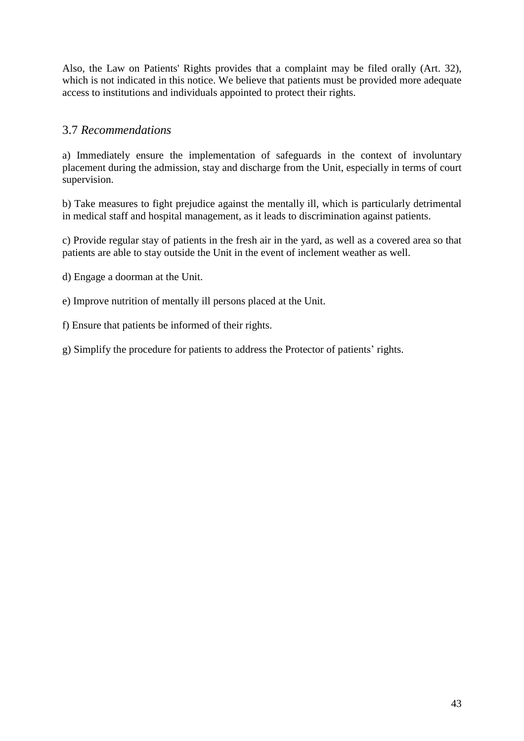Also, the Law on Patients' Rights provides that a complaint may be filed orally (Art. 32), which is not indicated in this notice. We believe that patients must be provided more adequate access to institutions and individuals appointed to protect their rights.

## 3.7 *Recommendations*

a) Immediately ensure the implementation of safeguards in the context of involuntary placement during the admission, stay and discharge from the Unit, especially in terms of court supervision.

b) Take measures to fight prejudice against the mentally ill, which is particularly detrimental in medical staff and hospital management, as it leads to discrimination against patients.

c) Provide regular stay of patients in the fresh air in the yard, as well as a covered area so that patients are able to stay outside the Unit in the event of inclement weather as well.

d) Engage a doorman at the Unit.

e) Improve nutrition of mentally ill persons placed at the Unit.

f) Ensure that patients be informed of their rights.

g) Simplify the procedure for patients to address the Protector of patients' rights.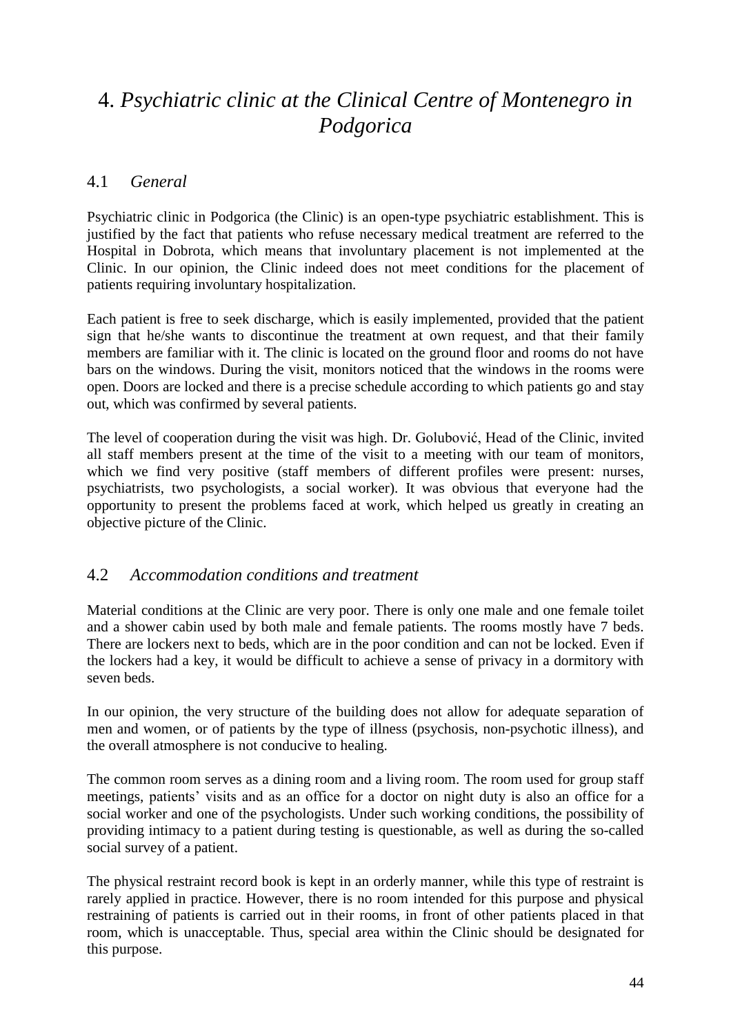# 4. *Psychiatric clinic at the Clinical Centre of Montenegro in Podgorica*

## 4.1 *General*

Psychiatric clinic in Podgorica (the Clinic) is an open-type psychiatric establishment. This is justified by the fact that patients who refuse necessary medical treatment are referred to the Hospital in Dobrota, which means that involuntary placement is not implemented at the Clinic. In our opinion, the Clinic indeed does not meet conditions for the placement of patients requiring involuntary hospitalization.

Each patient is free to seek discharge, which is easily implemented, provided that the patient sign that he/she wants to discontinue the treatment at own request, and that their family members are familiar with it. The clinic is located on the ground floor and rooms do not have bars on the windows. During the visit, monitors noticed that the windows in the rooms were open. Doors are locked and there is a precise schedule according to which patients go and stay out, which was confirmed by several patients.

The level of cooperation during the visit was high. Dr. Golubović, Head of the Clinic, invited all staff members present at the time of the visit to a meeting with our team of monitors, which we find very positive (staff members of different profiles were present: nurses, psychiatrists, two psychologists, a social worker). It was obvious that everyone had the opportunity to present the problems faced at work, which helped us greatly in creating an objective picture of the Clinic.

## 4.2 *Accommodation conditions and treatment*

Material conditions at the Clinic are very poor. There is only one male and one female toilet and a shower cabin used by both male and female patients. The rooms mostly have 7 beds. There are lockers next to beds, which are in the poor condition and can not be locked. Even if the lockers had a key, it would be difficult to achieve a sense of privacy in a dormitory with seven beds.

In our opinion, the very structure of the building does not allow for adequate separation of men and women, or of patients by the type of illness (psychosis, non-psychotic illness), and the overall atmosphere is not conducive to healing.

The common room serves as a dining room and a living room. The room used for group staff meetings, patients' visits and as an office for a doctor on night duty is also an office for a social worker and one of the psychologists. Under such working conditions, the possibility of providing intimacy to a patient during testing is questionable, as well as during the so-called social survey of a patient.

The physical restraint record book is kept in an orderly manner, while this type of restraint is rarely applied in practice. However, there is no room intended for this purpose and physical restraining of patients is carried out in their rooms, in front of other patients placed in that room, which is unacceptable. Thus, special area within the Clinic should be designated for this purpose.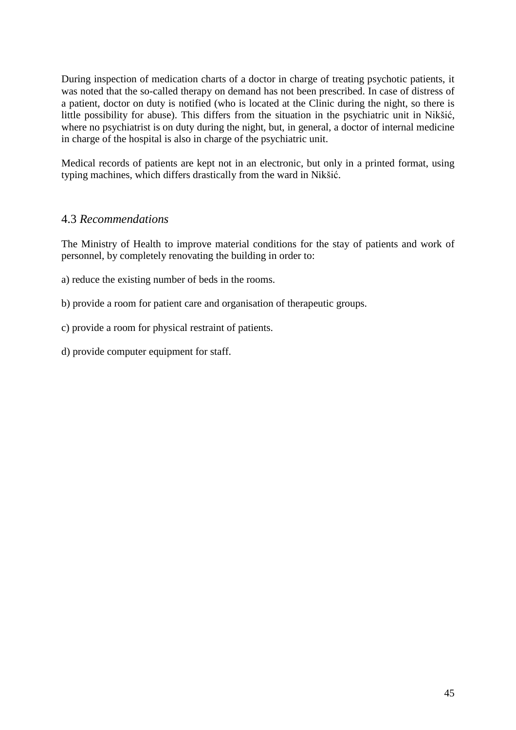During inspection of medication charts of a doctor in charge of treating psychotic patients, it was noted that the so-called therapy on demand has not been prescribed. In case of distress of a patient, doctor on duty is notified (who is located at the Clinic during the night, so there is little possibility for abuse). This differs from the situation in the psychiatric unit in Nikšić, where no psychiatrist is on duty during the night, but, in general, a doctor of internal medicine in charge of the hospital is also in charge of the psychiatric unit.

Medical records of patients are kept not in an electronic, but only in a printed format, using typing machines, which differs drastically from the ward in Nikšić.

### 4.3 *Recommendations*

The Ministry of Health to improve material conditions for the stay of patients and work of personnel, by completely renovating the building in order to:

a) reduce the existing number of beds in the rooms.

b) provide a room for patient care and organisation of therapeutic groups.

c) provide a room for physical restraint of patients.

d) provide computer equipment for staff.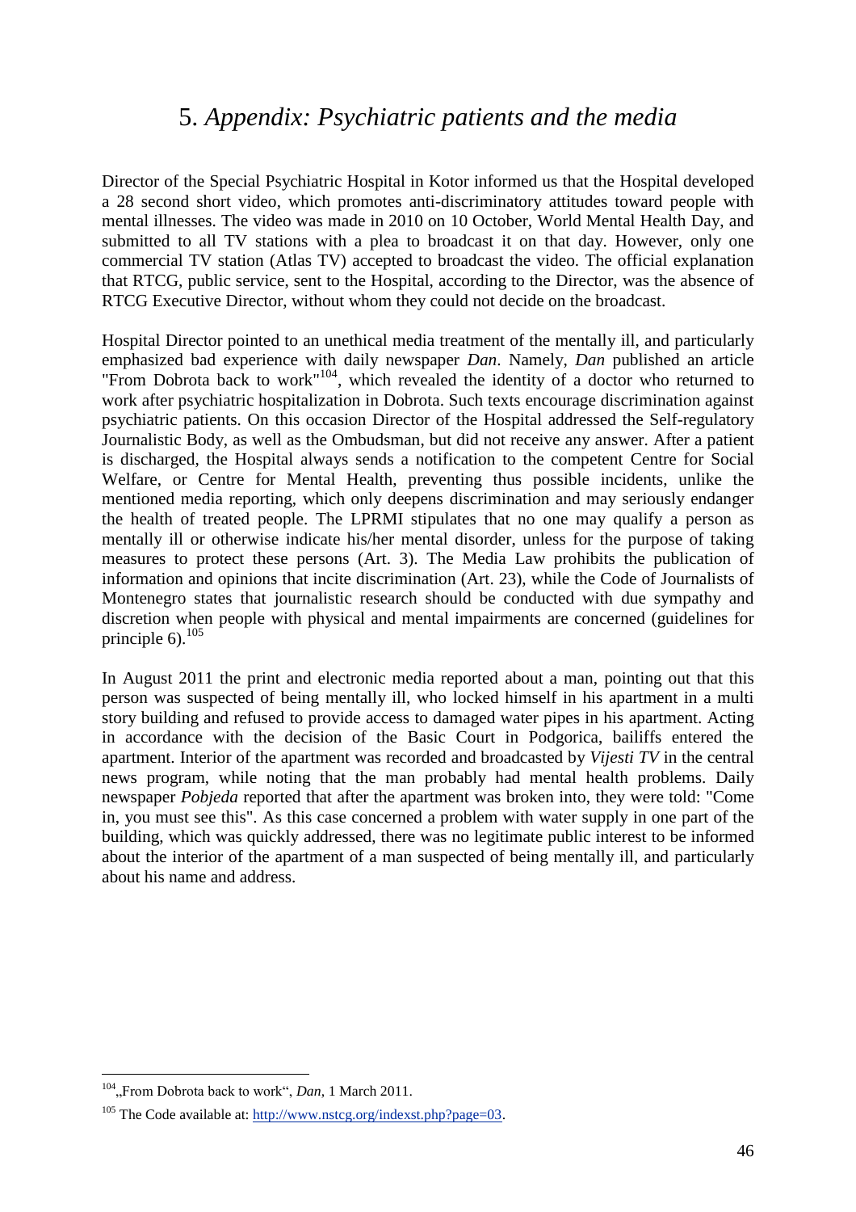# 5. *Appendix: Psychiatric patients and the media*

Director of the Special Psychiatric Hospital in Kotor informed us that the Hospital developed a 28 second short video, which promotes anti-discriminatory attitudes toward people with mental illnesses. The video was made in 2010 on 10 October, World Mental Health Day, and submitted to all TV stations with a plea to broadcast it on that day. However, only one commercial TV station (Atlas TV) accepted to broadcast the video. The official explanation that RTCG, public service, sent to the Hospital, according to the Director, was the absence of RTCG Executive Director, without whom they could not decide on the broadcast.

Hospital Director pointed to an unethical media treatment of the mentally ill, and particularly emphasized bad experience with daily newspaper *Dan*. Namely, *Dan* published an article "From Dobrota back to work"[104], which revealed the identity of a doctor who returned to work after psychiatric hospitalization in Dobrota. Such texts encourage discrimination against psychiatric patients. On this occasion Director of the Hospital addressed the Self-regulatory Journalistic Body, as well as the Ombudsman, but did not receive any answer. After a patient is discharged, the Hospital always sends a notification to the competent Centre for Social Welfare, or Centre for Mental Health, preventing thus possible incidents, unlike the mentioned media reporting, which only deepens discrimination and may seriously endanger the health of treated people. The LPRMI stipulates that no one may qualify a person as mentally ill or otherwise indicate his/her mental disorder, unless for the purpose of taking measures to protect these persons (Art. 3). The Media Law prohibits the publication of information and opinions that incite discrimination (Art. 23), while the Code of Journalists of Montenegro states that journalistic research should be conducted with due sympathy and discretion when people with physical and mental impairments are concerned (guidelines for principle 6).[105]

In August 2011 the print and electronic media reported about a man, pointing out that this person was suspected of being mentally ill, who locked himself in his apartment in a multi story building and refused to provide access to damaged water pipes in his apartment. Acting in accordance with the decision of the Basic Court in Podgorica, bailiffs entered the apartment. Interior of the apartment was recorded and broadcasted by *Vijesti TV* in the central news program, while noting that the man probably had mental health problems. Daily newspaper *Pobjeda* reported that after the apartment was broken into, they were told: "Come in, you must see this". As this case concerned a problem with water supply in one part of the building, which was quickly addressed, there was no legitimate public interest to be informed about the interior of the apartment of a man suspected of being mentally ill, and particularly about his name and address.

---

[104] „From Dobrota back to work", *Dan*, 1 March 2011.

[105] The Code available at: http://www.nstcg.org/indexst.php?page=03.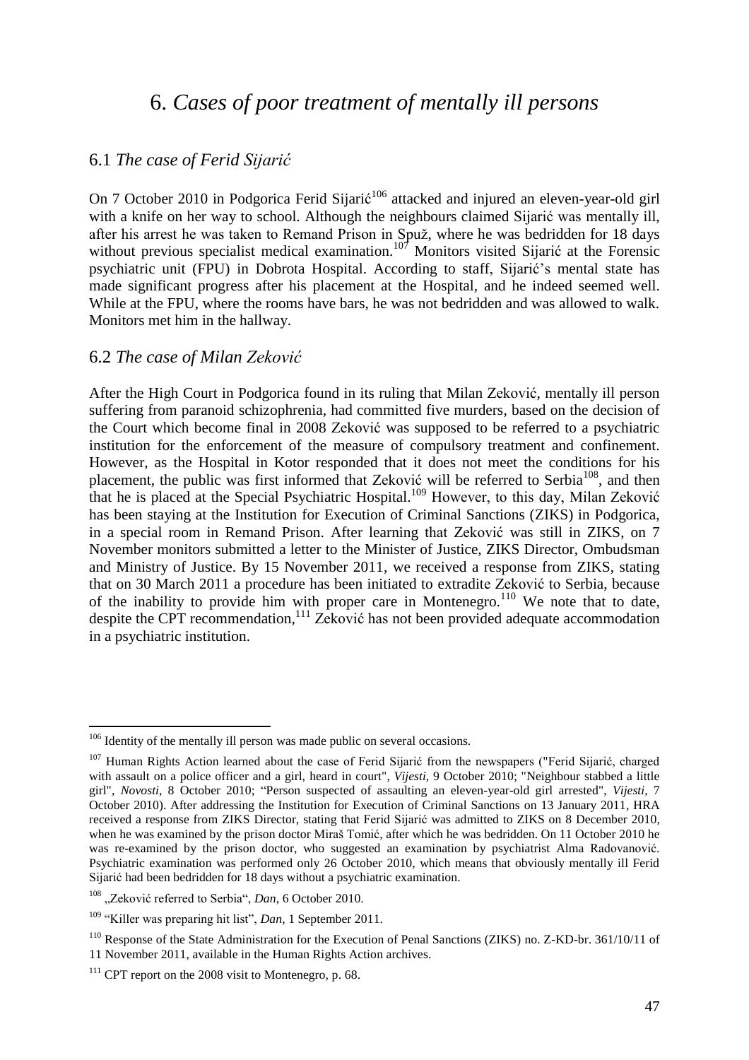# 6. *Cases of poor treatment of mentally ill persons*

## 6.1 *The case of Ferid Sijarić*

On 7 October 2010 in Podgorica Ferid Sijarić[106] attacked and injured an eleven-year-old girl with a knife on her way to school. Although the neighbours claimed Sijarić was mentally ill, after his arrest he was taken to Remand Prison in Spuž, where he was bedridden for 18 days without previous specialist medical examination.[107] Monitors visited Sijarić at the Forensic psychiatric unit (FPU) in Dobrota Hospital. According to staff, Sijarić's mental state has made significant progress after his placement at the Hospital, and he indeed seemed well. While at the FPU, where the rooms have bars, he was not bedridden and was allowed to walk. Monitors met him in the hallway.

## 6.2 *The case of Milan Zeković*

After the High Court in Podgorica found in its ruling that Milan Zeković, mentally ill person suffering from paranoid schizophrenia, had committed five murders, based on the decision of the Court which become final in 2008 Zeković was supposed to be referred to a psychiatric institution for the enforcement of the measure of compulsory treatment and confinement. However, as the Hospital in Kotor responded that it does not meet the conditions for his placement, the public was first informed that Zeković will be referred to Serbia[108], and then that he is placed at the Special Psychiatric Hospital.[109] However, to this day, Milan Zeković has been staying at the Institution for Execution of Criminal Sanctions (ZIKS) in Podgorica, in a special room in Remand Prison. After learning that Zeković was still in ZIKS, on 7 November monitors submitted a letter to the Minister of Justice, ZIKS Director, Ombudsman and Ministry of Justice. By 15 November 2011, we received a response from ZIKS, stating that on 30 March 2011 a procedure has been initiated to extradite Zeković to Serbia, because of the inability to provide him with proper care in Montenegro.[110] We note that to date, despite the CPT recommendation,[111] Zeković has not been provided adequate accommodation in a psychiatric institution.

---

[106] Identity of the mentally ill person was made public on several occasions.

[107] Human Rights Action learned about the case of Ferid Sijarić from the newspapers ("Ferid Sijarić, charged with assault on a police officer and a girl, heard in court", *Vijesti*, 9 October 2010; "Neighbour stabbed a little girl", *Novosti*, 8 October 2010; "Person suspected of assaulting an eleven-year-old girl arrested", *Vijesti*, 7 October 2010). After addressing the Institution for Execution of Criminal Sanctions on 13 January 2011, HRA received a response from ZIKS Director, stating that Ferid Sijarić was admitted to ZIKS on 8 December 2010, when he was examined by the prison doctor Miraš Tomić, after which he was bedridden. On 11 October 2010 he was re-examined by the prison doctor, who suggested an examination by psychiatrist Alma Radovanović. Psychiatric examination was performed only 26 October 2010, which means that obviously mentally ill Ferid Sijarić had been bedridden for 18 days without a psychiatric examination.

[108] „Zeković referred to Serbia", *Dan*, 6 October 2010.

[109] "Killer was preparing hit list", *Dan*, 1 September 2011.

[110] Response of the State Administration for the Execution of Penal Sanctions (ZIKS) no. Z-KD-br. 361/10/11 of 11 November 2011, available in the Human Rights Action archives.

[111] CPT report on the 2008 visit to Montenegro, p. 68.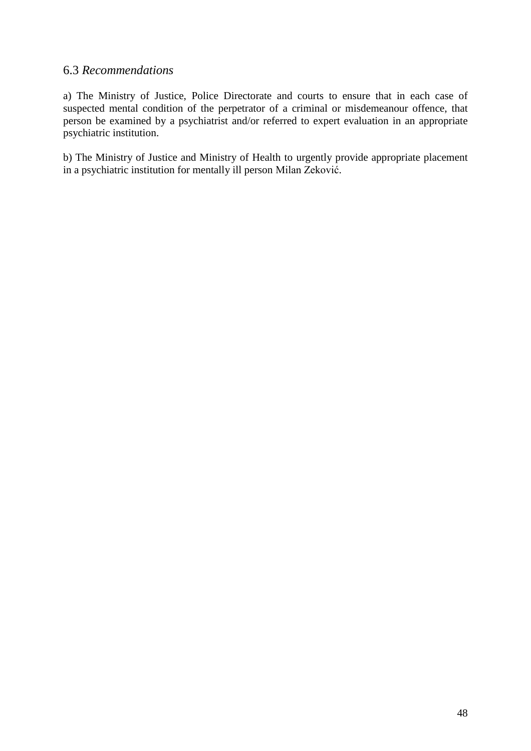### 6.3 *Recommendations*

a) The Ministry of Justice, Police Directorate and courts to ensure that in each case of suspected mental condition of the perpetrator of a criminal or misdemeanour offence, that person be examined by a psychiatrist and/or referred to expert evaluation in an appropriate psychiatric institution.

b) The Ministry of Justice and Ministry of Health to urgently provide appropriate placement in a psychiatric institution for mentally ill person Milan Zeković.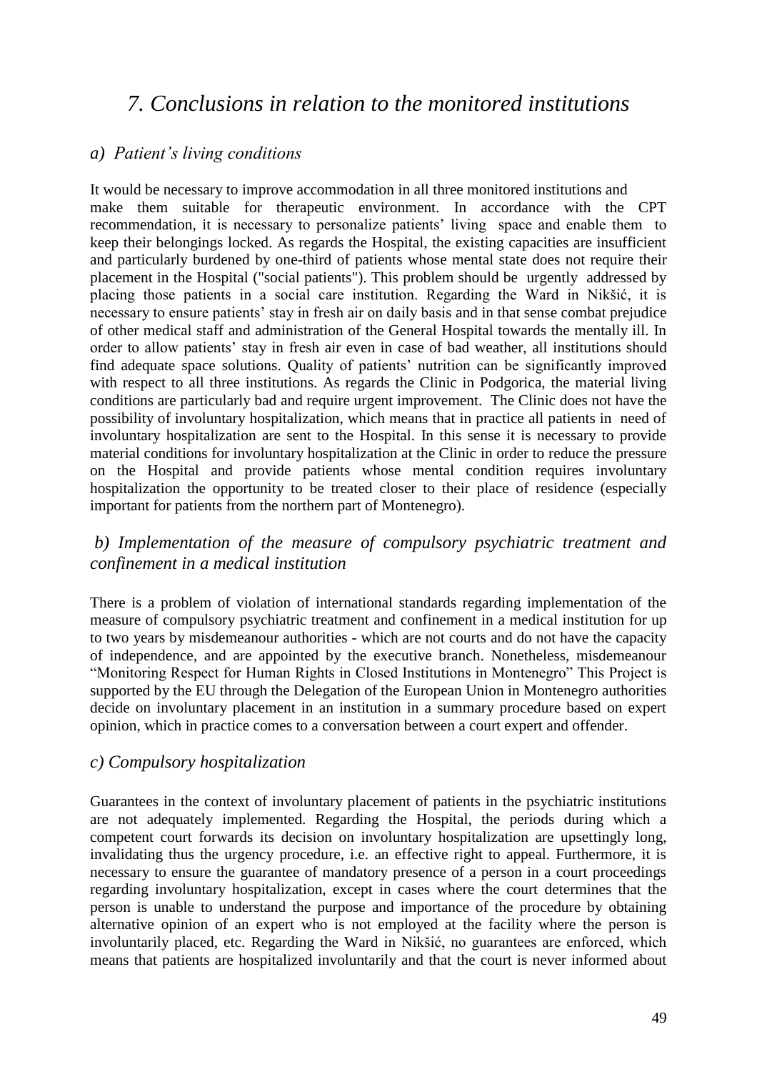# *7. Conclusions in relation to the monitored institutions*

## *a) Patient's living conditions*

It would be necessary to improve accommodation in all three monitored institutions and make them suitable for therapeutic environment. In accordance with the CPT recommendation, it is necessary to personalize patients' living space and enable them to keep their belongings locked. As regards the Hospital, the existing capacities are insufficient and particularly burdened by one-third of patients whose mental state does not require their placement in the Hospital ("social patients"). This problem should be urgently addressed by placing those patients in a social care institution. Regarding the Ward in Nikšić, it is necessary to ensure patients' stay in fresh air on daily basis and in that sense combat prejudice of other medical staff and administration of the General Hospital towards the mentally ill. In order to allow patients' stay in fresh air even in case of bad weather, all institutions should find adequate space solutions. Quality of patients' nutrition can be significantly improved with respect to all three institutions. As regards the Clinic in Podgorica, the material living conditions are particularly bad and require urgent improvement. The Clinic does not have the possibility of involuntary hospitalization, which means that in practice all patients in need of involuntary hospitalization are sent to the Hospital. In this sense it is necessary to provide material conditions for involuntary hospitalization at the Clinic in order to reduce the pressure on the Hospital and provide patients whose mental condition requires involuntary hospitalization the opportunity to be treated closer to their place of residence (especially important for patients from the northern part of Montenegro).

## *b) Implementation of the measure of compulsory psychiatric treatment and confinement in a medical institution*

There is a problem of violation of international standards regarding implementation of the measure of compulsory psychiatric treatment and confinement in a medical institution for up to two years by misdemeanour authorities - which are not courts and do not have the capacity of independence, and are appointed by the executive branch. Nonetheless, misdemeanour authorities decide on involuntary placement in an institution in a summary procedure based on expert opinion, which in practice comes to a conversation between a court expert and offender.

## *c) Compulsory hospitalization*

Guarantees in the context of involuntary placement of patients in the psychiatric institutions are not adequately implemented. Regarding the Hospital, the periods during which a competent court forwards its decision on involuntary hospitalization are upsettingly long, invalidating thus the urgency procedure, i.e. an effective right to appeal. Furthermore, it is necessary to ensure the guarantee of mandatory presence of a person in a court proceedings regarding involuntary hospitalization, except in cases where the court determines that the person is unable to understand the purpose and importance of the procedure by obtaining alternative opinion of an expert who is not employed at the facility where the person is involuntarily placed, etc. Regarding the Ward in Nikšić, no guarantees are enforced, which means that patients are hospitalized involuntarily and that the court is never informed about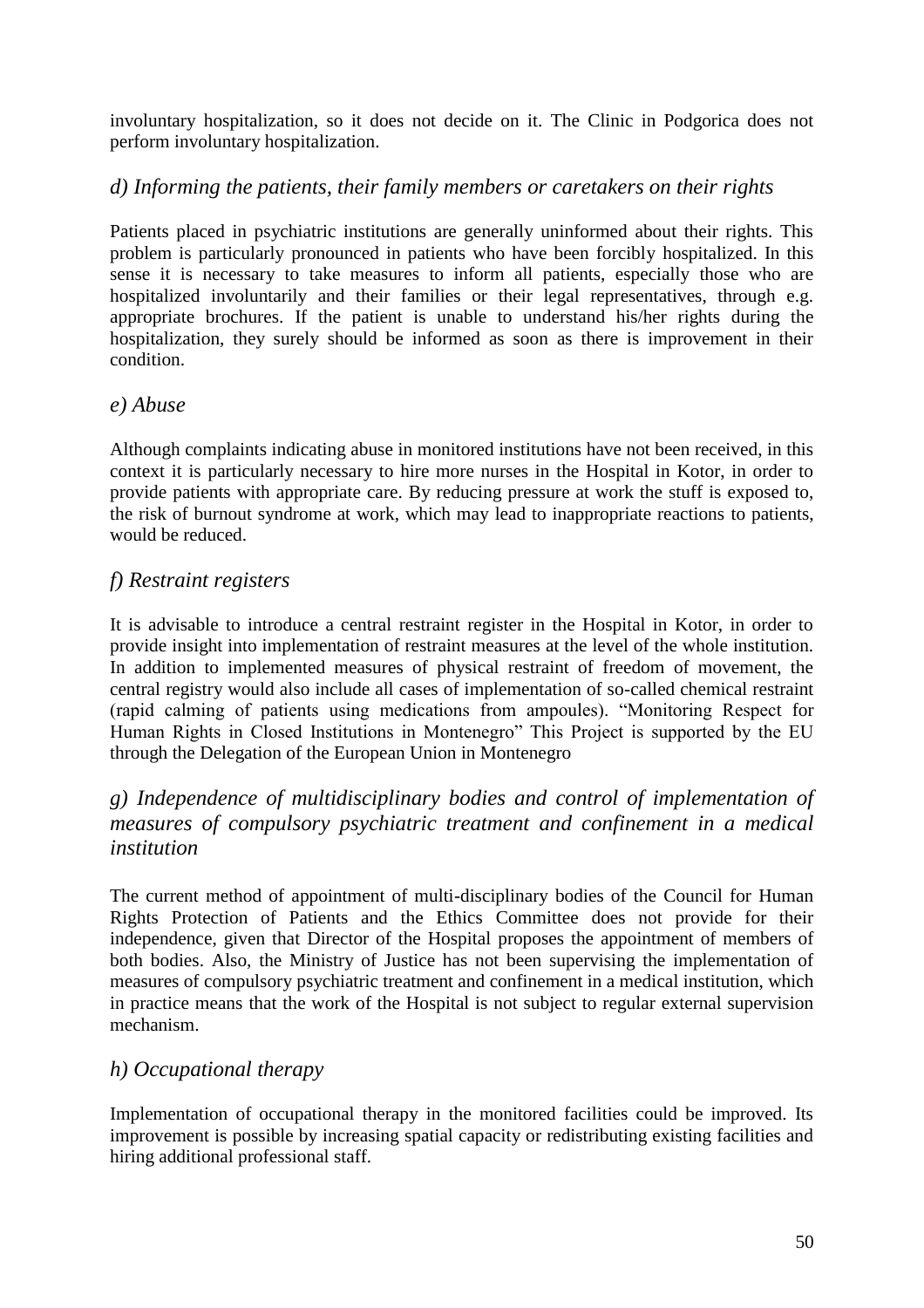involuntary hospitalization, so it does not decide on it. The Clinic in Podgorica does not perform involuntary hospitalization.

### *d) Informing the patients, their family members or caretakers on their rights*

Patients placed in psychiatric institutions are generally uninformed about their rights. This problem is particularly pronounced in patients who have been forcibly hospitalized. In this sense it is necessary to take measures to inform all patients, especially those who are hospitalized involuntarily and their families or their legal representatives, through e.g. appropriate brochures. If the patient is unable to understand his/her rights during the hospitalization, they surely should be informed as soon as there is improvement in their condition.

### *e) Abuse*

Although complaints indicating abuse in monitored institutions have not been received, in this context it is particularly necessary to hire more nurses in the Hospital in Kotor, in order to provide patients with appropriate care. By reducing pressure at work the stuff is exposed to, the risk of burnout syndrome at work, which may lead to inappropriate reactions to patients, would be reduced.

### *f) Restraint registers*

It is advisable to introduce a central restraint register in the Hospital in Kotor, in order to provide insight into implementation of restraint measures at the level of the whole institution. In addition to implemented measures of physical restraint of freedom of movement, the central registry would also include all cases of implementation of so-called chemical restraint (rapid calming of patients using medications from ampoules). "Monitoring Respect for Human Rights in Closed Institutions in Montenegro" This Project is supported by the EU through the Delegation of the European Union in Montenegro

### *g) Independence of multidisciplinary bodies and control of implementation of measures of compulsory psychiatric treatment and confinement in a medical institution*

The current method of appointment of multi-disciplinary bodies of the Council for Human Rights Protection of Patients and the Ethics Committee does not provide for their independence, given that Director of the Hospital proposes the appointment of members of both bodies. Also, the Ministry of Justice has not been supervising the implementation of measures of compulsory psychiatric treatment and confinement in a medical institution, which in practice means that the work of the Hospital is not subject to regular external supervision mechanism.

### *h) Occupational therapy*

Implementation of occupational therapy in the monitored facilities could be improved. Its improvement is possible by increasing spatial capacity or redistributing existing facilities and hiring additional professional staff.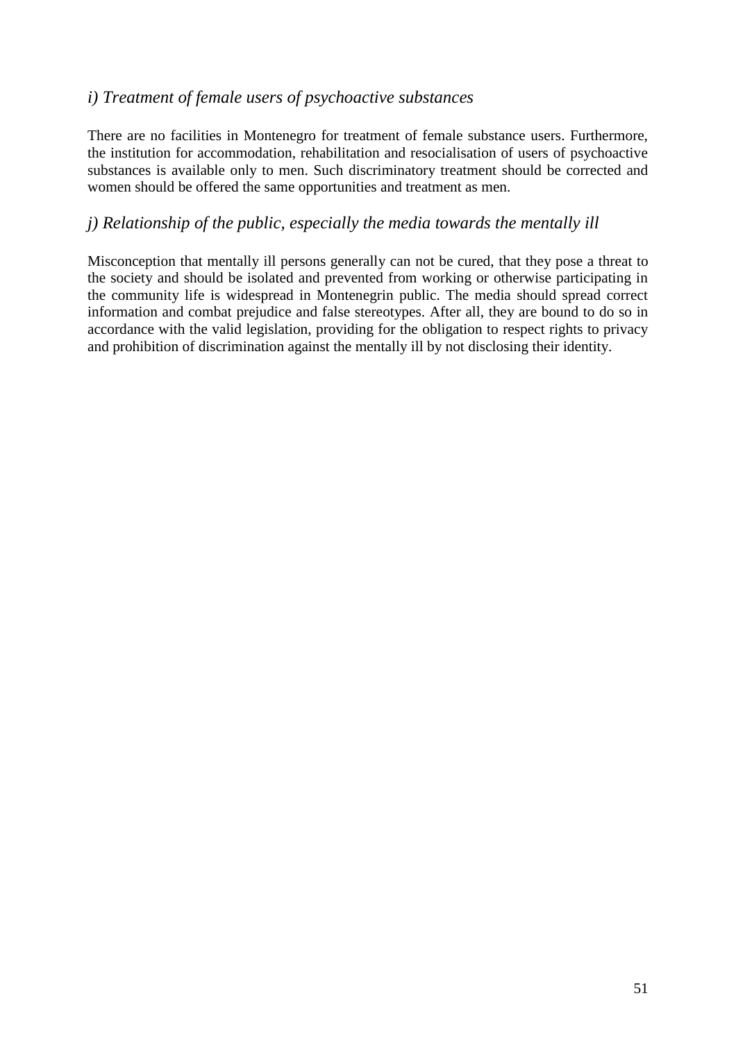### *i) Treatment of female users of psychoactive substances*

There are no facilities in Montenegro for treatment of female substance users. Furthermore, the institution for accommodation, rehabilitation and resocialisation of users of psychoactive substances is available only to men. Such discriminatory treatment should be corrected and women should be offered the same opportunities and treatment as men.

### *j) Relationship of the public, especially the media towards the mentally ill*

Misconception that mentally ill persons generally can not be cured, that they pose a threat to the society and should be isolated and prevented from working or otherwise participating in the community life is widespread in Montenegrin public. The media should spread correct information and combat prejudice and false stereotypes. After all, they are bound to do so in accordance with the valid legislation, providing for the obligation to respect rights to privacy and prohibition of discrimination against the mentally ill by not disclosing their identity.